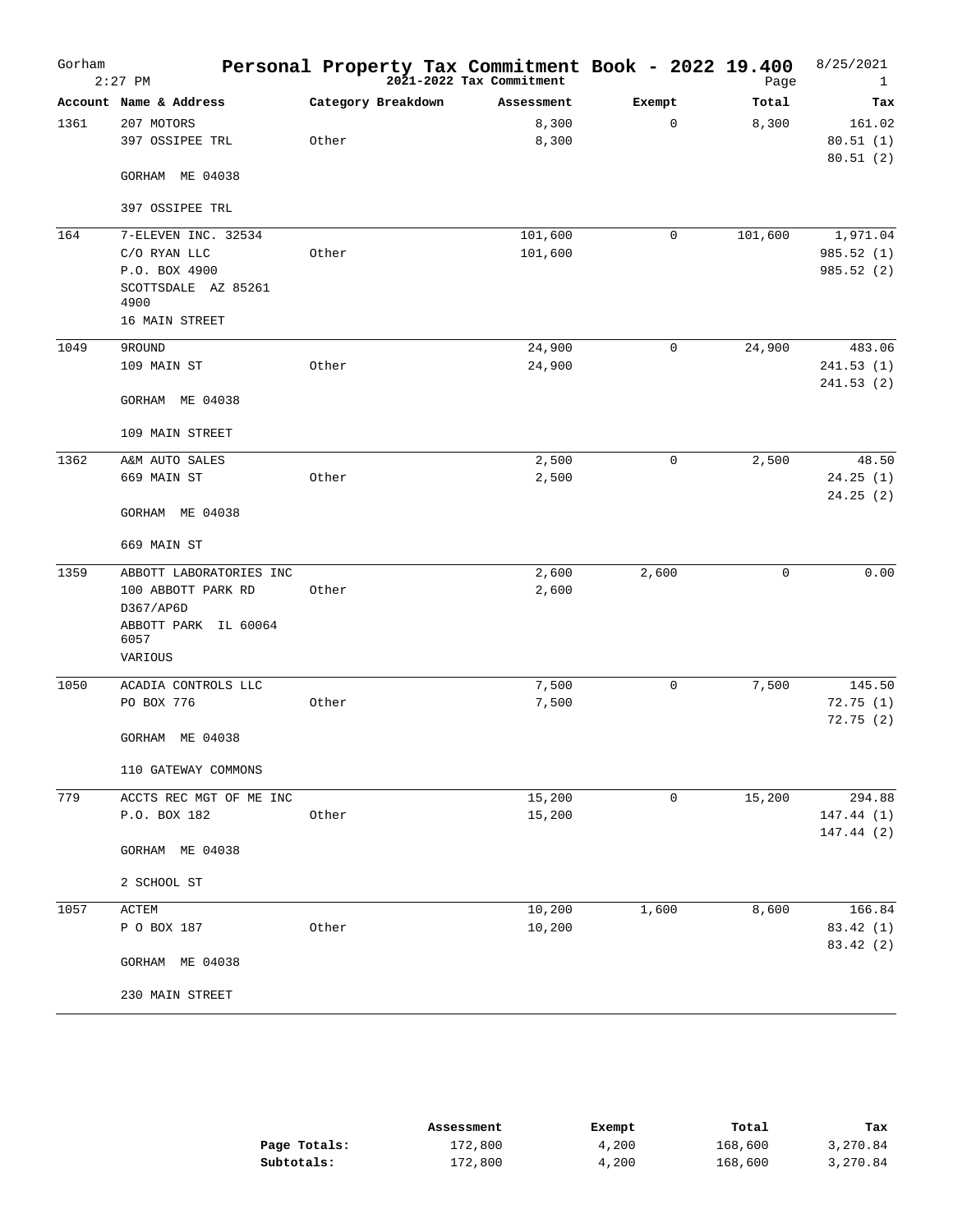# Personal Property Tax Commitment Book - 2022 19.400

Gorham
2:27 PM

2021-2022 Tax Commitment

8/25/2021

| Account | Name & Address | Category Breakdown | Assessment | Exempt | Total | Tax |
|---|---|---|---|---|---|---|
| 1361 | 207 MOTORS | | 8,300 | 0 | 8,300 | 161.02 |
| | 397 OSSIPEE TRL | Other | 8,300 | | | 80.51 (1) |
| | | | | | | 80.51 (2) |
| | GORHAM ME 04038 | | | | | |
| | 397 OSSIPEE TRL | | | | | |
| 164 | 7-ELEVEN INC. 32534 | | 101,600 | 0 | 101,600 | 1,971.04 |
| | C/O RYAN LLC | Other | 101,600 | | | 985.52 (1) |
| | P.O. BOX 4900 | | | | | 985.52 (2) |
| | SCOTTSDALE AZ 85261 4900 | | | | | |
| | 16 MAIN STREET | | | | | |
| 1049 | 9ROUND | | 24,900 | 0 | 24,900 | 483.06 |
| | 109 MAIN ST | Other | 24,900 | | | 241.53 (1) |
| | | | | | | 241.53 (2) |
| | GORHAM ME 04038 | | | | | |
| | 109 MAIN STREET | | | | | |
| 1362 | A&M AUTO SALES | | 2,500 | 0 | 2,500 | 48.50 |
| | 669 MAIN ST | Other | 2,500 | | | 24.25 (1) |
| | | | | | | 24.25 (2) |
| | GORHAM ME 04038 | | | | | |
| | 669 MAIN ST | | | | | |
| 1359 | ABBOTT LABORATORIES INC | | 2,600 | 2,600 | 0 | 0.00 |
| | 100 ABBOTT PARK RD | Other | 2,600 | | | |
| | D367/AP6D | | | | | |
| | ABBOTT PARK IL 60064 6057 | | | | | |
| | VARIOUS | | | | | |
| 1050 | ACADIA CONTROLS LLC | | 7,500 | 0 | 7,500 | 145.50 |
| | PO BOX 776 | Other | 7,500 | | | 72.75 (1) |
| | | | | | | 72.75 (2) |
| | GORHAM ME 04038 | | | | | |
| | 110 GATEWAY COMMONS | | | | | |
| 779 | ACCTS REC MGT OF ME INC | | 15,200 | 0 | 15,200 | 294.88 |
| | P.O. BOX 182 | Other | 15,200 | | | 147.44 (1) |
| | | | | | | 147.44 (2) |
| | GORHAM ME 04038 | | | | | |
| | 2 SCHOOL ST | | | | | |
| 1057 | ACTEM | | 10,200 | 1,600 | 8,600 | 166.84 |
| | P O BOX 187 | Other | 10,200 | | | 83.42 (1) |
| | | | | | | 83.42 (2) |
| | GORHAM ME 04038 | | | | | |
| | 230 MAIN STREET | | | | | |

| | Assessment | Exempt | Total | Tax |
|---|---|---|---|---|
| **Page Totals:** | 172,800 | 4,200 | 168,600 | 3,270.84 |
| **Subtotals:** | 172,800 | 4,200 | 168,600 | 3,270.84 |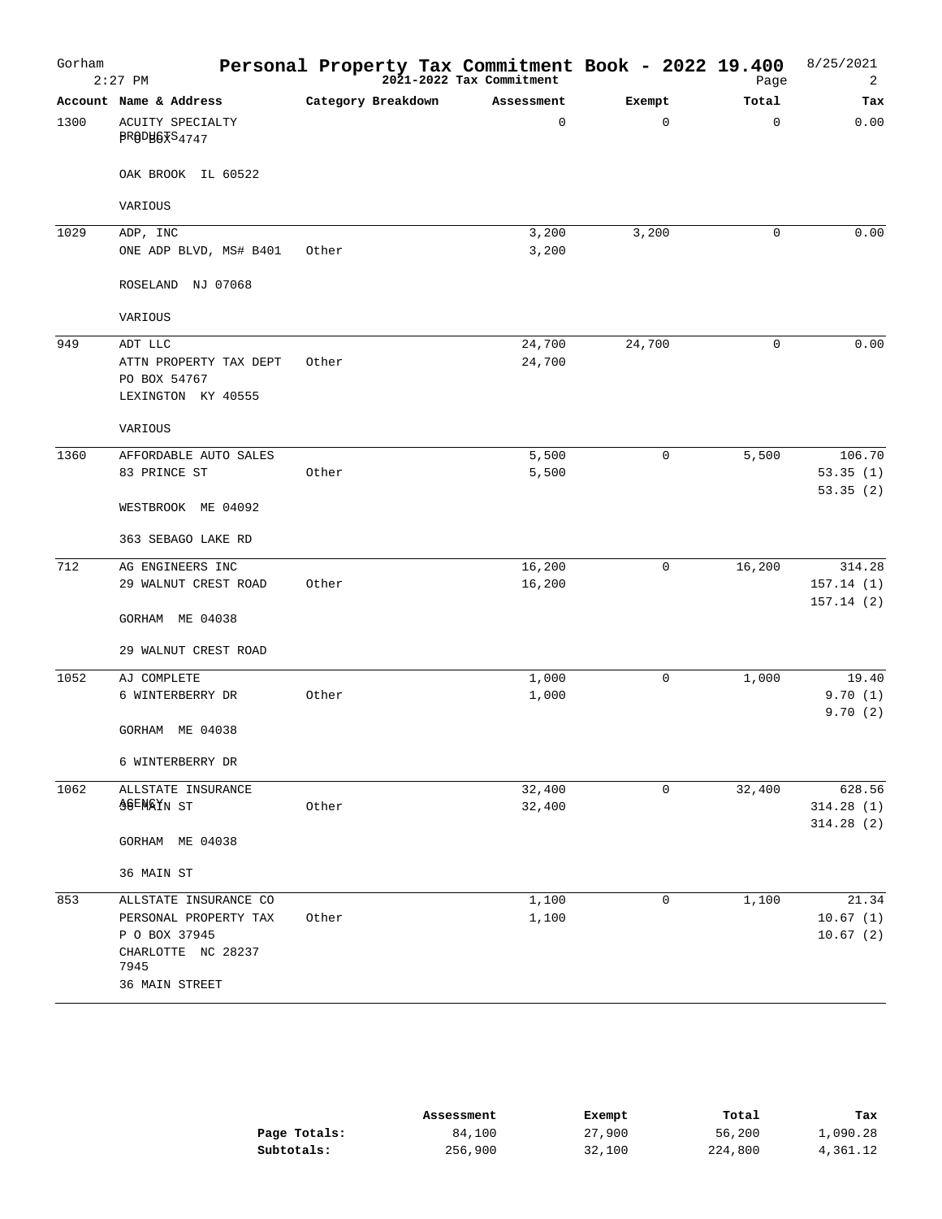Gorham 2:27 PM

# Personal Property Tax Commitment Book - 2022 19.400

2021-2022 Tax Commitment

8/25/2021

| Account | Name & Address | Category Breakdown | Assessment | Exempt | Total | Tax |
|---|---|---|---|---|---|---|
| 1300 | ACUITY SPECIALTY PRODUCTS P O BOX 4747 | | 0 | 0 | 0 | 0.00 |
| | OAK BROOK IL 60522 | | | | | |
| | VARIOUS | | | | | |
| 1029 | ADP, INC | | 3,200 | 3,200 | 0 | 0.00 |
| | ONE ADP BLVD, MS# B401 | Other | 3,200 | | | |
| | ROSELAND NJ 07068 | | | | | |
| | VARIOUS | | | | | |
| 949 | ADT LLC | | 24,700 | 24,700 | 0 | 0.00 |
| | ATTN PROPERTY TAX DEPT | Other | 24,700 | | | |
| | PO BOX 54767 | | | | | |
| | LEXINGTON KY 40555 | | | | | |
| | VARIOUS | | | | | |
| 1360 | AFFORDABLE AUTO SALES | | 5,500 | 0 | 5,500 | 106.70 |
| | 83 PRINCE ST | Other | 5,500 | | | 53.35 (1) |
| | | | | | | 53.35 (2) |
| | WESTBROOK ME 04092 | | | | | |
| | 363 SEBAGO LAKE RD | | | | | |
| 712 | AG ENGINEERS INC | | 16,200 | 0 | 16,200 | 314.28 |
| | 29 WALNUT CREST ROAD | Other | 16,200 | | | 157.14 (1) |
| | | | | | | 157.14 (2) |
| | GORHAM ME 04038 | | | | | |
| | 29 WALNUT CREST ROAD | | | | | |
| 1052 | AJ COMPLETE | | 1,000 | 0 | 1,000 | 19.40 |
| | 6 WINTERBERRY DR | Other | 1,000 | | | 9.70 (1) |
| | | | | | | 9.70 (2) |
| | GORHAM ME 04038 | | | | | |
| | 6 WINTERBERRY DR | | | | | |
| 1062 | ALLSTATE INSURANCE AGENCY 36 MAIN ST | | 32,400 | 0 | 32,400 | 628.56 |
| | | Other | 32,400 | | | 314.28 (1) |
| | | | | | | 314.28 (2) |
| | GORHAM ME 04038 | | | | | |
| | 36 MAIN ST | | | | | |
| 853 | ALLSTATE INSURANCE CO | | 1,100 | 0 | 1,100 | 21.34 |
| | PERSONAL PROPERTY TAX | Other | 1,100 | | | 10.67 (1) |
| | P O BOX 37945 | | | | | 10.67 (2) |
| | CHARLOTTE NC 28237 7945 | | | | | |
| | 36 MAIN STREET | | | | | |

| | Assessment | Exempt | Total | Tax |
|---|---|---|---|---|
| **Page Totals:** | 84,100 | 27,900 | 56,200 | 1,090.28 |
| **Subtotals:** | 256,900 | 32,100 | 224,800 | 4,361.12 |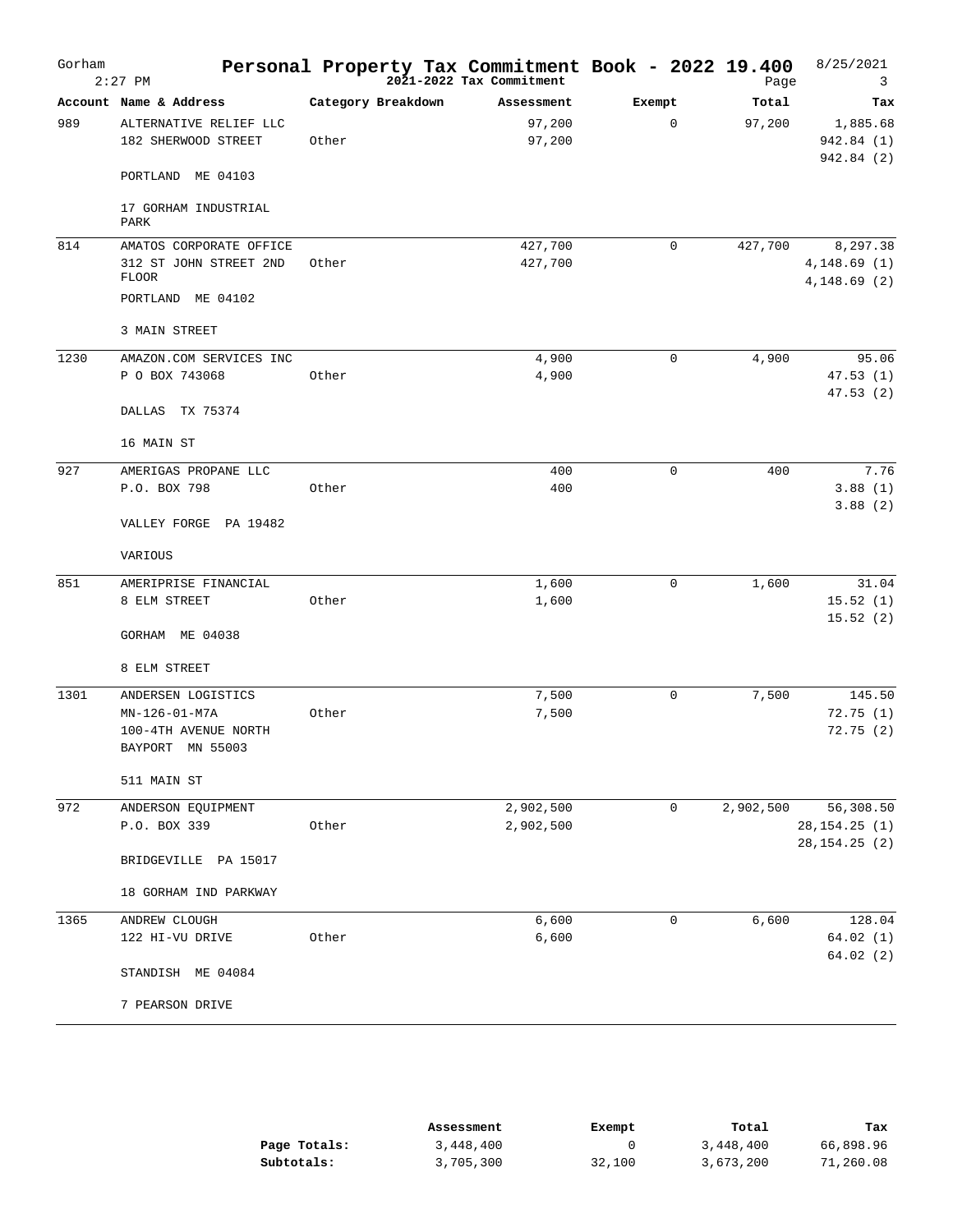# Personal Property Tax Commitment Book - 2022 19.400

Gorham
2:27 PM

2021-2022 Tax Commitment

8/25/2021

| Account | Name & Address | Category Breakdown | Assessment | Exempt | Total | Tax |
|---|---|---|---|---|---|---|
| 989 | ALTERNATIVE RELIEF LLC | | 97,200 | 0 | 97,200 | 1,885.68 |
| | 182 SHERWOOD STREET | Other | 97,200 | | | 942.84 (1) |
| | | | | | | 942.84 (2) |
| | PORTLAND ME 04103 | | | | | |
| | 17 GORHAM INDUSTRIAL PARK | | | | | |
| 814 | AMATOS CORPORATE OFFICE | | 427,700 | 0 | 427,700 | 8,297.38 |
| | 312 ST JOHN STREET 2ND FLOOR | Other | 427,700 | | | 4,148.69 (1) |
| | | | | | | 4,148.69 (2) |
| | PORTLAND ME 04102 | | | | | |
| | 3 MAIN STREET | | | | | |
| 1230 | AMAZON.COM SERVICES INC | | 4,900 | 0 | 4,900 | 95.06 |
| | P O BOX 743068 | Other | 4,900 | | | 47.53 (1) |
| | | | | | | 47.53 (2) |
| | DALLAS TX 75374 | | | | | |
| | 16 MAIN ST | | | | | |
| 927 | AMERIGAS PROPANE LLC | | 400 | 0 | 400 | 7.76 |
| | P.O. BOX 798 | Other | 400 | | | 3.88 (1) |
| | | | | | | 3.88 (2) |
| | VALLEY FORGE PA 19482 | | | | | |
| | VARIOUS | | | | | |
| 851 | AMERIPRISE FINANCIAL | | 1,600 | 0 | 1,600 | 31.04 |
| | 8 ELM STREET | Other | 1,600 | | | 15.52 (1) |
| | | | | | | 15.52 (2) |
| | GORHAM ME 04038 | | | | | |
| | 8 ELM STREET | | | | | |
| 1301 | ANDERSEN LOGISTICS | | 7,500 | 0 | 7,500 | 145.50 |
| | MN-126-01-M7A | Other | 7,500 | | | 72.75 (1) |
| | 100-4TH AVENUE NORTH | | | | | 72.75 (2) |
| | BAYPORT MN 55003 | | | | | |
| | 511 MAIN ST | | | | | |
| 972 | ANDERSON EQUIPMENT | | 2,902,500 | 0 | 2,902,500 | 56,308.50 |
| | P.O. BOX 339 | Other | 2,902,500 | | | 28,154.25 (1) |
| | | | | | | 28,154.25 (2) |
| | BRIDGEVILLE PA 15017 | | | | | |
| | 18 GORHAM IND PARKWAY | | | | | |
| 1365 | ANDREW CLOUGH | | 6,600 | 0 | 6,600 | 128.04 |
| | 122 HI-VU DRIVE | Other | 6,600 | | | 64.02 (1) |
| | | | | | | 64.02 (2) |
| | STANDISH ME 04084 | | | | | |
| | 7 PEARSON DRIVE | | | | | |

| | Assessment | Exempt | Total | Tax |
|---|---|---|---|---|
| **Page Totals:** | 3,448,400 | 0 | 3,448,400 | 66,898.96 |
| **Subtotals:** | 3,705,300 | 32,100 | 3,673,200 | 71,260.08 |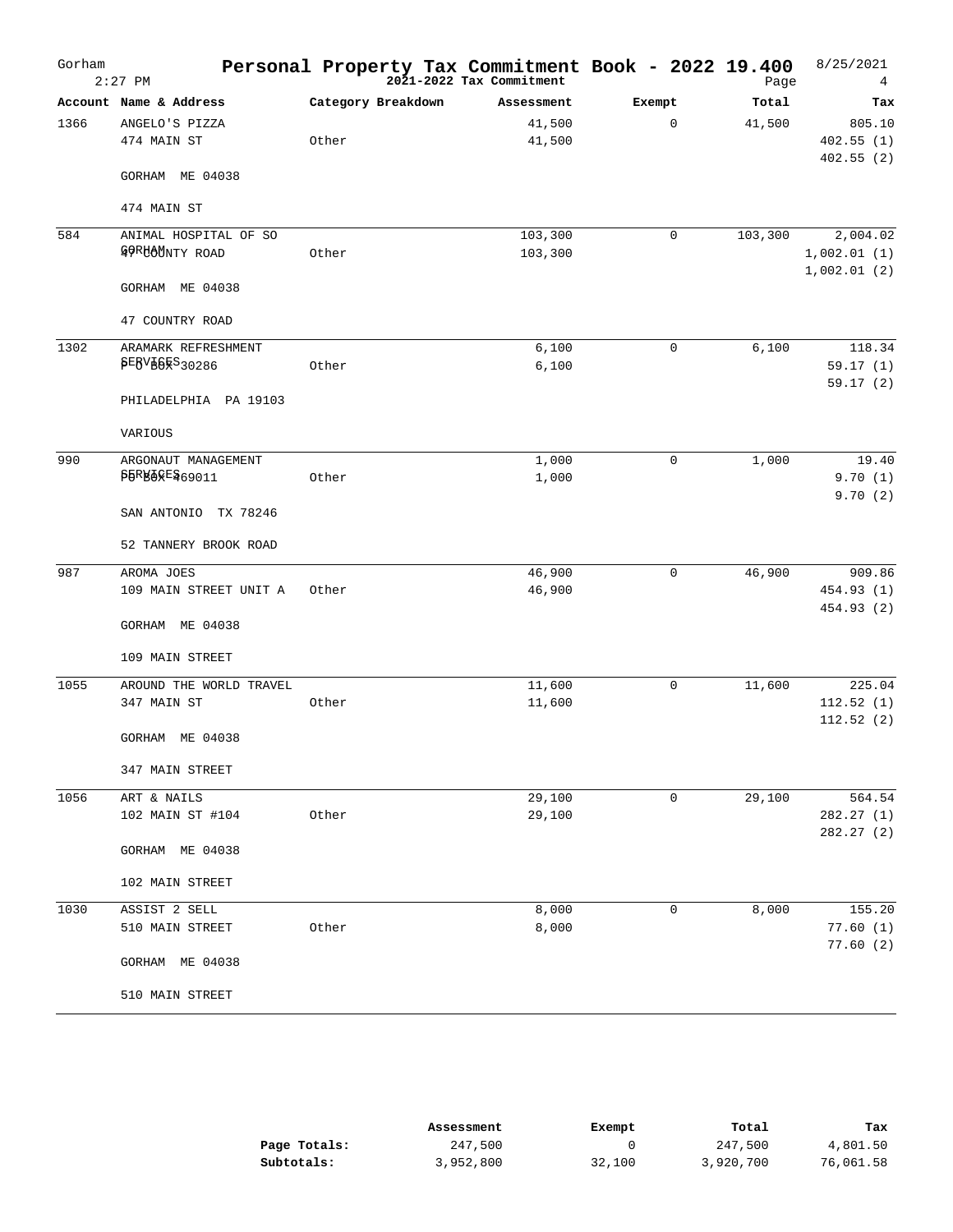# Personal Property Tax Commitment Book - 2022 19.400

2021-2022 Tax Commitment

| Account | Name & Address | Category Breakdown | Assessment | Exempt | Total | Tax |
|---|---|---|---|---|---|---|
| 1366 | ANGELO'S PIZZA | | 41,500 | 0 | 41,500 | 805.10 |
| | 474 MAIN ST | Other | 41,500 | | | 402.55 (1) |
| | | | | | | 402.55 (2) |
| | GORHAM ME 04038 | | | | | |
| | 474 MAIN ST | | | | | |
| 584 | ANIMAL HOSPITAL OF SO GORHAM | | 103,300 | 0 | 103,300 | 2,004.02 |
| | 47 COUNTY ROAD | Other | 103,300 | | | 1,002.01 (1) |
| | | | | | | 1,002.01 (2) |
| | GORHAM ME 04038 | | | | | |
| | 47 COUNTRY ROAD | | | | | |
| 1302 | ARAMARK REFRESHMENT SERVICES | | 6,100 | 0 | 6,100 | 118.34 |
| | P O BOX 30286 | Other | 6,100 | | | 59.17 (1) |
| | | | | | | 59.17 (2) |
| | PHILADELPHIA PA 19103 | | | | | |
| | VARIOUS | | | | | |
| 990 | ARGONAUT MANAGEMENT SERVICES | | 1,000 | 0 | 1,000 | 19.40 |
| | PO BOX 469011 | Other | 1,000 | | | 9.70 (1) |
| | | | | | | 9.70 (2) |
| | SAN ANTONIO TX 78246 | | | | | |
| | 52 TANNERY BROOK ROAD | | | | | |
| 987 | AROMA JOES | | 46,900 | 0 | 46,900 | 909.86 |
| | 109 MAIN STREET UNIT A | Other | 46,900 | | | 454.93 (1) |
| | | | | | | 454.93 (2) |
| | GORHAM ME 04038 | | | | | |
| | 109 MAIN STREET | | | | | |
| 1055 | AROUND THE WORLD TRAVEL | | 11,600 | 0 | 11,600 | 225.04 |
| | 347 MAIN ST | Other | 11,600 | | | 112.52 (1) |
| | | | | | | 112.52 (2) |
| | GORHAM ME 04038 | | | | | |
| | 347 MAIN STREET | | | | | |
| 1056 | ART & NAILS | | 29,100 | 0 | 29,100 | 564.54 |
| | 102 MAIN ST #104 | Other | 29,100 | | | 282.27 (1) |
| | | | | | | 282.27 (2) |
| | GORHAM ME 04038 | | | | | |
| | 102 MAIN STREET | | | | | |
| 1030 | ASSIST 2 SELL | | 8,000 | 0 | 8,000 | 155.20 |
| | 510 MAIN STREET | Other | 8,000 | | | 77.60 (1) |
| | | | | | | 77.60 (2) |
| | GORHAM ME 04038 | | | | | |
| | 510 MAIN STREET | | | | | |

| | Assessment | Exempt | Total | Tax |
|---|---|---|---|---|
| **Page Totals:** | 247,500 | 0 | 247,500 | 4,801.50 |
| **Subtotals:** | 3,952,800 | 32,100 | 3,920,700 | 76,061.58 |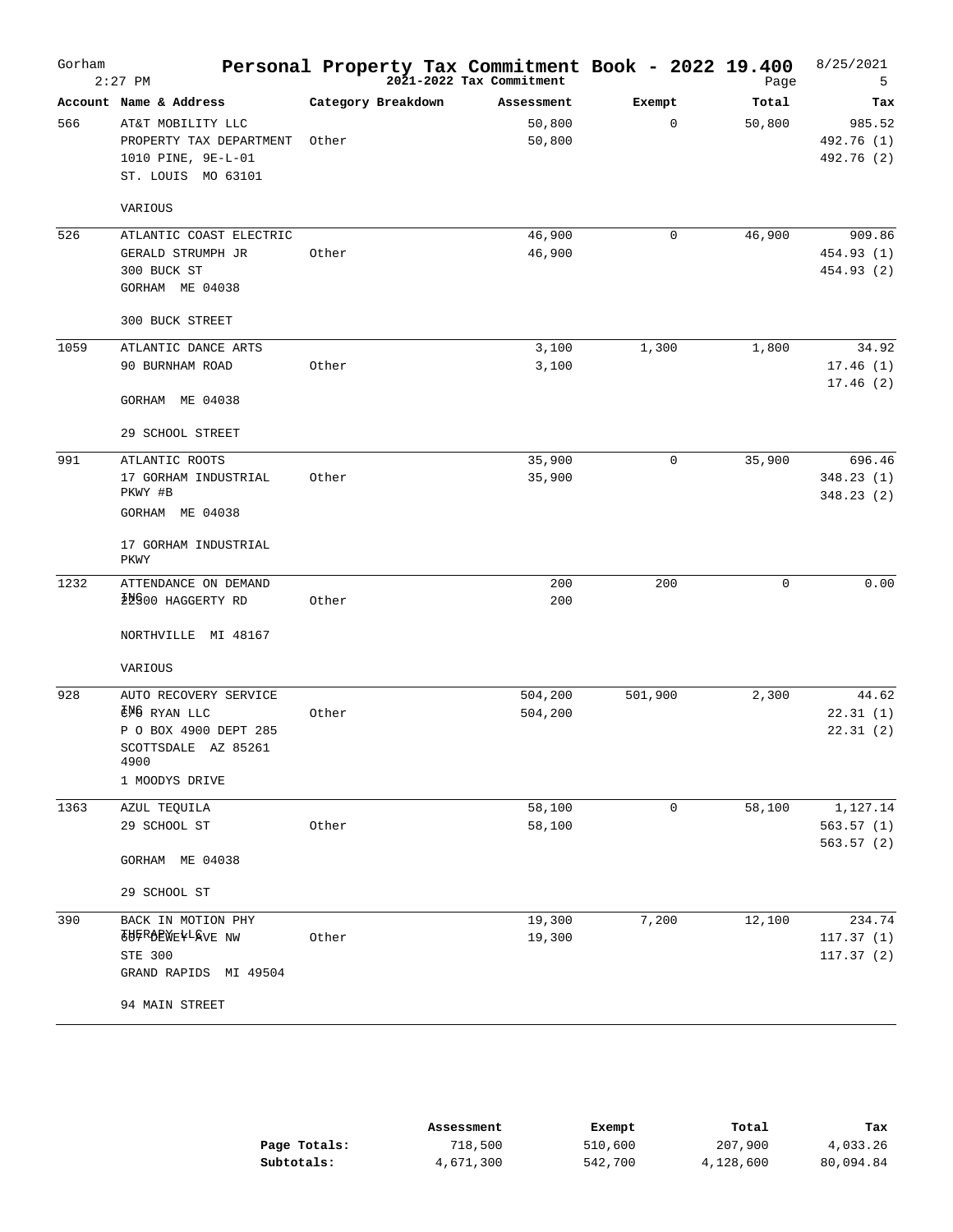Gorham 2:27 PM

# Personal Property Tax Commitment Book - 2022 19.400

2021-2022 Tax Commitment

8/25/2021

| Account | Name & Address | Category Breakdown | Assessment | Exempt | Total | Tax |
|---|---|---|---|---|---|---|
| 566 | AT&T MOBILITY LLC<br>PROPERTY TAX DEPARTMENT<br>1010 PINE, 9E-L-01<br>ST. LOUIS MO 63101<br><br>VARIOUS | <br>Other | 50,800<br>50,800 | 0 | 50,800 | 985.52<br>492.76 (1)<br>492.76 (2) |
| 526 | ATLANTIC COAST ELECTRIC<br>GERALD STRUMPH JR<br>300 BUCK ST<br>GORHAM ME 04038<br><br>300 BUCK STREET | <br>Other | 46,900<br>46,900 | 0 | 46,900 | 909.86<br>454.93 (1)<br>454.93 (2) |
| 1059 | ATLANTIC DANCE ARTS<br>90 BURNHAM ROAD<br><br>GORHAM ME 04038<br><br>29 SCHOOL STREET | <br>Other | 3,100<br>3,100 | 1,300 | 1,800 | 34.92<br>17.46 (1)<br>17.46 (2) |
| 991 | ATLANTIC ROOTS<br>17 GORHAM INDUSTRIAL PKWY #B<br>GORHAM ME 04038<br><br>17 GORHAM INDUSTRIAL PKWY | <br>Other | 35,900<br>35,900 | 0 | 35,900 | 696.46<br>348.23 (1)<br>348.23 (2) |
| 1232 | ATTENDANCE ON DEMAND INC<br>22300 HAGGERTY RD<br><br>NORTHVILLE MI 48167<br><br>VARIOUS | <br>Other | 200<br>200 | 200 | 0 | 0.00 |
| 928 | AUTO RECOVERY SERVICE INC<br>C/O RYAN LLC<br>P O BOX 4900 DEPT 285<br>SCOTTSDALE AZ 85261 4900<br>1 MOODYS DRIVE | <br>Other | 504,200<br>504,200 | 501,900 | 2,300 | 44.62<br>22.31 (1)<br>22.31 (2) |
| 1363 | AZUL TEQUILA<br>29 SCHOOL ST<br><br>GORHAM ME 04038<br><br>29 SCHOOL ST | <br>Other | 58,100<br>58,100 | 0 | 58,100 | 1,127.14<br>563.57 (1)<br>563.57 (2) |
| 390 | BACK IN MOTION PHY THERAPY LLC<br>607 DEWEY AVE NW<br>STE 300<br>GRAND RAPIDS MI 49504<br><br>94 MAIN STREET | <br>Other | 19,300<br>19,300 | 7,200 | 12,100 | 234.74<br>117.37 (1)<br>117.37 (2) |

| | Assessment | Exempt | Total | Tax |
|---|---|---|---|---|
| **Page Totals:** | 718,500 | 510,600 | 207,900 | 4,033.26 |
| **Subtotals:** | 4,671,300 | 542,700 | 4,128,600 | 80,094.84 |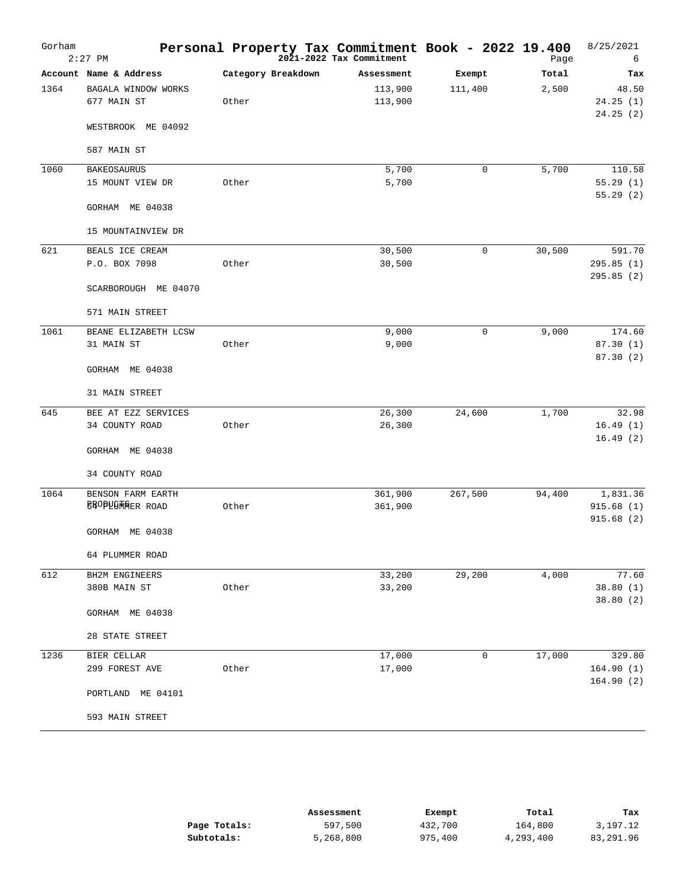# Personal Property Tax Commitment Book - 2022 19.400

Gorham
2:27 PM
2021-2022 Tax Commitment
8/25/2021

| Account | Name & Address | Category Breakdown | Assessment | Exempt | Total | Tax |
|---|---|---|---|---|---|---|
| 1364 | BAGALA WINDOW WORKS | | 113,900 | 111,400 | 2,500 | 48.50 |
| | 677 MAIN ST | Other | 113,900 | | | 24.25 (1) |
| | | | | | | 24.25 (2) |
| | WESTBROOK ME 04092 | | | | | |
| | 587 MAIN ST | | | | | |
| 1060 | BAKEOSAURUS | | 5,700 | 0 | 5,700 | 110.58 |
| | 15 MOUNT VIEW DR | Other | 5,700 | | | 55.29 (1) |
| | | | | | | 55.29 (2) |
| | GORHAM ME 04038 | | | | | |
| | 15 MOUNTAINVIEW DR | | | | | |
| 621 | BEALS ICE CREAM | | 30,500 | 0 | 30,500 | 591.70 |
| | P.O. BOX 7098 | Other | 30,500 | | | 295.85 (1) |
| | | | | | | 295.85 (2) |
| | SCARBOROUGH ME 04070 | | | | | |
| | 571 MAIN STREET | | | | | |
| 1061 | BEANE ELIZABETH LCSW | | 9,000 | 0 | 9,000 | 174.60 |
| | 31 MAIN ST | Other | 9,000 | | | 87.30 (1) |
| | | | | | | 87.30 (2) |
| | GORHAM ME 04038 | | | | | |
| | 31 MAIN STREET | | | | | |
| 645 | BEE AT EZZ SERVICES | | 26,300 | 24,600 | 1,700 | 32.98 |
| | 34 COUNTY ROAD | Other | 26,300 | | | 16.49 (1) |
| | | | | | | 16.49 (2) |
| | GORHAM ME 04038 | | | | | |
| | 34 COUNTY ROAD | | | | | |
| 1064 | BENSON FARM EARTH PRODUCTS | | 361,900 | 267,500 | 94,400 | 1,831.36 |
| | 64 PLUMMER ROAD | Other | 361,900 | | | 915.68 (1) |
| | | | | | | 915.68 (2) |
| | GORHAM ME 04038 | | | | | |
| | 64 PLUMMER ROAD | | | | | |
| 612 | BH2M ENGINEERS | | 33,200 | 29,200 | 4,000 | 77.60 |
| | 380B MAIN ST | Other | 33,200 | | | 38.80 (1) |
| | | | | | | 38.80 (2) |
| | GORHAM ME 04038 | | | | | |
| | 28 STATE STREET | | | | | |
| 1236 | BIER CELLAR | | 17,000 | 0 | 17,000 | 329.80 |
| | 299 FOREST AVE | Other | 17,000 | | | 164.90 (1) |
| | | | | | | 164.90 (2) |
| | PORTLAND ME 04101 | | | | | |
| | 593 MAIN STREET | | | | | |

| | Assessment | Exempt | Total | Tax |
|---|---|---|---|---|
| **Page Totals:** | 597,500 | 432,700 | 164,800 | 3,197.12 |
| **Subtotals:** | 5,268,800 | 975,400 | 4,293,400 | 83,291.96 |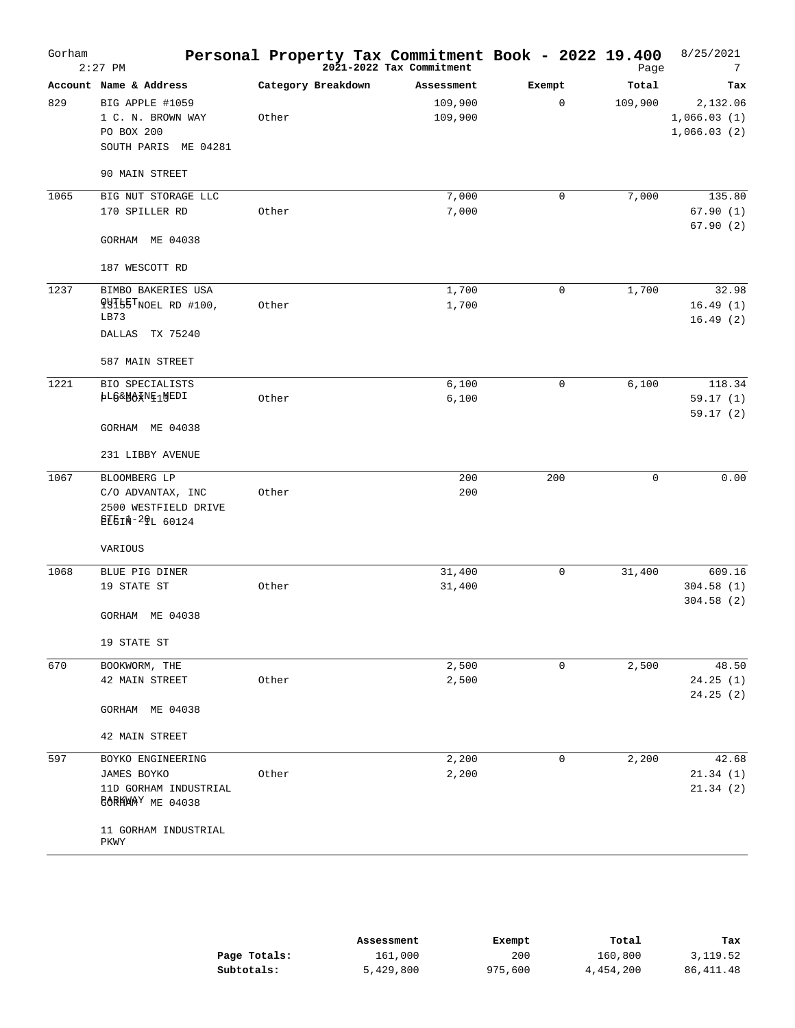# Personal Property Tax Commitment Book - 2022 19.400

2021-2022 Tax Commitment

| Account | Name & Address | Category Breakdown | Assessment | Exempt | Total | Tax |
|---|---|---|---|---|---|---|
| 829 | BIG APPLE #1059 | | 109,900 | 0 | 109,900 | 2,132.06 |
| | 1 C. N. BROWN WAY | Other | 109,900 | | | 1,066.03 (1) |
| | PO BOX 200 | | | | | 1,066.03 (2) |
| | SOUTH PARIS ME 04281 | | | | | |
| | 90 MAIN STREET | | | | | |
| 1065 | BIG NUT STORAGE LLC | | 7,000 | 0 | 7,000 | 135.80 |
| | 170 SPILLER RD | Other | 7,000 | | | 67.90 (1) |
| | | | | | | 67.90 (2) |
| | GORHAM ME 04038 | | | | | |
| | 187 WESCOTT RD | | | | | |
| 1237 | BIMBO BAKERIES USA OUTLET | | 1,700 | 0 | 1,700 | 32.98 |
| | 13155 NOEL RD #100, LB73 | Other | 1,700 | | | 16.49 (1) |
| | | | | | | 16.49 (2) |
| | DALLAS TX 75240 | | | | | |
| | 587 MAIN STREET | | | | | |
| 1221 | BIO SPECIALISTS LLC&MAINE MEDI | | 6,100 | 0 | 6,100 | 118.34 |
| | P O BOX 115 | Other | 6,100 | | | 59.17 (1) |
| | | | | | | 59.17 (2) |
| | GORHAM ME 04038 | | | | | |
| | 231 LIBBY AVENUE | | | | | |
| 1067 | BLOOMBERG LP | | 200 | 200 | 0 | 0.00 |
| | C/O ADVANTAX, INC | Other | 200 | | | |
| | 2500 WESTFIELD DRIVE STE 1-20 | | | | | |
| | ELGIN IL 60124 | | | | | |
| | VARIOUS | | | | | |
| 1068 | BLUE PIG DINER | | 31,400 | 0 | 31,400 | 609.16 |
| | 19 STATE ST | Other | 31,400 | | | 304.58 (1) |
| | | | | | | 304.58 (2) |
| | GORHAM ME 04038 | | | | | |
| | 19 STATE ST | | | | | |
| 670 | BOOKWORM, THE | | 2,500 | 0 | 2,500 | 48.50 |
| | 42 MAIN STREET | Other | 2,500 | | | 24.25 (1) |
| | | | | | | 24.25 (2) |
| | GORHAM ME 04038 | | | | | |
| | 42 MAIN STREET | | | | | |
| 597 | BOYKO ENGINEERING | | 2,200 | 0 | 2,200 | 42.68 |
| | JAMES BOYKO | Other | 2,200 | | | 21.34 (1) |
| | 11D GORHAM INDUSTRIAL PARKWAY | | | | | 21.34 (2) |
| | GORHAM ME 04038 | | | | | |
| | 11 GORHAM INDUSTRIAL PKWY | | | | | |

| | Assessment | Exempt | Total | Tax |
|---|---|---|---|---|
| **Page Totals:** | 161,000 | 200 | 160,800 | 3,119.52 |
| **Subtotals:** | 5,429,800 | 975,600 | 4,454,200 | 86,411.48 |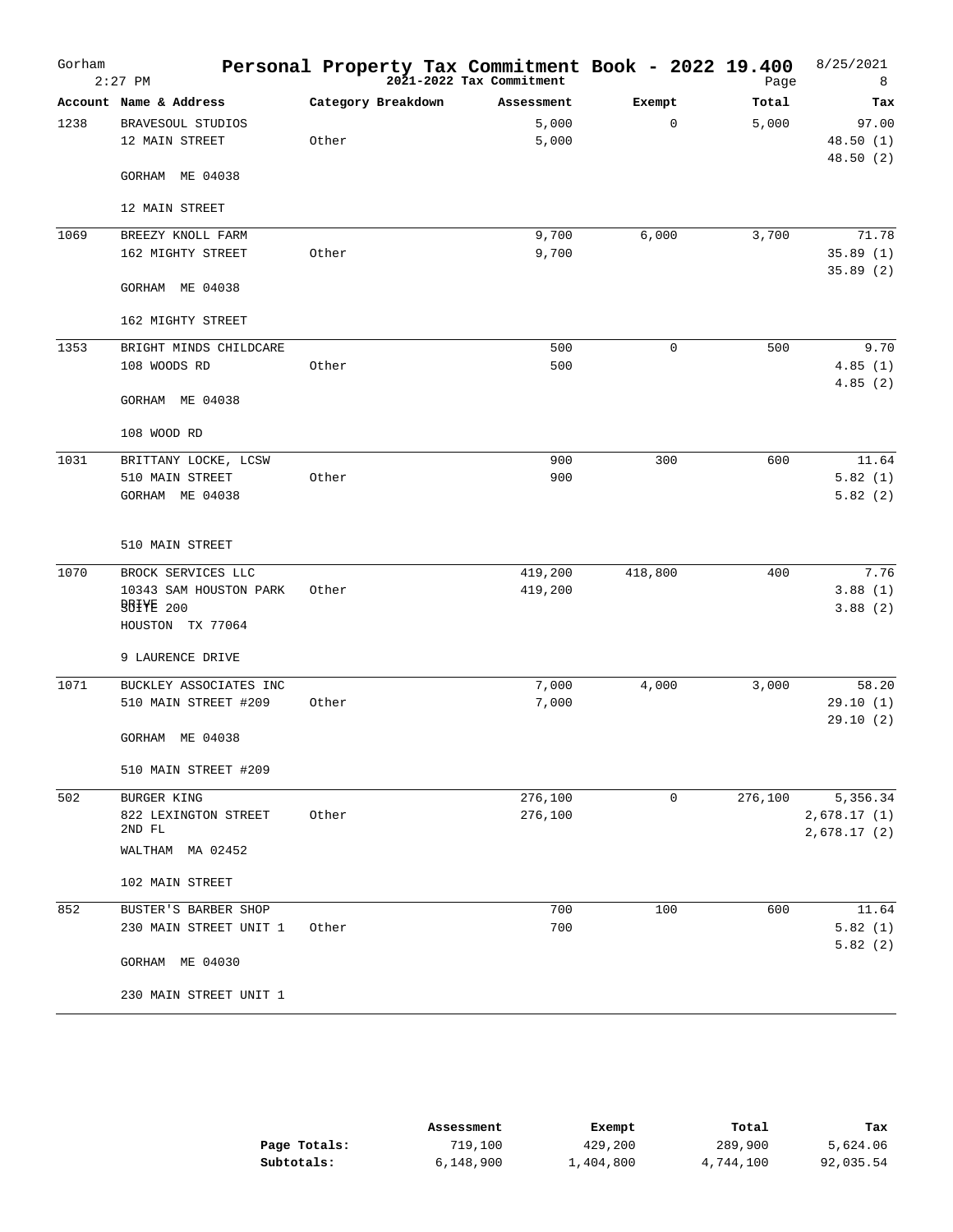# Personal Property Tax Commitment Book - 2022 19.400

2021-2022 Tax Commitment

Gorham 2:27 PM — 8/25/2021

| Account | Name & Address | Category Breakdown | Assessment | Exempt | Total | Tax |
|---|---|---|---|---|---|---|
| 1238 | BRAVESOUL STUDIOS<br>12 MAIN STREET<br>GORHAM ME 04038<br>12 MAIN STREET | Other | 5,000<br>5,000 | 0 | 5,000 | 97.00<br>48.50 (1)<br>48.50 (2) |
| 1069 | BREEZY KNOLL FARM<br>162 MIGHTY STREET<br>GORHAM ME 04038<br>162 MIGHTY STREET | Other | 9,700<br>9,700 | 6,000 | 3,700 | 71.78<br>35.89 (1)<br>35.89 (2) |
| 1353 | BRIGHT MINDS CHILDCARE<br>108 WOODS RD<br>GORHAM ME 04038<br>108 WOOD RD | Other | 500<br>500 | 0 | 500 | 9.70<br>4.85 (1)<br>4.85 (2) |
| 1031 | BRITTANY LOCKE, LCSW<br>510 MAIN STREET<br>GORHAM ME 04038<br>510 MAIN STREET | Other | 900<br>900 | 300 | 600 | 11.64<br>5.82 (1)<br>5.82 (2) |
| 1070 | BROCK SERVICES LLC<br>10343 SAM HOUSTON PARK DRIVE<br>SUITE 200<br>HOUSTON TX 77064<br>9 LAURENCE DRIVE | Other | 419,200<br>419,200 | 418,800 | 400 | 7.76<br>3.88 (1)<br>3.88 (2) |
| 1071 | BUCKLEY ASSOCIATES INC<br>510 MAIN STREET #209<br>GORHAM ME 04038<br>510 MAIN STREET #209 | Other | 7,000<br>7,000 | 4,000 | 3,000 | 58.20<br>29.10 (1)<br>29.10 (2) |
| 502 | BURGER KING<br>822 LEXINGTON STREET<br>2ND FL<br>WALTHAM MA 02452<br>102 MAIN STREET | Other | 276,100<br>276,100 | 0 | 276,100 | 5,356.34<br>2,678.17 (1)<br>2,678.17 (2) |
| 852 | BUSTER'S BARBER SHOP<br>230 MAIN STREET UNIT 1<br>GORHAM ME 04030<br>230 MAIN STREET UNIT 1 | Other | 700<br>700 | 100 | 600 | 11.64<br>5.82 (1)<br>5.82 (2) |

| | Assessment | Exempt | Total | Tax |
|---|---|---|---|---|
| **Page Totals:** | 719,100 | 429,200 | 289,900 | 5,624.06 |
| **Subtotals:** | 6,148,900 | 1,404,800 | 4,744,100 | 92,035.54 |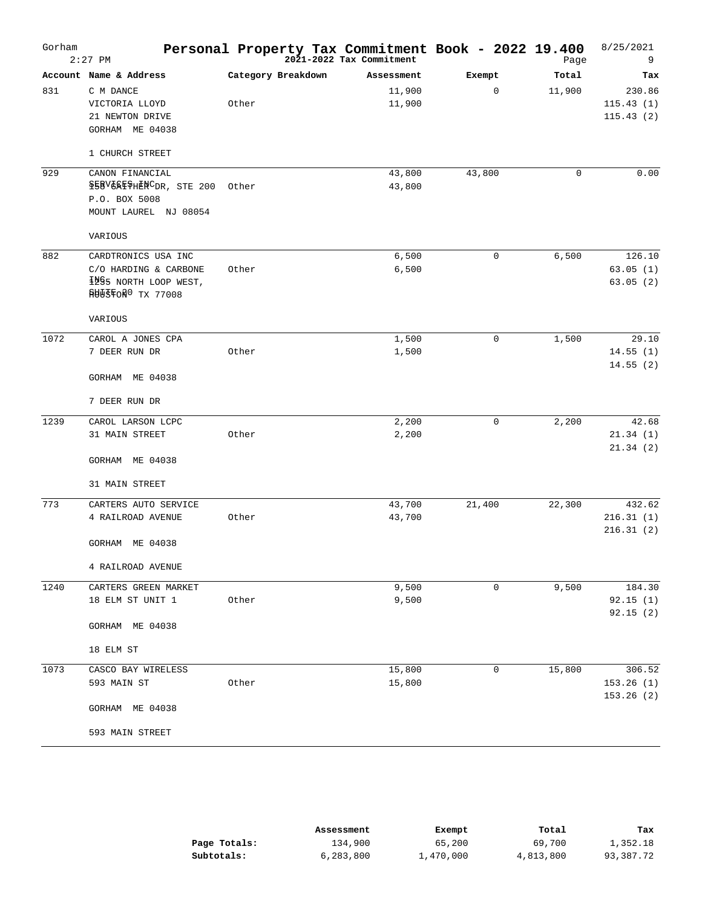# Personal Property Tax Commitment Book - 2022 19.400

Gorham 2:27 PM — 2021-2022 Tax Commitment — 8/25/2021

| Account | Name & Address | Category Breakdown | Assessment | Exempt | Total | Tax |
|---|---|---|---|---|---|---|
| 831 | C M DANCE | | 11,900 | 0 | 11,900 | 230.86 |
| | VICTORIA LLOYD | Other | 11,900 | | | 115.43 (1) |
| | 21 NEWTON DRIVE | | | | | 115.43 (2) |
| | GORHAM ME 04038 | | | | | |
| | 1 CHURCH STREET | | | | | |
| 929 | CANON FINANCIAL SERVICES INC | | 43,800 | 43,800 | 0 | 0.00 |
| | 158 GAITHER DR, STE 200 | Other | 43,800 | | | |
| | P.O. BOX 5008 | | | | | |
| | MOUNT LAUREL NJ 08054 | | | | | |
| | VARIOUS | | | | | |
| 882 | CARDTRONICS USA INC | | 6,500 | 0 | 6,500 | 126.10 |
| | C/O HARDING & CARBONE INC | Other | 6,500 | | | 63.05 (1) |
| | 1235 NORTH LOOP WEST, SUITE 20 | | | | | 63.05 (2) |
| | HOUSTON TX 77008 | | | | | |
| | VARIOUS | | | | | |
| 1072 | CAROL A JONES CPA | | 1,500 | 0 | 1,500 | 29.10 |
| | 7 DEER RUN DR | Other | 1,500 | | | 14.55 (1) |
| | | | | | | 14.55 (2) |
| | GORHAM ME 04038 | | | | | |
| | 7 DEER RUN DR | | | | | |
| 1239 | CAROL LARSON LCPC | | 2,200 | 0 | 2,200 | 42.68 |
| | 31 MAIN STREET | Other | 2,200 | | | 21.34 (1) |
| | | | | | | 21.34 (2) |
| | GORHAM ME 04038 | | | | | |
| | 31 MAIN STREET | | | | | |
| 773 | CARTERS AUTO SERVICE | | 43,700 | 21,400 | 22,300 | 432.62 |
| | 4 RAILROAD AVENUE | Other | 43,700 | | | 216.31 (1) |
| | | | | | | 216.31 (2) |
| | GORHAM ME 04038 | | | | | |
| | 4 RAILROAD AVENUE | | | | | |
| 1240 | CARTERS GREEN MARKET | | 9,500 | 0 | 9,500 | 184.30 |
| | 18 ELM ST UNIT 1 | Other | 9,500 | | | 92.15 (1) |
| | | | | | | 92.15 (2) |
| | GORHAM ME 04038 | | | | | |
| | 18 ELM ST | | | | | |
| 1073 | CASCO BAY WIRELESS | | 15,800 | 0 | 15,800 | 306.52 |
| | 593 MAIN ST | Other | 15,800 | | | 153.26 (1) |
| | | | | | | 153.26 (2) |
| | GORHAM ME 04038 | | | | | |
| | 593 MAIN STREET | | | | | |

| | Assessment | Exempt | Total | Tax |
|---|---|---|---|---|
| **Page Totals:** | 134,900 | 65,200 | 69,700 | 1,352.18 |
| **Subtotals:** | 6,283,800 | 1,470,000 | 4,813,800 | 93,387.72 |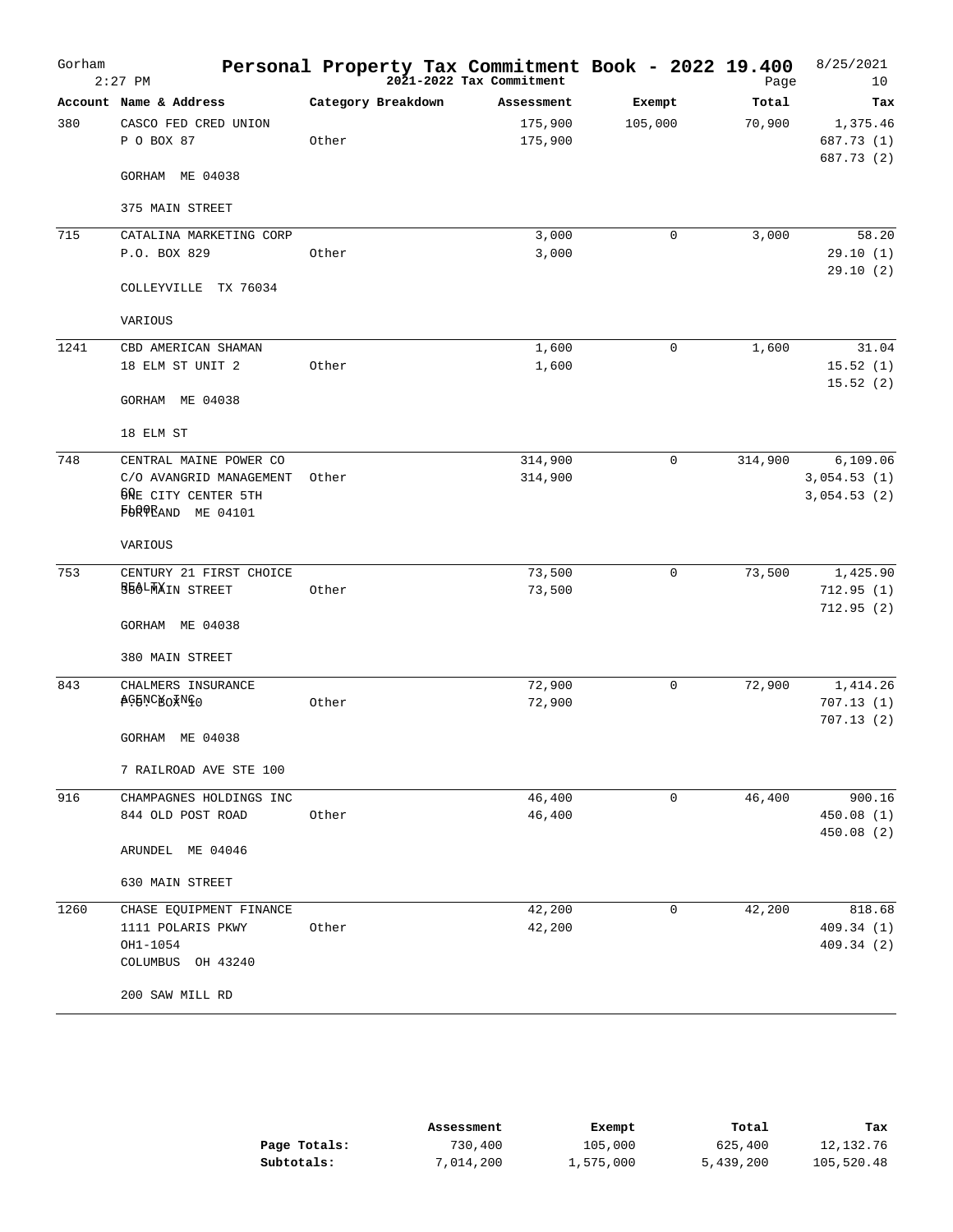# Personal Property Tax Commitment Book - 2022 19.400

2021-2022 Tax Commitment

| Account | Name & Address | Category Breakdown | Assessment | Exempt | Total | Tax |
|---|---|---|---|---|---|---|
| 380 | CASCO FED CRED UNION | | 175,900 | 105,000 | 70,900 | 1,375.46 |
| | P O BOX 87 | Other | 175,900 | | | 687.73 (1) |
| | | | | | | 687.73 (2) |
| | GORHAM ME 04038 | | | | | |
| | 375 MAIN STREET | | | | | |
| 715 | CATALINA MARKETING CORP | | 3,000 | 0 | 3,000 | 58.20 |
| | P.O. BOX 829 | Other | 3,000 | | | 29.10 (1) |
| | | | | | | 29.10 (2) |
| | COLLEYVILLE TX 76034 | | | | | |
| | VARIOUS | | | | | |
| 1241 | CBD AMERICAN SHAMAN | | 1,600 | 0 | 1,600 | 31.04 |
| | 18 ELM ST UNIT 2 | Other | 1,600 | | | 15.52 (1) |
| | | | | | | 15.52 (2) |
| | GORHAM ME 04038 | | | | | |
| | 18 ELM ST | | | | | |
| 748 | CENTRAL MAINE POWER CO | | 314,900 | 0 | 314,900 | 6,109.06 |
| | C/O AVANGRID MANAGEMENT CO | Other | 314,900 | | | 3,054.53 (1) |
| | ONE CITY CENTER 5TH FLOOR | | | | | 3,054.53 (2) |
| | PORTLAND ME 04101 | | | | | |
| | VARIOUS | | | | | |
| 753 | CENTURY 21 FIRST CHOICE REALTY | | 73,500 | 0 | 73,500 | 1,425.90 |
| | 380 MAIN STREET | Other | 73,500 | | | 712.95 (1) |
| | | | | | | 712.95 (2) |
| | GORHAM ME 04038 | | | | | |
| | 380 MAIN STREET | | | | | |
| 843 | CHALMERS INSURANCE AGENCY INC | | 72,900 | 0 | 72,900 | 1,414.26 |
| | P.O. BOX 10 | Other | 72,900 | | | 707.13 (1) |
| | | | | | | 707.13 (2) |
| | GORHAM ME 04038 | | | | | |
| | 7 RAILROAD AVE STE 100 | | | | | |
| 916 | CHAMPAGNES HOLDINGS INC | | 46,400 | 0 | 46,400 | 900.16 |
| | 844 OLD POST ROAD | Other | 46,400 | | | 450.08 (1) |
| | | | | | | 450.08 (2) |
| | ARUNDEL ME 04046 | | | | | |
| | 630 MAIN STREET | | | | | |
| 1260 | CHASE EQUIPMENT FINANCE | | 42,200 | 0 | 42,200 | 818.68 |
| | 1111 POLARIS PKWY | Other | 42,200 | | | 409.34 (1) |
| | OH1-1054 | | | | | 409.34 (2) |
| | COLUMBUS OH 43240 | | | | | |
| | 200 SAW MILL RD | | | | | |

| | Assessment | Exempt | Total | Tax |
|---|---|---|---|---|
| **Page Totals:** | 730,400 | 105,000 | 625,400 | 12,132.76 |
| **Subtotals:** | 7,014,200 | 1,575,000 | 5,439,200 | 105,520.48 |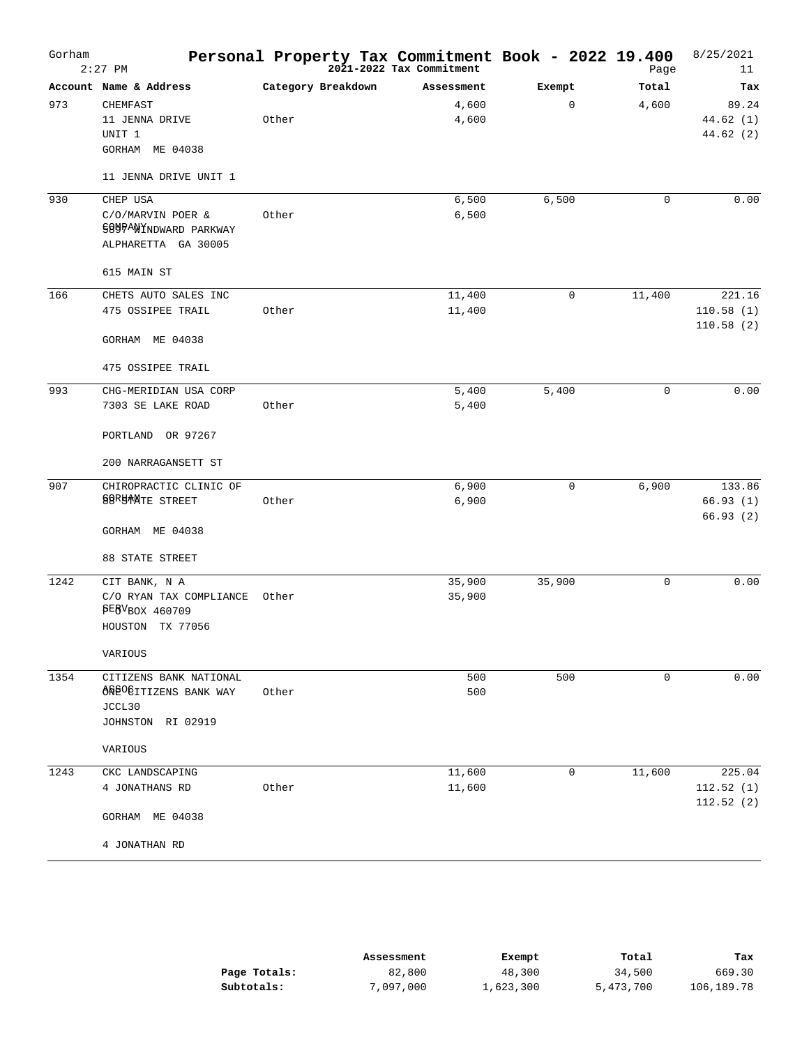# Personal Property Tax Commitment Book - 2022 19.400

2021-2022 Tax Commitment

Gorham
2:27 PM

8/25/2021

| Account | Name & Address | Category Breakdown | Assessment | Exempt | Total | Tax |
|---|---|---|---|---|---|---|
| 973 | CHEMFAST<br>11 JENNA DRIVE<br>UNIT 1<br>GORHAM ME 04038<br><br>11 JENNA DRIVE UNIT 1 | Other | 4,600<br>4,600 | 0 | 4,600 | 89.24<br>44.62 (1)<br>44.62 (2) |
| 930 | CHEP USA<br>C/O/MARVIN POER & COMPANY<br>5897 WINDWARD PARKWAY<br>ALPHARETTA GA 30005<br><br>615 MAIN ST | Other | 6,500<br>6,500 | 6,500 | 0 | 0.00 |
| 166 | CHETS AUTO SALES INC<br>475 OSSIPEE TRAIL<br><br>GORHAM ME 04038<br><br>475 OSSIPEE TRAIL | Other | 11,400<br>11,400 | 0 | 11,400 | 221.16<br>110.58 (1)<br>110.58 (2) |
| 993 | CHG-MERIDIAN USA CORP<br>7303 SE LAKE ROAD<br><br>PORTLAND OR 97267<br><br>200 NARRAGANSETT ST | Other | 5,400<br>5,400 | 5,400 | 0 | 0.00 |
| 907 | CHIROPRACTIC CLINIC OF GORHAM<br>88 STATE STREET<br><br>GORHAM ME 04038<br><br>88 STATE STREET | Other | 6,900<br>6,900 | 0 | 6,900 | 133.86<br>66.93 (1)<br>66.93 (2) |
| 1242 | CIT BANK, N A<br>C/O RYAN TAX COMPLIANCE SERV<br>P O BOX 460709<br>HOUSTON TX 77056<br><br>VARIOUS | Other | 35,900<br>35,900 | 35,900 | 0 | 0.00 |
| 1354 | CITIZENS BANK NATIONAL ASSOC<br>ONE CITIZENS BANK WAY<br>JCCL30<br>JOHNSTON RI 02919<br><br>VARIOUS | Other | 500<br>500 | 500 | 0 | 0.00 |
| 1243 | CKC LANDSCAPING<br>4 JONATHANS RD<br><br>GORHAM ME 04038<br><br>4 JONATHAN RD | Other | 11,600<br>11,600 | 0 | 11,600 | 225.04<br>112.52 (1)<br>112.52 (2) |

| | Assessment | Exempt | Total | Tax |
|---|---|---|---|---|
| **Page Totals:** | 82,800 | 48,300 | 34,500 | 669.30 |
| **Subtotals:** | 7,097,000 | 1,623,300 | 5,473,700 | 106,189.78 |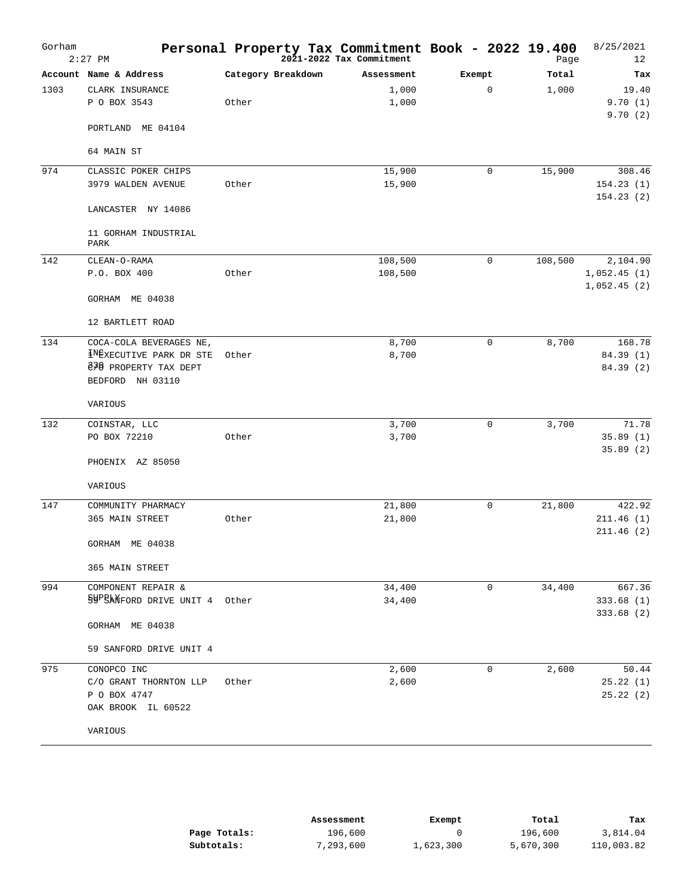# Personal Property Tax Commitment Book - 2022 19.400

2021-2022 Tax Commitment

| Account | Name & Address | Category Breakdown | Assessment | Exempt | Total | Tax |
|---|---|---|---|---|---|---|
| 1303 | CLARK INSURANCE | | 1,000 | 0 | 1,000 | 19.40 |
| | P O BOX 3543 | Other | 1,000 | | | 9.70 (1) |
| | | | | | | 9.70 (2) |
| | PORTLAND ME 04104 | | | | | |
| | 64 MAIN ST | | | | | |
| 974 | CLASSIC POKER CHIPS | | 15,900 | 0 | 15,900 | 308.46 |
| | 3979 WALDEN AVENUE | Other | 15,900 | | | 154.23 (1) |
| | | | | | | 154.23 (2) |
| | LANCASTER NY 14086 | | | | | |
| | 11 GORHAM INDUSTRIAL PARK | | | | | |
| 142 | CLEAN-O-RAMA | | 108,500 | 0 | 108,500 | 2,104.90 |
| | P.O. BOX 400 | Other | 108,500 | | | 1,052.45 (1) |
| | | | | | | 1,052.45 (2) |
| | GORHAM ME 04038 | | | | | |
| | 12 BARTLETT ROAD | | | | | |
| 134 | COCA-COLA BEVERAGES NE, INC | | 8,700 | 0 | 8,700 | 168.78 |
| | 1 EXECUTIVE PARK DR STE 330 | Other | 8,700 | | | 84.39 (1) |
| | C/O PROPERTY TAX DEPT | | | | | 84.39 (2) |
| | BEDFORD NH 03110 | | | | | |
| | VARIOUS | | | | | |
| 132 | COINSTAR, LLC | | 3,700 | 0 | 3,700 | 71.78 |
| | PO BOX 72210 | Other | 3,700 | | | 35.89 (1) |
| | | | | | | 35.89 (2) |
| | PHOENIX AZ 85050 | | | | | |
| | VARIOUS | | | | | |
| 147 | COMMUNITY PHARMACY | | 21,800 | 0 | 21,800 | 422.92 |
| | 365 MAIN STREET | Other | 21,800 | | | 211.46 (1) |
| | | | | | | 211.46 (2) |
| | GORHAM ME 04038 | | | | | |
| | 365 MAIN STREET | | | | | |
| 994 | COMPONENT REPAIR & SUPPLY | | 34,400 | 0 | 34,400 | 667.36 |
| | 59 SANFORD DRIVE UNIT 4 | Other | 34,400 | | | 333.68 (1) |
| | | | | | | 333.68 (2) |
| | GORHAM ME 04038 | | | | | |
| | 59 SANFORD DRIVE UNIT 4 | | | | | |
| 975 | CONOPCO INC | | 2,600 | 0 | 2,600 | 50.44 |
| | C/O GRANT THORNTON LLP | Other | 2,600 | | | 25.22 (1) |
| | P O BOX 4747 | | | | | 25.22 (2) |
| | OAK BROOK IL 60522 | | | | | |
| | VARIOUS | | | | | |

| | Assessment | Exempt | Total | Tax |
|---|---|---|---|---|
| **Page Totals:** | 196,600 | 0 | 196,600 | 3,814.04 |
| **Subtotals:** | 7,293,600 | 1,623,300 | 5,670,300 | 110,003.82 |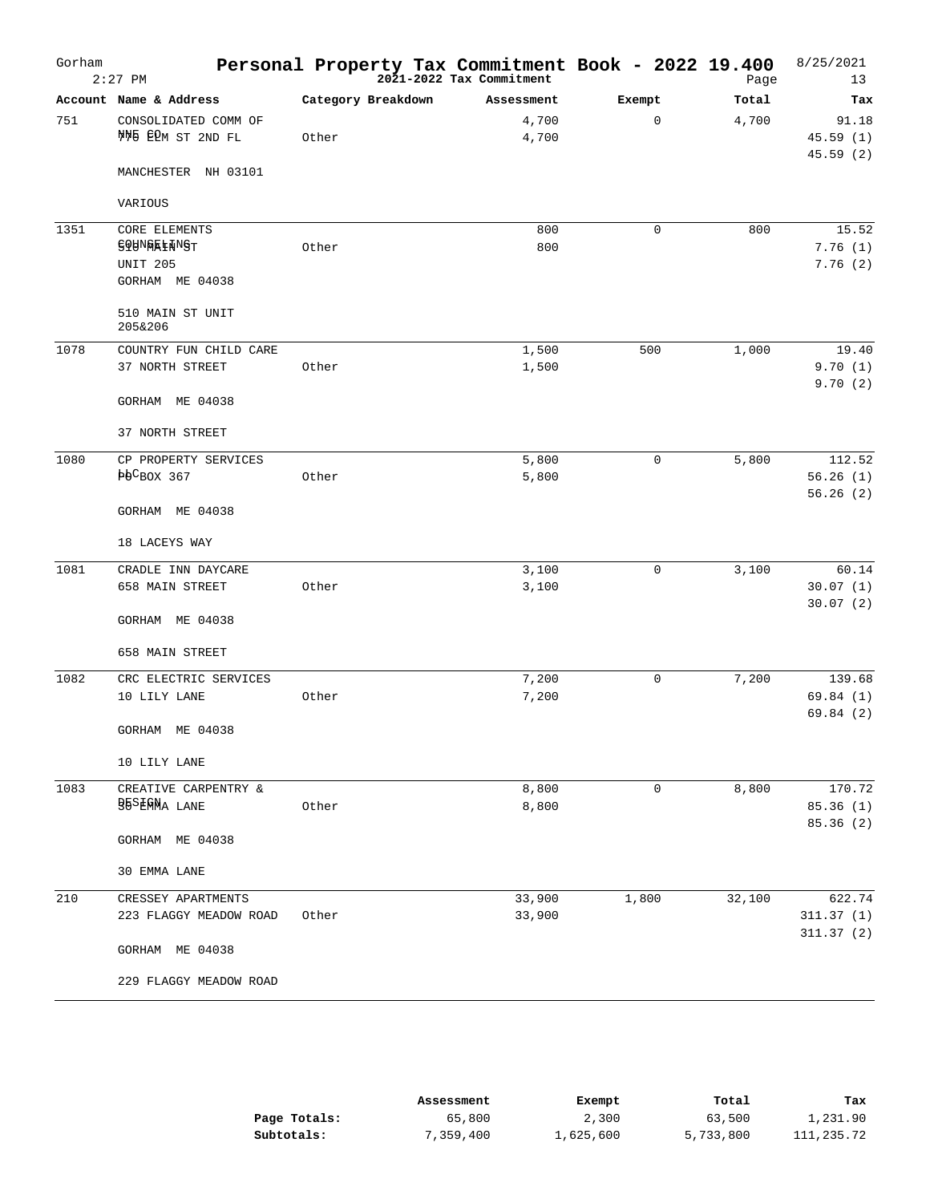# Personal Property Tax Commitment Book - 2022 19.400

2021-2022 Tax Commitment

Gorham 2:27 PM — 8/25/2021

| Account | Name & Address | Category Breakdown | Assessment | Exempt | Total | Tax |
|---|---|---|---|---|---|---|
| 751 | CONSOLIDATED COMM OF NNE CO<br>770 ELM ST 2ND FL<br>MANCHESTER NH 03101<br>VARIOUS | Other | 4,700<br>4,700 | 0 | 4,700 | 91.18<br>45.59 (1)<br>45.59 (2) |
| 1351 | CORE ELEMENTS COUNSELING<br>510 MAIN ST<br>UNIT 205<br>GORHAM ME 04038<br>510 MAIN ST UNIT 205&206 | Other | 800<br>800 | 0 | 800 | 15.52<br>7.76 (1)<br>7.76 (2) |
| 1078 | COUNTRY FUN CHILD CARE<br>37 NORTH STREET<br>GORHAM ME 04038<br>37 NORTH STREET | Other | 1,500<br>1,500 | 500 | 1,000 | 19.40<br>9.70 (1)<br>9.70 (2) |
| 1080 | CP PROPERTY SERVICES LLC<br>PO BOX 367<br>GORHAM ME 04038<br>18 LACEYS WAY | Other | 5,800<br>5,800 | 0 | 5,800 | 112.52<br>56.26 (1)<br>56.26 (2) |
| 1081 | CRADLE INN DAYCARE<br>658 MAIN STREET<br>GORHAM ME 04038<br>658 MAIN STREET | Other | 3,100<br>3,100 | 0 | 3,100 | 60.14<br>30.07 (1)<br>30.07 (2) |
| 1082 | CRC ELECTRIC SERVICES<br>10 LILY LANE<br>GORHAM ME 04038<br>10 LILY LANE | Other | 7,200<br>7,200 | 0 | 7,200 | 139.68<br>69.84 (1)<br>69.84 (2) |
| 1083 | CREATIVE CARPENTRY & DESIGN<br>30 EMMA LANE<br>GORHAM ME 04038<br>30 EMMA LANE | Other | 8,800<br>8,800 | 0 | 8,800 | 170.72<br>85.36 (1)<br>85.36 (2) |
| 210 | CRESSEY APARTMENTS<br>223 FLAGGY MEADOW ROAD<br>GORHAM ME 04038<br>229 FLAGGY MEADOW ROAD | Other | 33,900<br>33,900 | 1,800 | 32,100 | 622.74<br>311.37 (1)<br>311.37 (2) |

| | Assessment | Exempt | Total | Tax |
|---|---|---|---|---|
| **Page Totals:** | 65,800 | 2,300 | 63,500 | 1,231.90 |
| **Subtotals:** | 7,359,400 | 1,625,600 | 5,733,800 | 111,235.72 |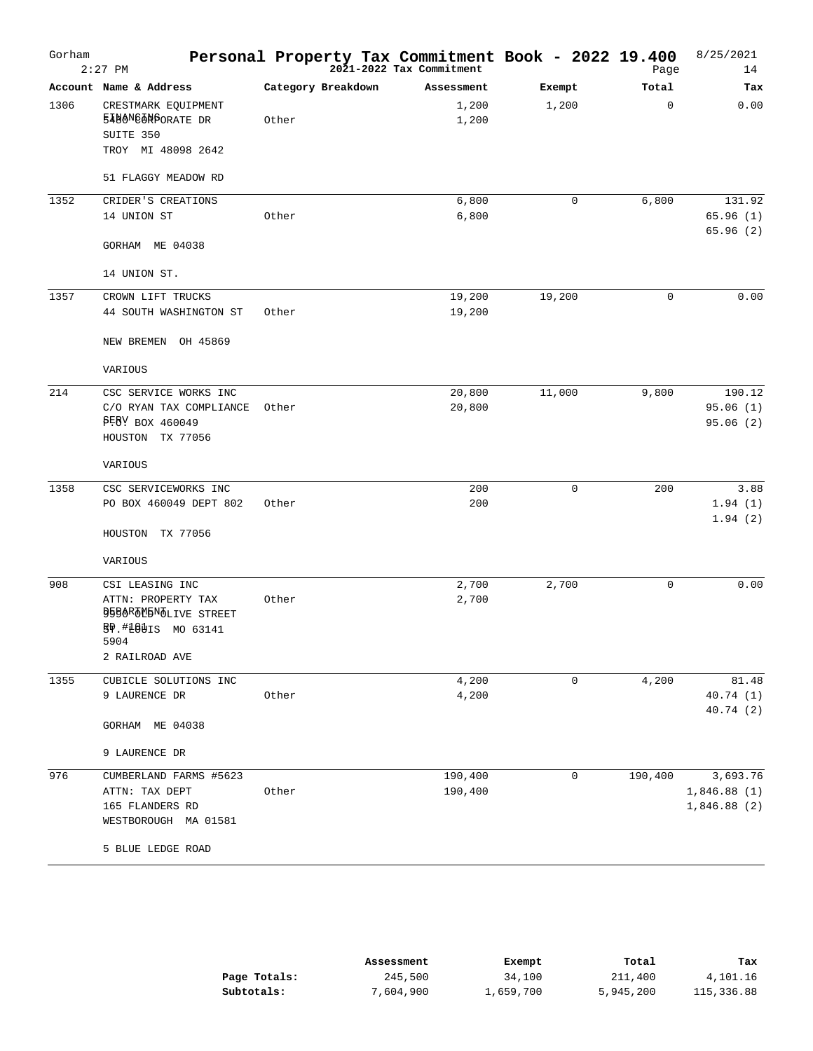# Personal Property Tax Commitment Book - 2022 19.400

2021-2022 Tax Commitment

Gorham 2:27 PM — 8/25/2021

| Account | Name & Address | Category Breakdown | Assessment | Exempt | Total | Tax |
|---|---|---|---|---|---|---|
| 1306 | CRESTMARK EQUIPMENT FINANCING<br>5480 CORPORATE DR<br>SUITE 350<br>TROY MI 48098 2642<br><br>51 FLAGGY MEADOW RD | Other | 1,200<br>1,200 | 1,200 | 0 | 0.00 |
| 1352 | CRIDER'S CREATIONS<br>14 UNION ST<br><br>GORHAM ME 04038<br><br>14 UNION ST. | Other | 6,800<br>6,800 | 0 | 6,800 | 131.92<br>65.96 (1)<br>65.96 (2) |
| 1357 | CROWN LIFT TRUCKS<br>44 SOUTH WASHINGTON ST<br><br>NEW BREMEN OH 45869<br><br>VARIOUS | Other | 19,200<br>19,200 | 19,200 | 0 | 0.00 |
| 214 | CSC SERVICE WORKS INC<br>C/O RYAN TAX COMPLIANCE SERV<br>P.O. BOX 460049<br>HOUSTON TX 77056<br><br>VARIOUS | Other | 20,800<br>20,800 | 11,000 | 9,800 | 190.12<br>95.06 (1)<br>95.06 (2) |
| 1358 | CSC SERVICEWORKS INC<br>PO BOX 460049 DEPT 802<br><br>HOUSTON TX 77056<br><br>VARIOUS | Other | 200<br>200 | 0 | 200 | 3.88<br>1.94 (1)<br>1.94 (2) |
| 908 | CSI LEASING INC<br>ATTN: PROPERTY TAX DEPARTMENT<br>9990 OLD OLIVE STREET RD #101<br>ST. LOUIS MO 63141 5904<br><br>2 RAILROAD AVE | Other | 2,700<br>2,700 | 2,700 | 0 | 0.00 |
| 1355 | CUBICLE SOLUTIONS INC<br>9 LAURENCE DR<br><br>GORHAM ME 04038<br><br>9 LAURENCE DR | Other | 4,200<br>4,200 | 0 | 4,200 | 81.48<br>40.74 (1)<br>40.74 (2) |
| 976 | CUMBERLAND FARMS #5623<br>ATTN: TAX DEPT<br>165 FLANDERS RD<br>WESTBOROUGH MA 01581<br><br>5 BLUE LEDGE ROAD | Other | 190,400<br>190,400 | 0 | 190,400 | 3,693.76<br>1,846.88 (1)<br>1,846.88 (2) |

| | Assessment | Exempt | Total | Tax |
|---|---|---|---|---|
| **Page Totals:** | 245,500 | 34,100 | 211,400 | 4,101.16 |
| **Subtotals:** | 7,604,900 | 1,659,700 | 5,945,200 | 115,336.88 |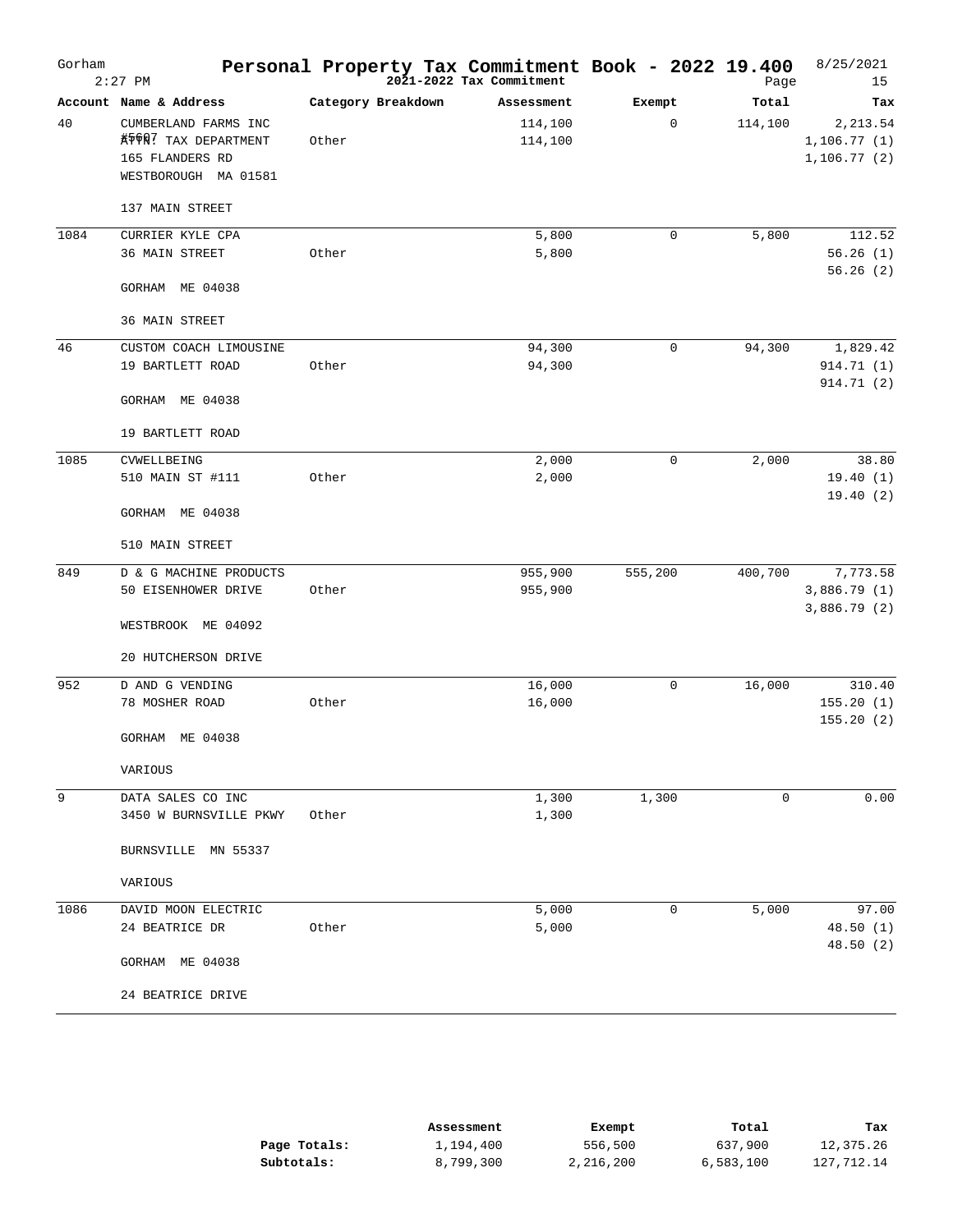# Personal Property Tax Commitment Book - 2022 19.400

Gorham
2:27 PM

2021-2022 Tax Commitment

8/25/2021

| Account | Name & Address | Category Breakdown | Assessment | Exempt | Total | Tax |
|---|---|---|---|---|---|---|
| 40 | CUMBERLAND FARMS INC<br>#5607<br>ATTN: TAX DEPARTMENT<br>165 FLANDERS RD<br>WESTBOROUGH MA 01581<br><br>137 MAIN STREET | <br>Other | 114,100<br>114,100 | 0 | 114,100 | 2,213.54<br>1,106.77 (1)<br>1,106.77 (2) |
| 1084 | CURRIER KYLE CPA<br>36 MAIN STREET<br><br>GORHAM ME 04038<br><br>36 MAIN STREET | <br>Other | 5,800<br>5,800 | 0 | 5,800 | 112.52<br>56.26 (1)<br>56.26 (2) |
| 46 | CUSTOM COACH LIMOUSINE<br>19 BARTLETT ROAD<br><br>GORHAM ME 04038<br><br>19 BARTLETT ROAD | <br>Other | 94,300<br>94,300 | 0 | 94,300 | 1,829.42<br>914.71 (1)<br>914.71 (2) |
| 1085 | CVWELLBEING<br>510 MAIN ST #111<br><br>GORHAM ME 04038<br><br>510 MAIN STREET | <br>Other | 2,000<br>2,000 | 0 | 2,000 | 38.80<br>19.40 (1)<br>19.40 (2) |
| 849 | D & G MACHINE PRODUCTS<br>50 EISENHOWER DRIVE<br><br>WESTBROOK ME 04092<br><br>20 HUTCHERSON DRIVE | <br>Other | 955,900<br>955,900 | 555,200 | 400,700 | 7,773.58<br>3,886.79 (1)<br>3,886.79 (2) |
| 952 | D AND G VENDING<br>78 MOSHER ROAD<br><br>GORHAM ME 04038<br><br>VARIOUS | <br>Other | 16,000<br>16,000 | 0 | 16,000 | 310.40<br>155.20 (1)<br>155.20 (2) |
| 9 | DATA SALES CO INC<br>3450 W BURNSVILLE PKWY<br><br>BURNSVILLE MN 55337<br><br>VARIOUS | <br>Other | 1,300<br>1,300 | 1,300 | 0 | 0.00 |
| 1086 | DAVID MOON ELECTRIC<br>24 BEATRICE DR<br><br>GORHAM ME 04038<br><br>24 BEATRICE DRIVE | <br>Other | 5,000<br>5,000 | 0 | 5,000 | 97.00<br>48.50 (1)<br>48.50 (2) |

| | Assessment | Exempt | Total | Tax |
|---|---|---|---|---|
| **Page Totals:** | 1,194,400 | 556,500 | 637,900 | 12,375.26 |
| **Subtotals:** | 8,799,300 | 2,216,200 | 6,583,100 | 127,712.14 |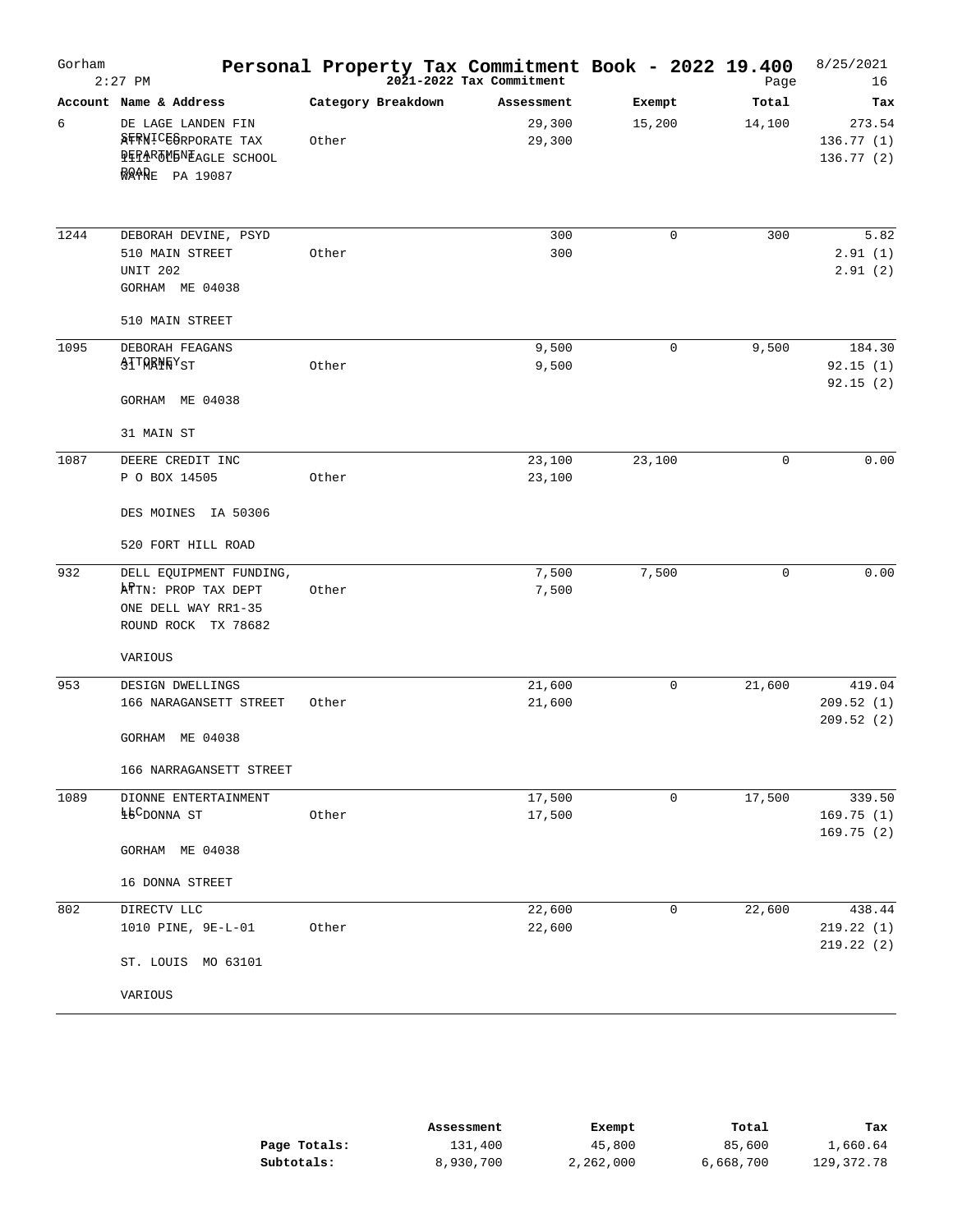# Personal Property Tax Commitment Book - 2022 19.400

Gorham 2:27 PM — 2021-2022 Tax Commitment — 8/25/2021

| Account | Name & Address | Category Breakdown | Assessment | Exempt | Total | Tax |
|---|---|---|---|---|---|---|
| 6 | DE LAGE LANDEN FIN SERVICES<br>ATTN: CORPORATE TAX DEPARTMENT<br>1111 OLD EAGLE SCHOOL ROAD<br>WAYNE PA 19087 | Other | 29,300<br>29,300 | 15,200 | 14,100 | 273.54<br>136.77 (1)<br>136.77 (2) |
| 1244 | DEBORAH DEVINE, PSYD<br>510 MAIN STREET<br>UNIT 202<br>GORHAM ME 04038<br><br>510 MAIN STREET | Other | 300<br>300 | 0 | 300 | 5.82<br>2.91 (1)<br>2.91 (2) |
| 1095 | DEBORAH FEAGANS ATTORNEY<br>31 MAIN ST<br><br>GORHAM ME 04038<br><br>31 MAIN ST | Other | 9,500<br>9,500 | 0 | 9,500 | 184.30<br>92.15 (1)<br>92.15 (2) |
| 1087 | DEERE CREDIT INC<br>P O BOX 14505<br><br>DES MOINES IA 50306<br><br>520 FORT HILL ROAD | Other | 23,100<br>23,100 | 23,100 | 0 | 0.00 |
| 932 | DELL EQUIPMENT FUNDING, LP<br>ATTN: PROP TAX DEPT<br>ONE DELL WAY RR1-35<br>ROUND ROCK TX 78682<br><br>VARIOUS | Other | 7,500<br>7,500 | 7,500 | 0 | 0.00 |
| 953 | DESIGN DWELLINGS<br>166 NARAGANSETT STREET<br><br>GORHAM ME 04038<br><br>166 NARRAGANSETT STREET | Other | 21,600<br>21,600 | 0 | 21,600 | 419.04<br>209.52 (1)<br>209.52 (2) |
| 1089 | DIONNE ENTERTAINMENT LLC<br>16 DONNA ST<br><br>GORHAM ME 04038<br><br>16 DONNA STREET | Other | 17,500<br>17,500 | 0 | 17,500 | 339.50<br>169.75 (1)<br>169.75 (2) |
| 802 | DIRECTV LLC<br>1010 PINE, 9E-L-01<br><br>ST. LOUIS MO 63101<br><br>VARIOUS | Other | 22,600<br>22,600 | 0 | 22,600 | 438.44<br>219.22 (1)<br>219.22 (2) |

| | Assessment | Exempt | Total | Tax |
|---|---|---|---|---|
| **Page Totals:** | 131,400 | 45,800 | 85,600 | 1,660.64 |
| **Subtotals:** | 8,930,700 | 2,262,000 | 6,668,700 | 129,372.78 |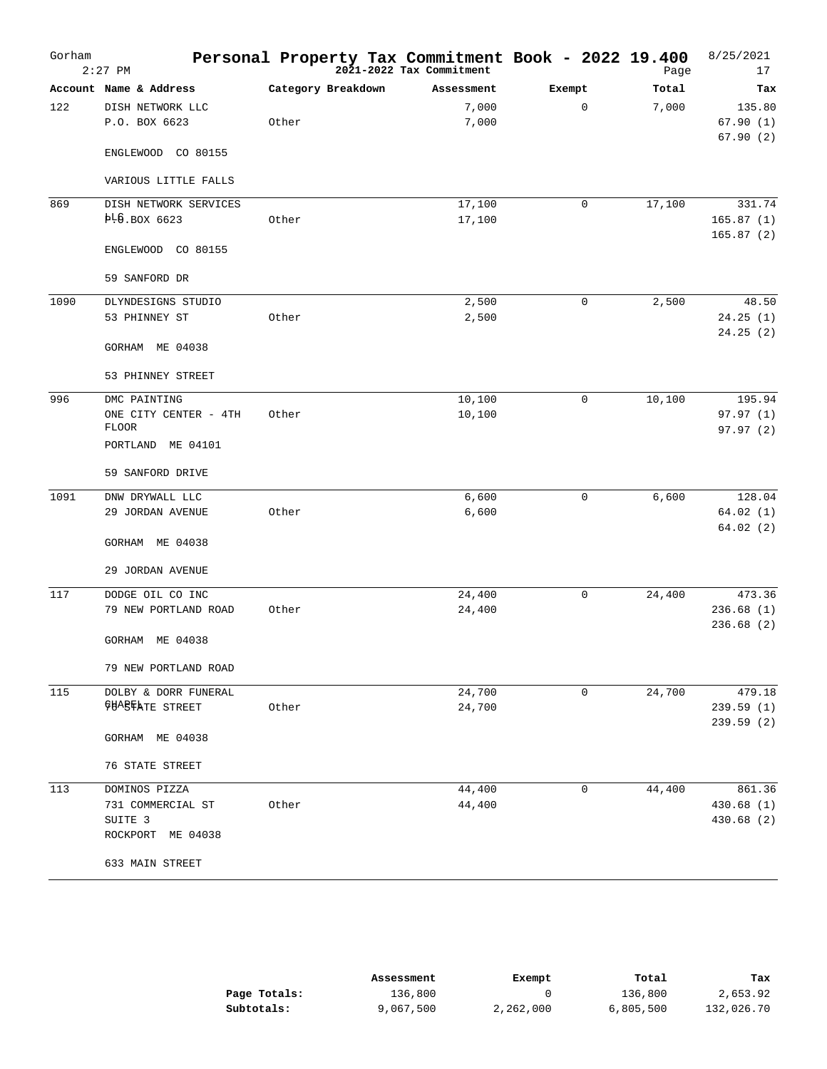# Personal Property Tax Commitment Book - 2022 19.400

Gorham 2:27 PM — 2021-2022 Tax Commitment — 8/25/2021 — Page 17

| Account | Name & Address | Category Breakdown | Assessment | Exempt | Total | Tax |
|---|---|---|---|---|---|---|
| 122 | DISH NETWORK LLC | | 7,000 | 0 | 7,000 | 135.80 |
| | P.O. BOX 6623 | Other | 7,000 | | | 67.90 (1) |
| | | | | | | 67.90 (2) |
| | ENGLEWOOD CO 80155 | | | | | |
| | VARIOUS LITTLE FALLS | | | | | |
| 869 | DISH NETWORK SERVICES LLC | | 17,100 | 0 | 17,100 | 331.74 |
| | P.O.BOX 6623 | Other | 17,100 | | | 165.87 (1) |
| | | | | | | 165.87 (2) |
| | ENGLEWOOD CO 80155 | | | | | |
| | 59 SANFORD DR | | | | | |
| 1090 | DLYNDESIGNS STUDIO | | 2,500 | 0 | 2,500 | 48.50 |
| | 53 PHINNEY ST | Other | 2,500 | | | 24.25 (1) |
| | | | | | | 24.25 (2) |
| | GORHAM ME 04038 | | | | | |
| | 53 PHINNEY STREET | | | | | |
| 996 | DMC PAINTING | | 10,100 | 0 | 10,100 | 195.94 |
| | ONE CITY CENTER - 4TH FLOOR | Other | 10,100 | | | 97.97 (1) |
| | | | | | | 97.97 (2) |
| | PORTLAND ME 04101 | | | | | |
| | 59 SANFORD DRIVE | | | | | |
| 1091 | DNW DRYWALL LLC | | 6,600 | 0 | 6,600 | 128.04 |
| | 29 JORDAN AVENUE | Other | 6,600 | | | 64.02 (1) |
| | | | | | | 64.02 (2) |
| | GORHAM ME 04038 | | | | | |
| | 29 JORDAN AVENUE | | | | | |
| 117 | DODGE OIL CO INC | | 24,400 | 0 | 24,400 | 473.36 |
| | 79 NEW PORTLAND ROAD | Other | 24,400 | | | 236.68 (1) |
| | | | | | | 236.68 (2) |
| | GORHAM ME 04038 | | | | | |
| | 79 NEW PORTLAND ROAD | | | | | |
| 115 | DOLBY & DORR FUNERAL CHAPEL | | 24,700 | 0 | 24,700 | 479.18 |
| | 76 STATE STREET | Other | 24,700 | | | 239.59 (1) |
| | | | | | | 239.59 (2) |
| | GORHAM ME 04038 | | | | | |
| | 76 STATE STREET | | | | | |
| 113 | DOMINOS PIZZA | | 44,400 | 0 | 44,400 | 861.36 |
| | 731 COMMERCIAL ST | Other | 44,400 | | | 430.68 (1) |
| | SUITE 3 | | | | | 430.68 (2) |
| | ROCKPORT ME 04038 | | | | | |
| | 633 MAIN STREET | | | | | |

| | Assessment | Exempt | Total | Tax |
|---|---|---|---|---|
| **Page Totals:** | 136,800 | 0 | 136,800 | 2,653.92 |
| **Subtotals:** | 9,067,500 | 2,262,000 | 6,805,500 | 132,026.70 |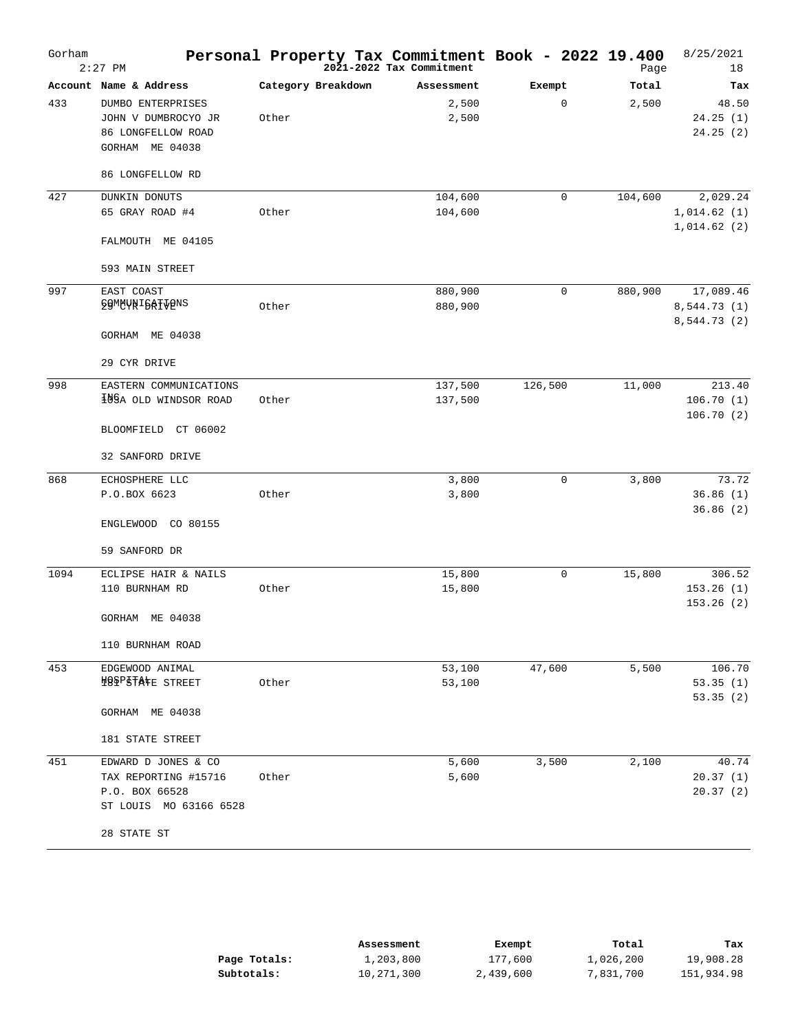# Personal Property Tax Commitment Book - 2022 19.400

2021-2022 Tax Commitment

| Account | Name & Address | Category Breakdown | Assessment | Exempt | Total | Tax |
|---|---|---|---|---|---|---|
| 433 | DUMBO ENTERPRISES<br>JOHN V DUMBROCYO JR<br>86 LONGFELLOW ROAD<br>GORHAM ME 04038<br><br>86 LONGFELLOW RD | Other | 2,500<br>2,500 | 0 | 2,500 | 48.50<br>24.25 (1)<br>24.25 (2) |
| 427 | DUNKIN DONUTS<br>65 GRAY ROAD #4<br><br>FALMOUTH ME 04105<br><br>593 MAIN STREET | Other | 104,600<br>104,600 | 0 | 104,600 | 2,029.24<br>1,014.62 (1)<br>1,014.62 (2) |
| 997 | EAST COAST COMMUNICATIONS<br>29 CYR DRIVE<br><br>GORHAM ME 04038<br><br>29 CYR DRIVE | Other | 880,900<br>880,900 | 0 | 880,900 | 17,089.46<br>8,544.73 (1)<br>8,544.73 (2) |
| 998 | EASTERN COMMUNICATIONS INC<br>105A OLD WINDSOR ROAD<br><br>BLOOMFIELD CT 06002<br><br>32 SANFORD DRIVE | Other | 137,500<br>137,500 | 126,500 | 11,000 | 213.40<br>106.70 (1)<br>106.70 (2) |
| 868 | ECHOSPHERE LLC<br>P.O.BOX 6623<br><br>ENGLEWOOD CO 80155<br><br>59 SANFORD DR | Other | 3,800<br>3,800 | 0 | 3,800 | 73.72<br>36.86 (1)<br>36.86 (2) |
| 1094 | ECLIPSE HAIR & NAILS<br>110 BURNHAM RD<br><br>GORHAM ME 04038<br><br>110 BURNHAM ROAD | Other | 15,800<br>15,800 | 0 | 15,800 | 306.52<br>153.26 (1)<br>153.26 (2) |
| 453 | EDGEWOOD ANIMAL HOSPITAL<br>181 STATE STREET<br><br>GORHAM ME 04038<br><br>181 STATE STREET | Other | 53,100<br>53,100 | 47,600 | 5,500 | 106.70<br>53.35 (1)<br>53.35 (2) |
| 451 | EDWARD D JONES & CO<br>TAX REPORTING #15716<br>P.O. BOX 66528<br>ST LOUIS MO 63166 6528<br><br>28 STATE ST | Other | 5,600<br>5,600 | 3,500 | 2,100 | 40.74<br>20.37 (1)<br>20.37 (2) |

| | Assessment | Exempt | Total | Tax |
|---|---|---|---|---|
| **Page Totals:** | 1,203,800 | 177,600 | 1,026,200 | 19,908.28 |
| **Subtotals:** | 10,271,300 | 2,439,600 | 7,831,700 | 151,934.98 |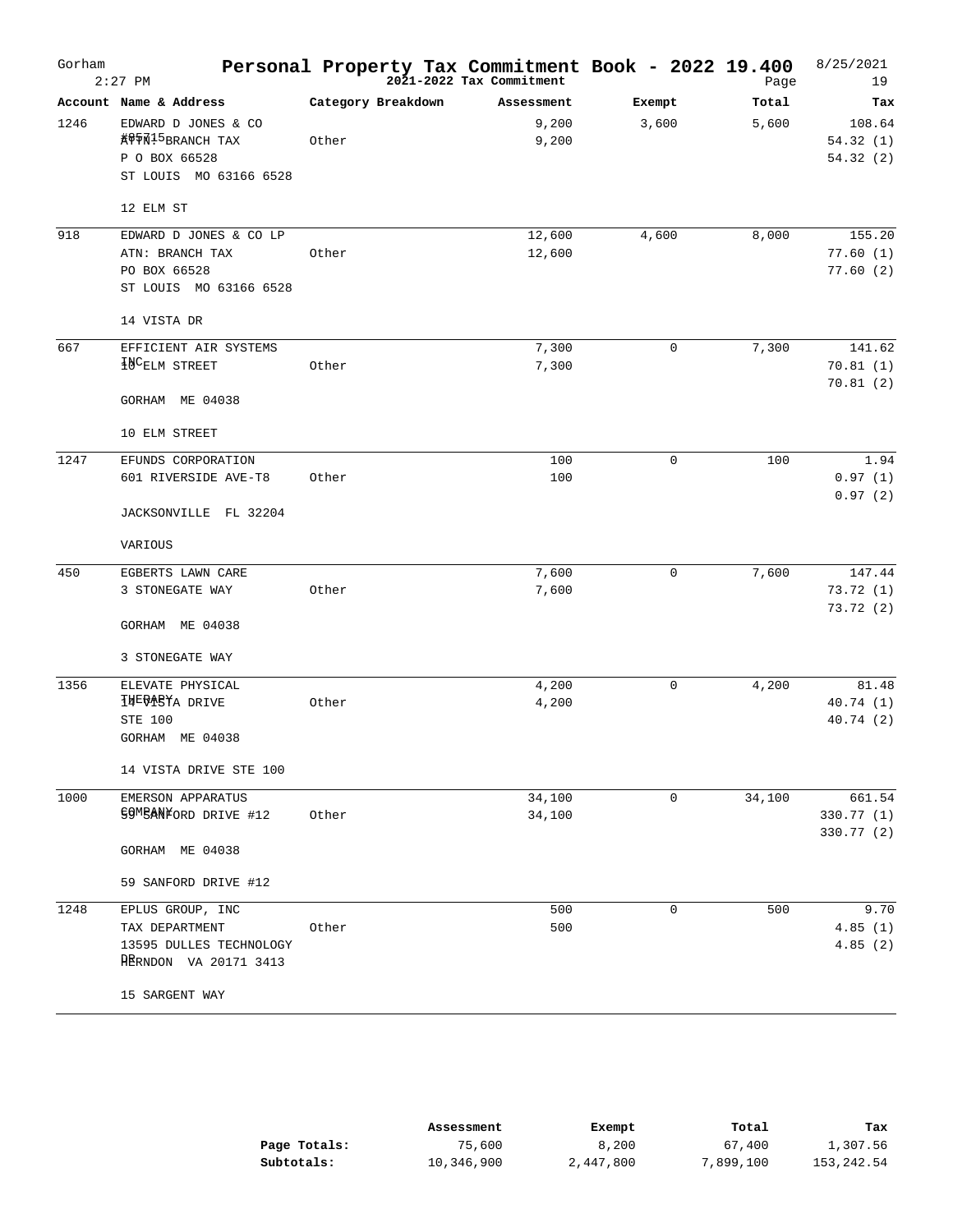# Personal Property Tax Commitment Book - 2022 19.400

Gorham 2:27 PM — 2021-2022 Tax Commitment — 8/25/2021

| Account | Name & Address | Category Breakdown | Assessment | Exempt | Total | Tax |
|---|---|---|---|---|---|---|
| 1246 | EDWARD D JONES & CO #05715 ATTN: BRANCH TAX P O BOX 66528 ST LOUIS MO 63166 6528 | | 9,200 | 3,600 | 5,600 | 108.64 |
| | | Other | 9,200 | | | 54.32 (1) |
| | | | | | | 54.32 (2) |
| | 12 ELM ST | | | | | |
| 918 | EDWARD D JONES & CO LP ATN: BRANCH TAX PO BOX 66528 ST LOUIS MO 63166 6528 | | 12,600 | 4,600 | 8,000 | 155.20 |
| | | Other | 12,600 | | | 77.60 (1) |
| | | | | | | 77.60 (2) |
| | 14 VISTA DR | | | | | |
| 667 | EFFICIENT AIR SYSTEMS INC 10 ELM STREET GORHAM ME 04038 | | 7,300 | 0 | 7,300 | 141.62 |
| | | Other | 7,300 | | | 70.81 (1) |
| | | | | | | 70.81 (2) |
| | 10 ELM STREET | | | | | |
| 1247 | EFUNDS CORPORATION 601 RIVERSIDE AVE-T8 JACKSONVILLE FL 32204 | | 100 | 0 | 100 | 1.94 |
| | | Other | 100 | | | 0.97 (1) |
| | | | | | | 0.97 (2) |
| | VARIOUS | | | | | |
| 450 | EGBERTS LAWN CARE 3 STONEGATE WAY GORHAM ME 04038 | | 7,600 | 0 | 7,600 | 147.44 |
| | | Other | 7,600 | | | 73.72 (1) |
| | | | | | | 73.72 (2) |
| | 3 STONEGATE WAY | | | | | |
| 1356 | ELEVATE PHYSICAL THERAPY 14 VISTA DRIVE STE 100 GORHAM ME 04038 | | 4,200 | 0 | 4,200 | 81.48 |
| | | Other | 4,200 | | | 40.74 (1) |
| | | | | | | 40.74 (2) |
| | 14 VISTA DRIVE STE 100 | | | | | |
| 1000 | EMERSON APPARATUS COMPANY 59 SANFORD DRIVE #12 GORHAM ME 04038 | | 34,100 | 0 | 34,100 | 661.54 |
| | | Other | 34,100 | | | 330.77 (1) |
| | | | | | | 330.77 (2) |
| | 59 SANFORD DRIVE #12 | | | | | |
| 1248 | EPLUS GROUP, INC TAX DEPARTMENT 13595 DULLES TECHNOLOGY DR HERNDON VA 20171 3413 | | 500 | 0 | 500 | 9.70 |
| | | Other | 500 | | | 4.85 (1) |
| | | | | | | 4.85 (2) |
| | 15 SARGENT WAY | | | | | |

| | Assessment | Exempt | Total | Tax |
|---|---|---|---|---|
| **Page Totals:** | 75,600 | 8,200 | 67,400 | 1,307.56 |
| **Subtotals:** | 10,346,900 | 2,447,800 | 7,899,100 | 153,242.54 |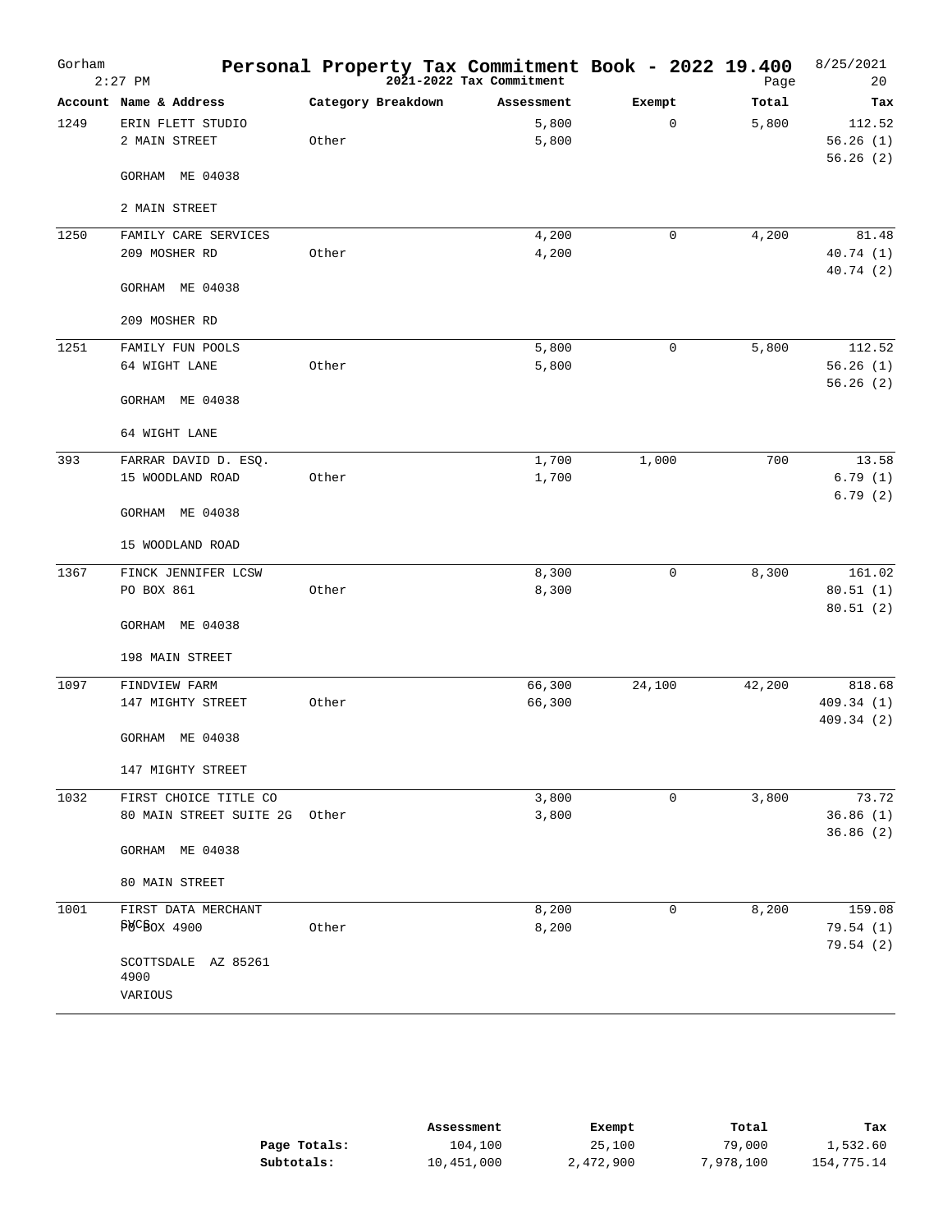Gorham 2:27 PM

# Personal Property Tax Commitment Book - 2022 19.400

2021-2022 Tax Commitment

8/25/2021

| Account | Name & Address | Category Breakdown | Assessment | Exempt | Total | Tax |
|---|---|---|---|---|---|---|
| 1249 | ERIN FLETT STUDIO | | 5,800 | 0 | 5,800 | 112.52 |
| | 2 MAIN STREET | Other | 5,800 | | | 56.26 (1) |
| | | | | | | 56.26 (2) |
| | GORHAM ME 04038 | | | | | |
| | 2 MAIN STREET | | | | | |
| 1250 | FAMILY CARE SERVICES | | 4,200 | 0 | 4,200 | 81.48 |
| | 209 MOSHER RD | Other | 4,200 | | | 40.74 (1) |
| | | | | | | 40.74 (2) |
| | GORHAM ME 04038 | | | | | |
| | 209 MOSHER RD | | | | | |
| 1251 | FAMILY FUN POOLS | | 5,800 | 0 | 5,800 | 112.52 |
| | 64 WIGHT LANE | Other | 5,800 | | | 56.26 (1) |
| | | | | | | 56.26 (2) |
| | GORHAM ME 04038 | | | | | |
| | 64 WIGHT LANE | | | | | |
| 393 | FARRAR DAVID D. ESQ. | | 1,700 | 1,000 | 700 | 13.58 |
| | 15 WOODLAND ROAD | Other | 1,700 | | | 6.79 (1) |
| | | | | | | 6.79 (2) |
| | GORHAM ME 04038 | | | | | |
| | 15 WOODLAND ROAD | | | | | |
| 1367 | FINCK JENNIFER LCSW | | 8,300 | 0 | 8,300 | 161.02 |
| | PO BOX 861 | Other | 8,300 | | | 80.51 (1) |
| | | | | | | 80.51 (2) |
| | GORHAM ME 04038 | | | | | |
| | 198 MAIN STREET | | | | | |
| 1097 | FINDVIEW FARM | | 66,300 | 24,100 | 42,200 | 818.68 |
| | 147 MIGHTY STREET | Other | 66,300 | | | 409.34 (1) |
| | | | | | | 409.34 (2) |
| | GORHAM ME 04038 | | | | | |
| | 147 MIGHTY STREET | | | | | |
| 1032 | FIRST CHOICE TITLE CO | | 3,800 | 0 | 3,800 | 73.72 |
| | 80 MAIN STREET SUITE 2G | Other | 3,800 | | | 36.86 (1) |
| | | | | | | 36.86 (2) |
| | GORHAM ME 04038 | | | | | |
| | 80 MAIN STREET | | | | | |
| 1001 | FIRST DATA MERCHANT SVCS | | 8,200 | 0 | 8,200 | 159.08 |
| | PO BOX 4900 | Other | 8,200 | | | 79.54 (1) |
| | | | | | | 79.54 (2) |
| | SCOTTSDALE AZ 85261 4900 | | | | | |
| | VARIOUS | | | | | |

| | Assessment | Exempt | Total | Tax |
|---|---|---|---|---|
| **Page Totals:** | 104,100 | 25,100 | 79,000 | 1,532.60 |
| **Subtotals:** | 10,451,000 | 2,472,900 | 7,978,100 | 154,775.14 |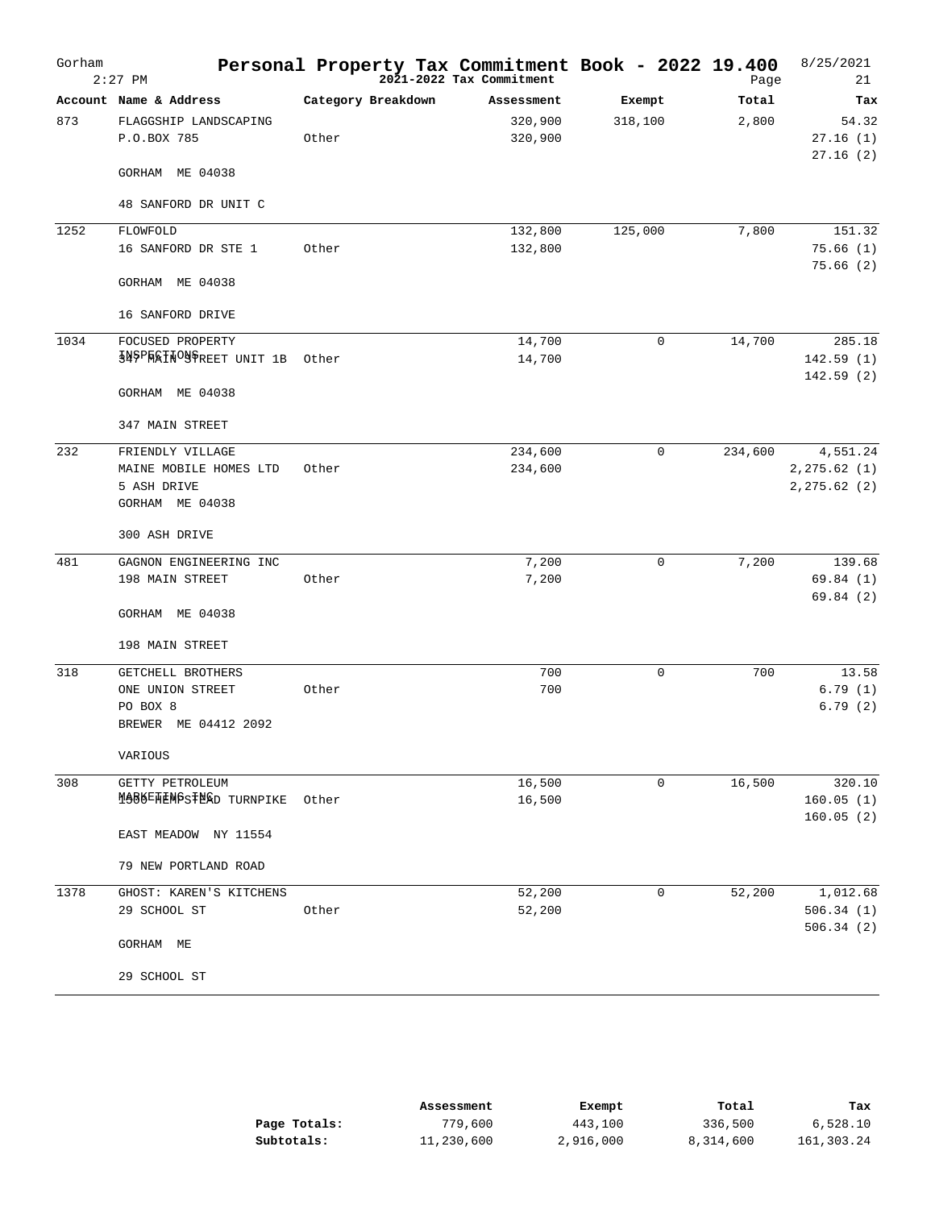# Personal Property Tax Commitment Book - 2022 19.400

**2021-2022 Tax Commitment**

Gorham 2:27 PM — 8/25/2021

| Account | Name & Address | Category Breakdown | Assessment | Exempt | Total | Tax |
|---|---|---|---|---|---|---|
| 873 | FLAGGSHIP LANDSCAPING | | 320,900 | 318,100 | 2,800 | 54.32 |
| | P.O.BOX 785 | Other | 320,900 | | | 27.16 (1) |
| | | | | | | 27.16 (2) |
| | GORHAM ME 04038 | | | | | |
| | 48 SANFORD DR UNIT C | | | | | |
| 1252 | FLOWFOLD | | 132,800 | 125,000 | 7,800 | 151.32 |
| | 16 SANFORD DR STE 1 | Other | 132,800 | | | 75.66 (1) |
| | | | | | | 75.66 (2) |
| | GORHAM ME 04038 | | | | | |
| | 16 SANFORD DRIVE | | | | | |
| 1034 | FOCUSED PROPERTY INSPECTIONS | | 14,700 | 0 | 14,700 | 285.18 |
| | 347 MAIN STREET UNIT 1B | Other | 14,700 | | | 142.59 (1) |
| | | | | | | 142.59 (2) |
| | GORHAM ME 04038 | | | | | |
| | 347 MAIN STREET | | | | | |
| 232 | FRIENDLY VILLAGE | | 234,600 | 0 | 234,600 | 4,551.24 |
| | MAINE MOBILE HOMES LTD | Other | 234,600 | | | 2,275.62 (1) |
| | 5 ASH DRIVE | | | | | 2,275.62 (2) |
| | GORHAM ME 04038 | | | | | |
| | 300 ASH DRIVE | | | | | |
| 481 | GAGNON ENGINEERING INC | | 7,200 | 0 | 7,200 | 139.68 |
| | 198 MAIN STREET | Other | 7,200 | | | 69.84 (1) |
| | | | | | | 69.84 (2) |
| | GORHAM ME 04038 | | | | | |
| | 198 MAIN STREET | | | | | |
| 318 | GETCHELL BROTHERS | | 700 | 0 | 700 | 13.58 |
| | ONE UNION STREET | Other | 700 | | | 6.79 (1) |
| | PO BOX 8 | | | | | 6.79 (2) |
| | BREWER ME 04412 2092 | | | | | |
| | VARIOUS | | | | | |
| 308 | GETTY PETROLEUM MARKETING INC | | 16,500 | 0 | 16,500 | 320.10 |
| | 1500 HEMPSTEAD TURNPIKE | Other | 16,500 | | | 160.05 (1) |
| | | | | | | 160.05 (2) |
| | EAST MEADOW NY 11554 | | | | | |
| | 79 NEW PORTLAND ROAD | | | | | |
| 1378 | GHOST: KAREN'S KITCHENS | | 52,200 | 0 | 52,200 | 1,012.68 |
| | 29 SCHOOL ST | Other | 52,200 | | | 506.34 (1) |
| | | | | | | 506.34 (2) |
| | GORHAM ME | | | | | |
| | 29 SCHOOL ST | | | | | |

| | Assessment | Exempt | Total | Tax |
|---|---|---|---|---|
| **Page Totals:** | 779,600 | 443,100 | 336,500 | 6,528.10 |
| **Subtotals:** | 11,230,600 | 2,916,000 | 8,314,600 | 161,303.24 |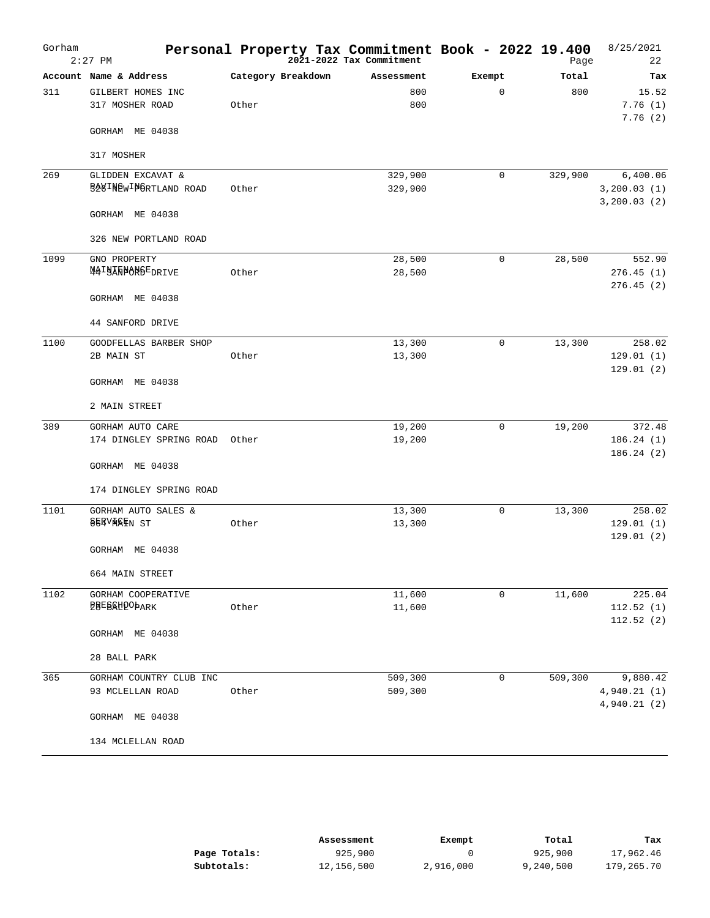# Personal Property Tax Commitment Book - 2022 19.400

2021-2022 Tax Commitment

Gorham 2:27 PM 8/25/2021

| Account | Name & Address | Category Breakdown | Assessment | Exempt | Total | Tax |
|---|---|---|---|---|---|---|
| 311 | GILBERT HOMES INC | | 800 | 0 | 800 | 15.52 |
| | 317 MOSHER ROAD | Other | 800 | | | 7.76 (1) |
| | | | | | | 7.76 (2) |
| | GORHAM ME 04038 | | | | | |
| | 317 MOSHER | | | | | |
| 269 | GLIDDEN EXCAVAT & PAVING INC | | 329,900 | 0 | 329,900 | 6,400.06 |
| | 326 NEW PORTLAND ROAD | Other | 329,900 | | | 3,200.03 (1) |
| | | | | | | 3,200.03 (2) |
| | GORHAM ME 04038 | | | | | |
| | 326 NEW PORTLAND ROAD | | | | | |
| 1099 | GNO PROPERTY MAINTENANCE | | 28,500 | 0 | 28,500 | 552.90 |
| | 44 SANFORD DRIVE | Other | 28,500 | | | 276.45 (1) |
| | | | | | | 276.45 (2) |
| | GORHAM ME 04038 | | | | | |
| | 44 SANFORD DRIVE | | | | | |
| 1100 | GOODFELLAS BARBER SHOP | | 13,300 | 0 | 13,300 | 258.02 |
| | 2B MAIN ST | Other | 13,300 | | | 129.01 (1) |
| | | | | | | 129.01 (2) |
| | GORHAM ME 04038 | | | | | |
| | 2 MAIN STREET | | | | | |
| 389 | GORHAM AUTO CARE | | 19,200 | 0 | 19,200 | 372.48 |
| | 174 DINGLEY SPRING ROAD | Other | 19,200 | | | 186.24 (1) |
| | | | | | | 186.24 (2) |
| | GORHAM ME 04038 | | | | | |
| | 174 DINGLEY SPRING ROAD | | | | | |
| 1101 | GORHAM AUTO SALES & SERVICE | | 13,300 | 0 | 13,300 | 258.02 |
| | 664 MAIN ST | Other | 13,300 | | | 129.01 (1) |
| | | | | | | 129.01 (2) |
| | GORHAM ME 04038 | | | | | |
| | 664 MAIN STREET | | | | | |
| 1102 | GORHAM COOPERATIVE PRESCHOOL | | 11,600 | 0 | 11,600 | 225.04 |
| | 28 BALL PARK | Other | 11,600 | | | 112.52 (1) |
| | | | | | | 112.52 (2) |
| | GORHAM ME 04038 | | | | | |
| | 28 BALL PARK | | | | | |
| 365 | GORHAM COUNTRY CLUB INC | | 509,300 | 0 | 509,300 | 9,880.42 |
| | 93 MCLELLAN ROAD | Other | 509,300 | | | 4,940.21 (1) |
| | | | | | | 4,940.21 (2) |
| | GORHAM ME 04038 | | | | | |
| | 134 MCLELLAN ROAD | | | | | |

| | Assessment | Exempt | Total | Tax |
|---|---|---|---|---|
| **Page Totals:** | 925,900 | 0 | 925,900 | 17,962.46 |
| **Subtotals:** | 12,156,500 | 2,916,000 | 9,240,500 | 179,265.70 |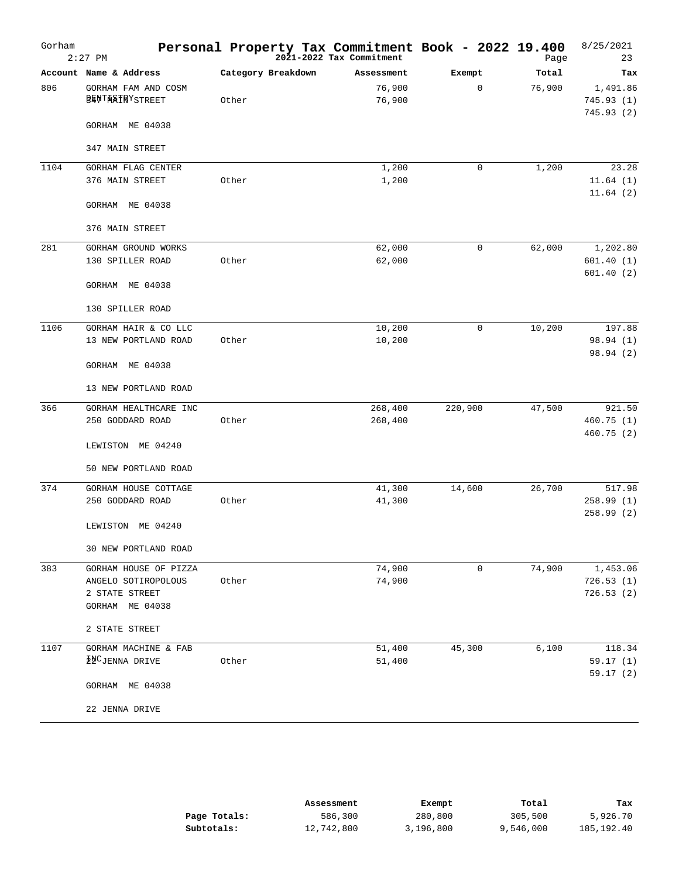# Personal Property Tax Commitment Book - 2022 19.400

2021-2022 Tax Commitment

Gorham
2:27 PM
8/25/2021

| Account | Name & Address | Category Breakdown | Assessment | Exempt | Total | Tax |
|---|---|---|---|---|---|---|
| 806 | GORHAM FAM AND COSM DENTISTRY | | 76,900 | 0 | 76,900 | 1,491.86 |
| | 347 MAIN STREET | Other | 76,900 | | | 745.93 (1) |
| | | | | | | 745.93 (2) |
| | GORHAM ME 04038 | | | | | |
| | 347 MAIN STREET | | | | | |
| 1104 | GORHAM FLAG CENTER | | 1,200 | 0 | 1,200 | 23.28 |
| | 376 MAIN STREET | Other | 1,200 | | | 11.64 (1) |
| | | | | | | 11.64 (2) |
| | GORHAM ME 04038 | | | | | |
| | 376 MAIN STREET | | | | | |
| 281 | GORHAM GROUND WORKS | | 62,000 | 0 | 62,000 | 1,202.80 |
| | 130 SPILLER ROAD | Other | 62,000 | | | 601.40 (1) |
| | | | | | | 601.40 (2) |
| | GORHAM ME 04038 | | | | | |
| | 130 SPILLER ROAD | | | | | |
| 1106 | GORHAM HAIR & CO LLC | | 10,200 | 0 | 10,200 | 197.88 |
| | 13 NEW PORTLAND ROAD | Other | 10,200 | | | 98.94 (1) |
| | | | | | | 98.94 (2) |
| | GORHAM ME 04038 | | | | | |
| | 13 NEW PORTLAND ROAD | | | | | |
| 366 | GORHAM HEALTHCARE INC | | 268,400 | 220,900 | 47,500 | 921.50 |
| | 250 GODDARD ROAD | Other | 268,400 | | | 460.75 (1) |
| | | | | | | 460.75 (2) |
| | LEWISTON ME 04240 | | | | | |
| | 50 NEW PORTLAND ROAD | | | | | |
| 374 | GORHAM HOUSE COTTAGE | | 41,300 | 14,600 | 26,700 | 517.98 |
| | 250 GODDARD ROAD | Other | 41,300 | | | 258.99 (1) |
| | | | | | | 258.99 (2) |
| | LEWISTON ME 04240 | | | | | |
| | 30 NEW PORTLAND ROAD | | | | | |
| 383 | GORHAM HOUSE OF PIZZA | | 74,900 | 0 | 74,900 | 1,453.06 |
| | ANGELO SOTIROPOLOUS | Other | 74,900 | | | 726.53 (1) |
| | 2 STATE STREET | | | | | 726.53 (2) |
| | GORHAM ME 04038 | | | | | |
| | 2 STATE STREET | | | | | |
| 1107 | GORHAM MACHINE & FAB INC | | 51,400 | 45,300 | 6,100 | 118.34 |
| | 22 JENNA DRIVE | Other | 51,400 | | | 59.17 (1) |
| | | | | | | 59.17 (2) |
| | GORHAM ME 04038 | | | | | |
| | 22 JENNA DRIVE | | | | | |

| | Assessment | Exempt | Total | Tax |
|---|---|---|---|---|
| **Page Totals:** | 586,300 | 280,800 | 305,500 | 5,926.70 |
| **Subtotals:** | 12,742,800 | 3,196,800 | 9,546,000 | 185,192.40 |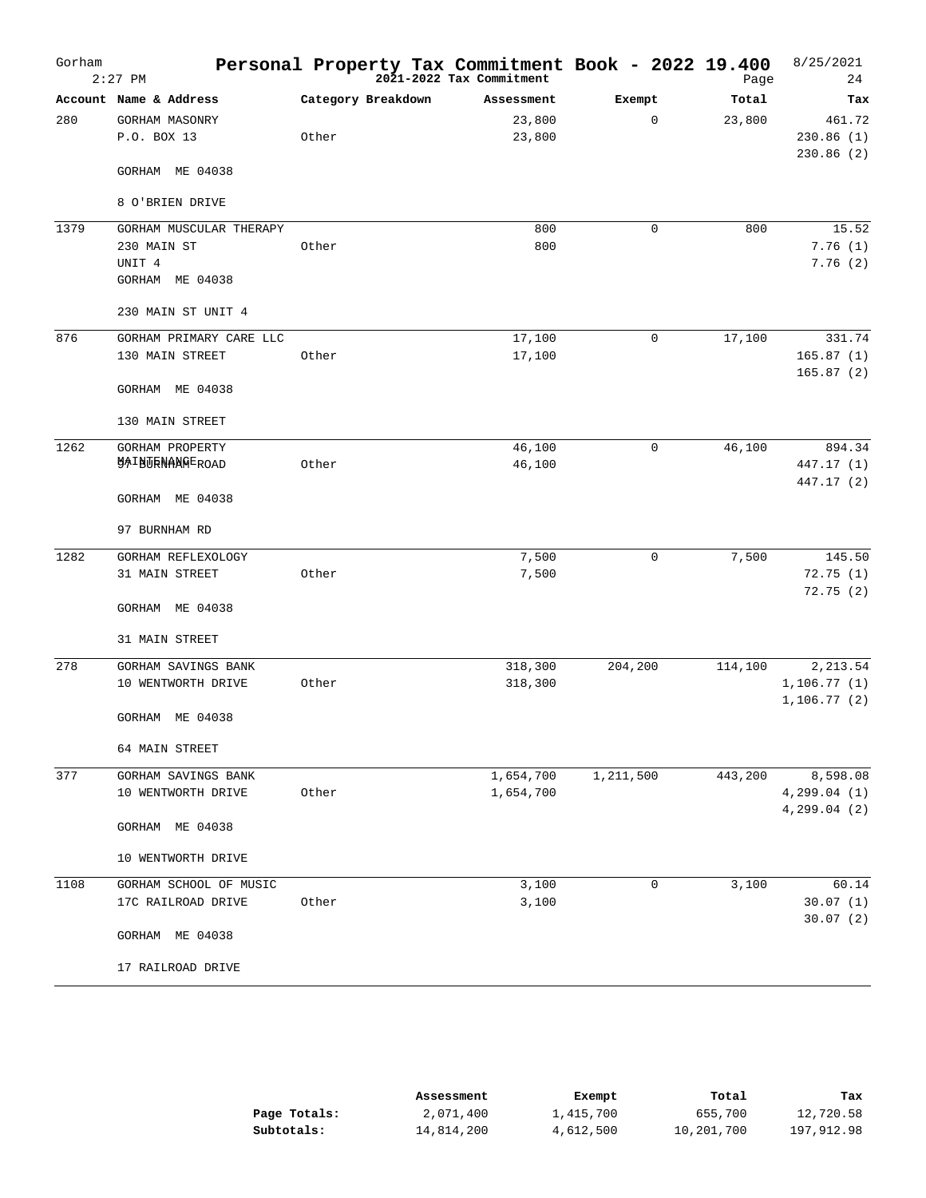# Personal Property Tax Commitment Book - 2022 19.400

2021-2022 Tax Commitment

| Account | Name & Address | Category Breakdown | Assessment | Exempt | Total | Tax |
|---|---|---|---|---|---|---|
| 280 | GORHAM MASONRY<br>P.O. BOX 13<br><br>GORHAM ME 04038<br><br>8 O'BRIEN DRIVE | Other | 23,800<br>23,800 | 0 | 23,800 | 461.72<br>230.86 (1)<br>230.86 (2) |
| 1379 | GORHAM MUSCULAR THERAPY<br>230 MAIN ST<br>UNIT 4<br>GORHAM ME 04038<br><br>230 MAIN ST UNIT 4 | Other | 800<br>800 | 0 | 800 | 15.52<br>7.76 (1)<br>7.76 (2) |
| 876 | GORHAM PRIMARY CARE LLC<br>130 MAIN STREET<br><br>GORHAM ME 04038<br><br>130 MAIN STREET | Other | 17,100<br>17,100 | 0 | 17,100 | 331.74<br>165.87 (1)<br>165.87 (2) |
| 1262 | GORHAM PROPERTY MAINTENANCE<br>97 BURNHAM ROAD<br><br>GORHAM ME 04038<br><br>97 BURNHAM RD | Other | 46,100<br>46,100 | 0 | 46,100 | 894.34<br>447.17 (1)<br>447.17 (2) |
| 1282 | GORHAM REFLEXOLOGY<br>31 MAIN STREET<br><br>GORHAM ME 04038<br><br>31 MAIN STREET | Other | 7,500<br>7,500 | 0 | 7,500 | 145.50<br>72.75 (1)<br>72.75 (2) |
| 278 | GORHAM SAVINGS BANK<br>10 WENTWORTH DRIVE<br><br>GORHAM ME 04038<br><br>64 MAIN STREET | Other | 318,300<br>318,300 | 204,200 | 114,100 | 2,213.54<br>1,106.77 (1)<br>1,106.77 (2) |
| 377 | GORHAM SAVINGS BANK<br>10 WENTWORTH DRIVE<br><br>GORHAM ME 04038<br><br>10 WENTWORTH DRIVE | Other | 1,654,700<br>1,654,700 | 1,211,500 | 443,200 | 8,598.08<br>4,299.04 (1)<br>4,299.04 (2) |
| 1108 | GORHAM SCHOOL OF MUSIC<br>17C RAILROAD DRIVE<br><br>GORHAM ME 04038<br><br>17 RAILROAD DRIVE | Other | 3,100<br>3,100 | 0 | 3,100 | 60.14<br>30.07 (1)<br>30.07 (2) |

| | Assessment | Exempt | Total | Tax |
|---|---|---|---|---|
| **Page Totals:** | 2,071,400 | 1,415,700 | 655,700 | 12,720.58 |
| **Subtotals:** | 14,814,200 | 4,612,500 | 10,201,700 | 197,912.98 |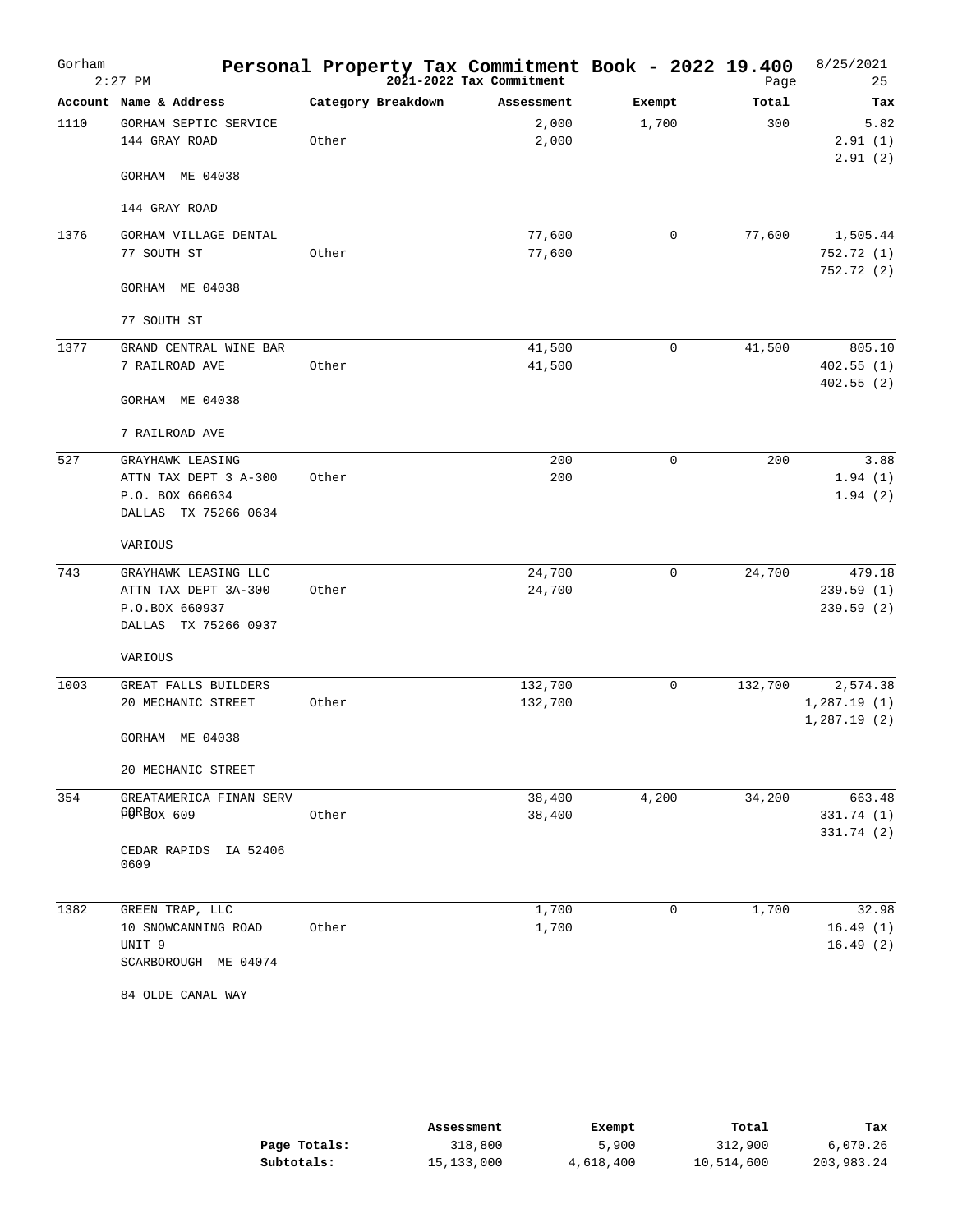Gorham 2:27 PM

# Personal Property Tax Commitment Book - 2022 19.400

2021-2022 Tax Commitment

8/25/2021

| Account | Name & Address | Category Breakdown | Assessment | Exempt | Total | Tax |
|---|---|---|---|---|---|---|
| 1110 | GORHAM SEPTIC SERVICE<br>144 GRAY ROAD<br><br>GORHAM ME 04038<br><br>144 GRAY ROAD | <br>Other | 2,000<br>2,000 | 1,700 | 300 | 5.82<br>2.91 (1)<br>2.91 (2) |
| 1376 | GORHAM VILLAGE DENTAL<br>77 SOUTH ST<br><br>GORHAM ME 04038<br><br>77 SOUTH ST | <br>Other | 77,600<br>77,600 | 0 | 77,600 | 1,505.44<br>752.72 (1)<br>752.72 (2) |
| 1377 | GRAND CENTRAL WINE BAR<br>7 RAILROAD AVE<br><br>GORHAM ME 04038<br><br>7 RAILROAD AVE | <br>Other | 41,500<br>41,500 | 0 | 41,500 | 805.10<br>402.55 (1)<br>402.55 (2) |
| 527 | GRAYHAWK LEASING<br>ATTN TAX DEPT 3 A-300<br>P.O. BOX 660634<br>DALLAS TX 75266 0634<br><br>VARIOUS | <br>Other | 200<br>200 | 0 | 200 | 3.88<br>1.94 (1)<br>1.94 (2) |
| 743 | GRAYHAWK LEASING LLC<br>ATTN TAX DEPT 3A-300<br>P.O.BOX 660937<br>DALLAS TX 75266 0937<br><br>VARIOUS | <br>Other | 24,700<br>24,700 | 0 | 24,700 | 479.18<br>239.59 (1)<br>239.59 (2) |
| 1003 | GREAT FALLS BUILDERS<br>20 MECHANIC STREET<br><br>GORHAM ME 04038<br><br>20 MECHANIC STREET | <br>Other | 132,700<br>132,700 | 0 | 132,700 | 2,574.38<br>1,287.19 (1)<br>1,287.19 (2) |
| 354 | GREATAMERICA FINAN SERV CORP<br>PO BOX 609<br><br>CEDAR RAPIDS IA 52406 0609 | <br>Other | 38,400<br>38,400 | 4,200 | 34,200 | 663.48<br>331.74 (1)<br>331.74 (2) |
| 1382 | GREEN TRAP, LLC<br>10 SNOWCANNING ROAD<br>UNIT 9<br>SCARBOROUGH ME 04074<br><br>84 OLDE CANAL WAY | <br>Other | 1,700<br>1,700 | 0 | 1,700 | 32.98<br>16.49 (1)<br>16.49 (2) |

| | Assessment | Exempt | Total | Tax |
|---|---|---|---|---|
| **Page Totals:** | 318,800 | 5,900 | 312,900 | 6,070.26 |
| **Subtotals:** | 15,133,000 | 4,618,400 | 10,514,600 | 203,983.24 |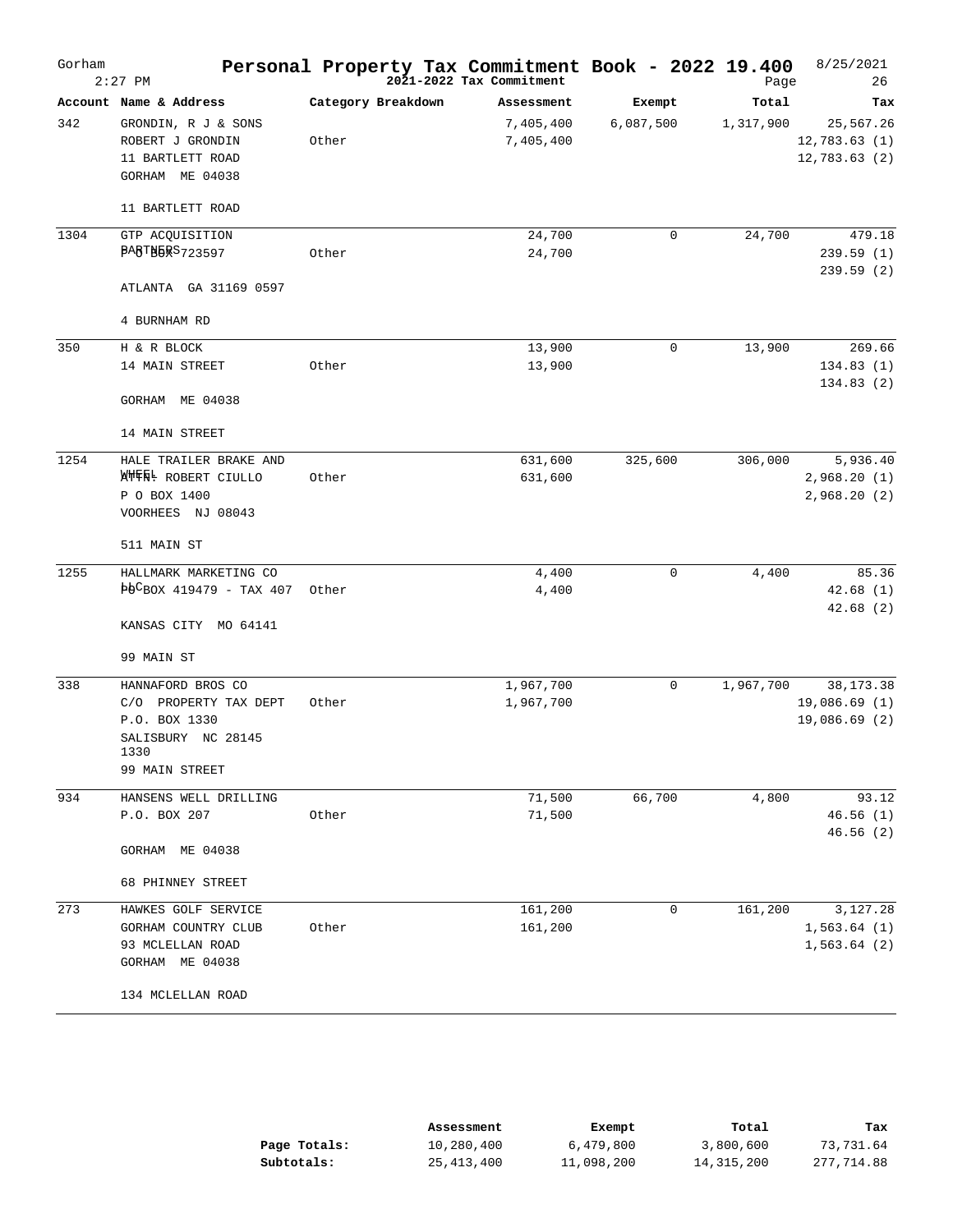# Personal Property Tax Commitment Book - 2022 19.400

2021-2022 Tax Commitment

| Account | Name & Address | Category Breakdown | Assessment | Exempt | Total | Tax |
|---|---|---|---|---|---|---|
| 342 | GRONDIN, R J & SONS | | 7,405,400 | 6,087,500 | 1,317,900 | 25,567.26 |
| | ROBERT J GRONDIN | Other | 7,405,400 | | | 12,783.63 (1) |
| | 11 BARTLETT ROAD | | | | | 12,783.63 (2) |
| | GORHAM ME 04038 | | | | | |
| | 11 BARTLETT ROAD | | | | | |
| 1304 | GTP ACQUISITION PARTNERS | | 24,700 | 0 | 24,700 | 479.18 |
| | PO BOX 723597 | Other | 24,700 | | | 239.59 (1) |
| | | | | | | 239.59 (2) |
| | ATLANTA GA 31169 0597 | | | | | |
| | 4 BURNHAM RD | | | | | |
| 350 | H & R BLOCK | | 13,900 | 0 | 13,900 | 269.66 |
| | 14 MAIN STREET | Other | 13,900 | | | 134.83 (1) |
| | | | | | | 134.83 (2) |
| | GORHAM ME 04038 | | | | | |
| | 14 MAIN STREET | | | | | |
| 1254 | HALE TRAILER BRAKE AND WHEEL | | 631,600 | 325,600 | 306,000 | 5,936.40 |
| | ATTN: ROBERT CIULLO | Other | 631,600 | | | 2,968.20 (1) |
| | P O BOX 1400 | | | | | 2,968.20 (2) |
| | VOORHEES NJ 08043 | | | | | |
| | 511 MAIN ST | | | | | |
| 1255 | HALLMARK MARKETING CO LLC | | 4,400 | 0 | 4,400 | 85.36 |
| | PO BOX 419479 - TAX 407 | Other | 4,400 | | | 42.68 (1) |
| | | | | | | 42.68 (2) |
| | KANSAS CITY MO 64141 | | | | | |
| | 99 MAIN ST | | | | | |
| 338 | HANNAFORD BROS CO | | 1,967,700 | 0 | 1,967,700 | 38,173.38 |
| | C/O PROPERTY TAX DEPT | Other | 1,967,700 | | | 19,086.69 (1) |
| | P.O. BOX 1330 | | | | | 19,086.69 (2) |
| | SALISBURY NC 28145 1330 | | | | | |
| | 99 MAIN STREET | | | | | |
| 934 | HANSENS WELL DRILLING | | 71,500 | 66,700 | 4,800 | 93.12 |
| | P.O. BOX 207 | Other | 71,500 | | | 46.56 (1) |
| | | | | | | 46.56 (2) |
| | GORHAM ME 04038 | | | | | |
| | 68 PHINNEY STREET | | | | | |
| 273 | HAWKES GOLF SERVICE | | 161,200 | 0 | 161,200 | 3,127.28 |
| | GORHAM COUNTRY CLUB | Other | 161,200 | | | 1,563.64 (1) |
| | 93 MCLELLAN ROAD | | | | | 1,563.64 (2) |
| | GORHAM ME 04038 | | | | | |
| | 134 MCLELLAN ROAD | | | | | |

| | Assessment | Exempt | Total | Tax |
|---|---|---|---|---|
| **Page Totals:** | 10,280,400 | 6,479,800 | 3,800,600 | 73,731.64 |
| **Subtotals:** | 25,413,400 | 11,098,200 | 14,315,200 | 277,714.88 |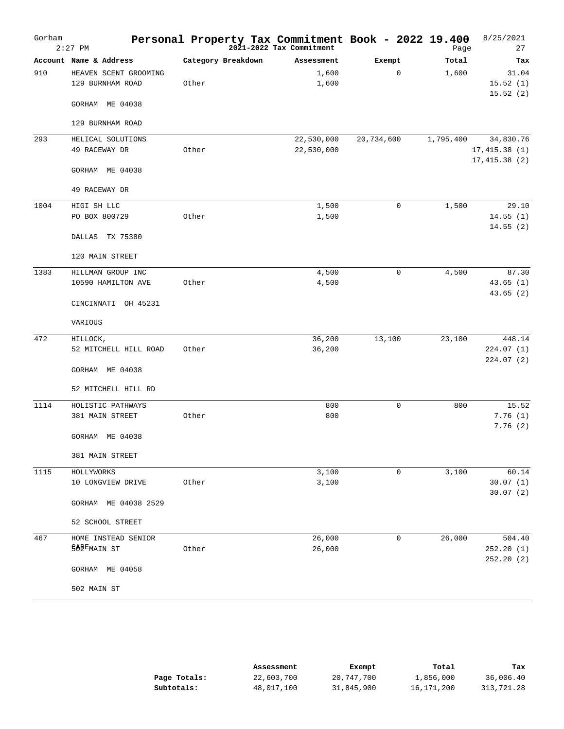# Personal Property Tax Commitment Book - 2022 19.400

2021-2022 Tax Commitment

Gorham 2:27 PM 8/25/2021

| Account | Name & Address | Category Breakdown | Assessment | Exempt | Total | Tax |
|---|---|---|---|---|---|---|
| 910 | HEAVEN SCENT GROOMING | | 1,600 | 0 | 1,600 | 31.04 |
| | 129 BURNHAM ROAD | Other | 1,600 | | | 15.52 (1) |
| | | | | | | 15.52 (2) |
| | GORHAM ME 04038 | | | | | |
| | 129 BURNHAM ROAD | | | | | |
| 293 | HELICAL SOLUTIONS | | 22,530,000 | 20,734,600 | 1,795,400 | 34,830.76 |
| | 49 RACEWAY DR | Other | 22,530,000 | | | 17,415.38 (1) |
| | | | | | | 17,415.38 (2) |
| | GORHAM ME 04038 | | | | | |
| | 49 RACEWAY DR | | | | | |
| 1004 | HIGI SH LLC | | 1,500 | 0 | 1,500 | 29.10 |
| | PO BOX 800729 | Other | 1,500 | | | 14.55 (1) |
| | | | | | | 14.55 (2) |
| | DALLAS TX 75380 | | | | | |
| | 120 MAIN STREET | | | | | |
| 1383 | HILLMAN GROUP INC | | 4,500 | 0 | 4,500 | 87.30 |
| | 10590 HAMILTON AVE | Other | 4,500 | | | 43.65 (1) |
| | | | | | | 43.65 (2) |
| | CINCINNATI OH 45231 | | | | | |
| | VARIOUS | | | | | |
| 472 | HILLOCK, | | 36,200 | 13,100 | 23,100 | 448.14 |
| | 52 MITCHELL HILL ROAD | Other | 36,200 | | | 224.07 (1) |
| | | | | | | 224.07 (2) |
| | GORHAM ME 04038 | | | | | |
| | 52 MITCHELL HILL RD | | | | | |
| 1114 | HOLISTIC PATHWAYS | | 800 | 0 | 800 | 15.52 |
| | 381 MAIN STREET | Other | 800 | | | 7.76 (1) |
| | | | | | | 7.76 (2) |
| | GORHAM ME 04038 | | | | | |
| | 381 MAIN STREET | | | | | |
| 1115 | HOLLYWORKS | | 3,100 | 0 | 3,100 | 60.14 |
| | 10 LONGVIEW DRIVE | Other | 3,100 | | | 30.07 (1) |
| | | | | | | 30.07 (2) |
| | GORHAM ME 04038 2529 | | | | | |
| | 52 SCHOOL STREET | | | | | |
| 467 | HOME INSTEAD SENIOR CARE | | 26,000 | 0 | 26,000 | 504.40 |
| | 502 MAIN ST | Other | 26,000 | | | 252.20 (1) |
| | | | | | | 252.20 (2) |
| | GORHAM ME 04058 | | | | | |
| | 502 MAIN ST | | | | | |

| | Assessment | Exempt | Total | Tax |
|---|---|---|---|---|
| **Page Totals:** | 22,603,700 | 20,747,700 | 1,856,000 | 36,006.40 |
| **Subtotals:** | 48,017,100 | 31,845,900 | 16,171,200 | 313,721.28 |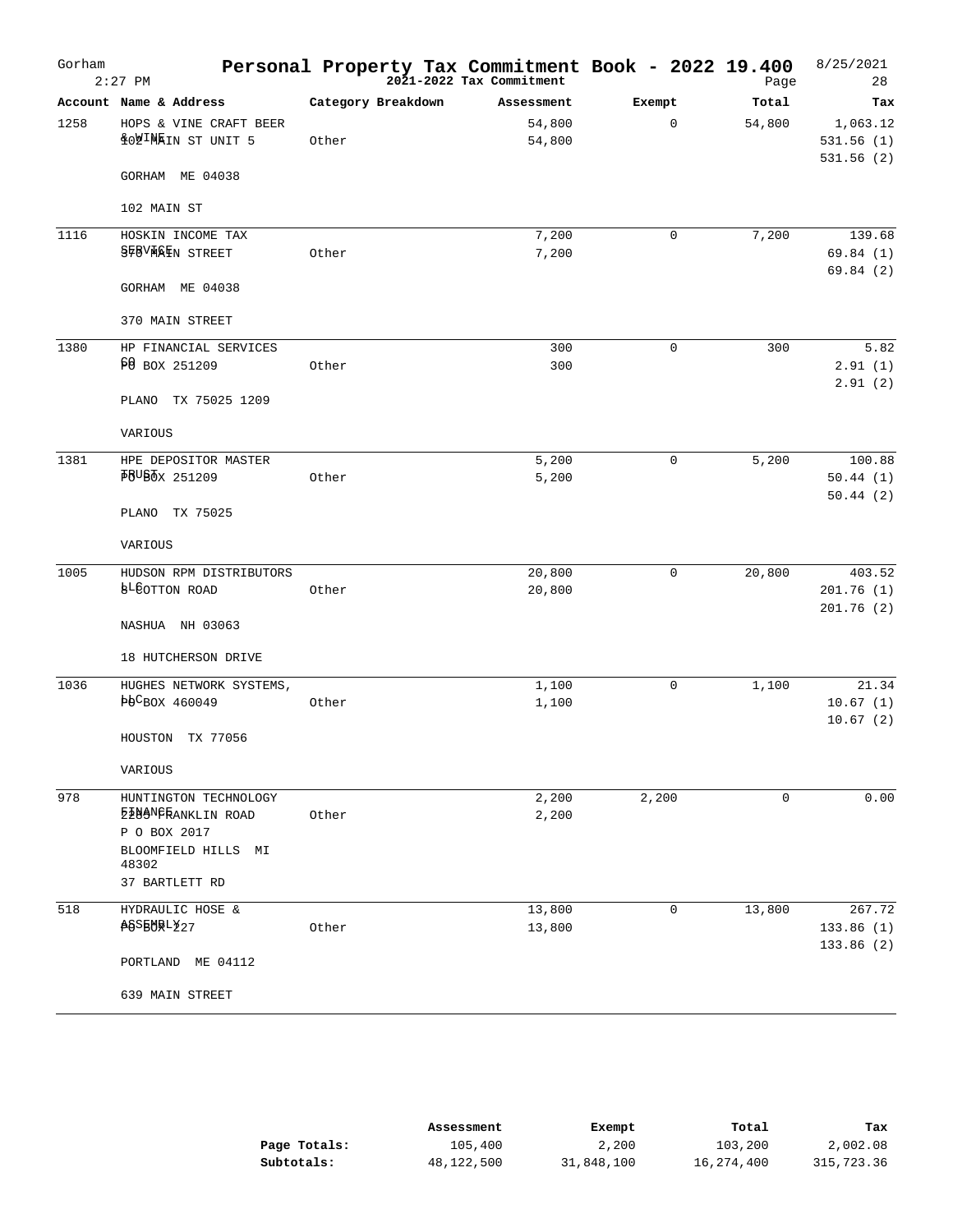# Personal Property Tax Commitment Book - 2022 19.400

2021-2022 Tax Commitment

Gorham — 2:27 PM — 8/25/2021 — Page 28

| Account | Name & Address | Category Breakdown | Assessment | Exempt | Total | Tax |
|---|---|---|---|---|---|---|
| 1258 | HOPS & VINE CRAFT BEER & WINE | | 54,800 | 0 | 54,800 | 1,063.12 |
| | 102 MAIN ST UNIT 5 | Other | 54,800 | | | 531.56 (1) |
| | | | | | | 531.56 (2) |
| | GORHAM ME 04038 | | | | | |
| | 102 MAIN ST | | | | | |
| 1116 | HOSKIN INCOME TAX SERVICE | | 7,200 | 0 | 7,200 | 139.68 |
| | 370 MAIN STREET | Other | 7,200 | | | 69.84 (1) |
| | | | | | | 69.84 (2) |
| | GORHAM ME 04038 | | | | | |
| | 370 MAIN STREET | | | | | |
| 1380 | HP FINANCIAL SERVICES CO | | 300 | 0 | 300 | 5.82 |
| | PO BOX 251209 | Other | 300 | | | 2.91 (1) |
| | | | | | | 2.91 (2) |
| | PLANO TX 75025 1209 | | | | | |
| | VARIOUS | | | | | |
| 1381 | HPE DEPOSITOR MASTER TRUST | | 5,200 | 0 | 5,200 | 100.88 |
| | PO BOX 251209 | Other | 5,200 | | | 50.44 (1) |
| | | | | | | 50.44 (2) |
| | PLANO TX 75025 | | | | | |
| | VARIOUS | | | | | |
| 1005 | HUDSON RPM DISTRIBUTORS LLC | | 20,800 | 0 | 20,800 | 403.52 |
| | 8 COTTON ROAD | Other | 20,800 | | | 201.76 (1) |
| | | | | | | 201.76 (2) |
| | NASHUA NH 03063 | | | | | |
| | 18 HUTCHERSON DRIVE | | | | | |
| 1036 | HUGHES NETWORK SYSTEMS, LLC | | 1,100 | 0 | 1,100 | 21.34 |
| | PO BOX 460049 | Other | 1,100 | | | 10.67 (1) |
| | | | | | | 10.67 (2) |
| | HOUSTON TX 77056 | | | | | |
| | VARIOUS | | | | | |
| 978 | HUNTINGTON TECHNOLOGY FINANCE | | 2,200 | 2,200 | 0 | 0.00 |
| | 2285 FRANKLIN ROAD | Other | 2,200 | | | |
| | P O BOX 2017 | | | | | |
| | BLOOMFIELD HILLS MI 48302 | | | | | |
| | 37 BARTLETT RD | | | | | |
| 518 | HYDRAULIC HOSE & ASSEMBLY | | 13,800 | 0 | 13,800 | 267.72 |
| | PO BOX 227 | Other | 13,800 | | | 133.86 (1) |
| | | | | | | 133.86 (2) |
| | PORTLAND ME 04112 | | | | | |
| | 639 MAIN STREET | | | | | |

| | Assessment | Exempt | Total | Tax |
|---|---|---|---|---|
| **Page Totals:** | 105,400 | 2,200 | 103,200 | 2,002.08 |
| **Subtotals:** | 48,122,500 | 31,848,100 | 16,274,400 | 315,723.36 |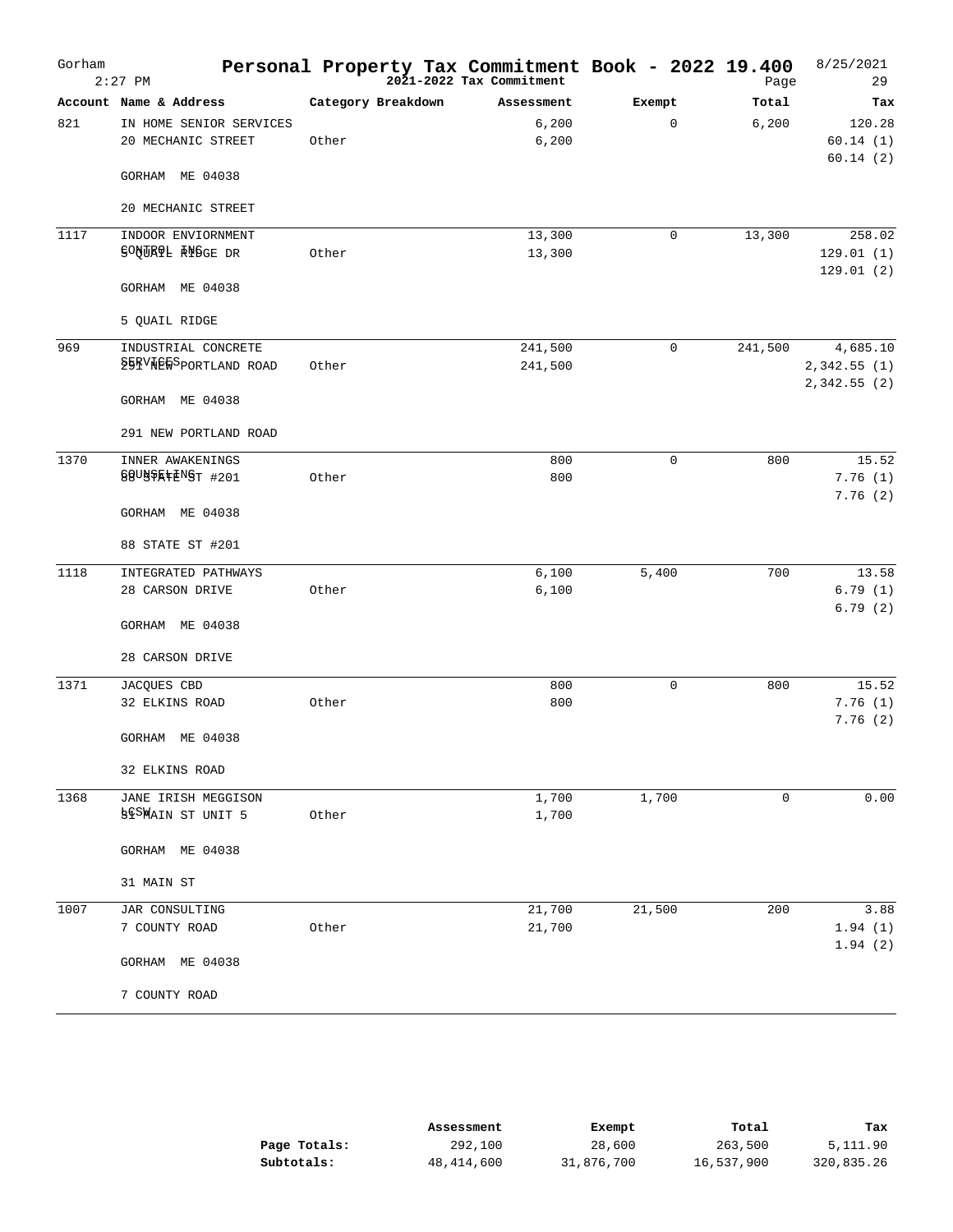# Personal Property Tax Commitment Book - 2022 19.400

Gorham 2:27 PM — 2021-2022 Tax Commitment — 8/25/2021

| Account | Name & Address | Category Breakdown | Assessment | Exempt | Total | Tax |
|---|---|---|---|---|---|---|
| 821 | IN HOME SENIOR SERVICES | | 6,200 | 0 | 6,200 | 120.28 |
| | 20 MECHANIC STREET | Other | 6,200 | | | 60.14 (1) |
| | | | | | | 60.14 (2) |
| | GORHAM ME 04038 | | | | | |
| | 20 MECHANIC STREET | | | | | |
| 1117 | INDOOR ENVIORNMENT CONTROL INC | | 13,300 | 0 | 13,300 | 258.02 |
| | 5 QUAIL RIDGE DR | Other | 13,300 | | | 129.01 (1) |
| | | | | | | 129.01 (2) |
| | GORHAM ME 04038 | | | | | |
| | 5 QUAIL RIDGE | | | | | |
| 969 | INDUSTRIAL CONCRETE SERVICES | | 241,500 | 0 | 241,500 | 4,685.10 |
| | 291 NEW PORTLAND ROAD | Other | 241,500 | | | 2,342.55 (1) |
| | | | | | | 2,342.55 (2) |
| | GORHAM ME 04038 | | | | | |
| | 291 NEW PORTLAND ROAD | | | | | |
| 1370 | INNER AWAKENINGS COUNSELING | | 800 | 0 | 800 | 15.52 |
| | 88 STATE ST #201 | Other | 800 | | | 7.76 (1) |
| | | | | | | 7.76 (2) |
| | GORHAM ME 04038 | | | | | |
| | 88 STATE ST #201 | | | | | |
| 1118 | INTEGRATED PATHWAYS | | 6,100 | 5,400 | 700 | 13.58 |
| | 28 CARSON DRIVE | Other | 6,100 | | | 6.79 (1) |
| | | | | | | 6.79 (2) |
| | GORHAM ME 04038 | | | | | |
| | 28 CARSON DRIVE | | | | | |
| 1371 | JACQUES CBD | | 800 | 0 | 800 | 15.52 |
| | 32 ELKINS ROAD | Other | 800 | | | 7.76 (1) |
| | | | | | | 7.76 (2) |
| | GORHAM ME 04038 | | | | | |
| | 32 ELKINS ROAD | | | | | |
| 1368 | JANE IRISH MEGGISON LCSW | | 1,700 | 1,700 | 0 | 0.00 |
| | 31 MAIN ST UNIT 5 | Other | 1,700 | | | |
| | GORHAM ME 04038 | | | | | |
| | 31 MAIN ST | | | | | |
| 1007 | JAR CONSULTING | | 21,700 | 21,500 | 200 | 3.88 |
| | 7 COUNTY ROAD | Other | 21,700 | | | 1.94 (1) |
| | | | | | | 1.94 (2) |
| | GORHAM ME 04038 | | | | | |
| | 7 COUNTY ROAD | | | | | |

| | Assessment | Exempt | Total | Tax |
|---|---|---|---|---|
| **Page Totals:** | 292,100 | 28,600 | 263,500 | 5,111.90 |
| **Subtotals:** | 48,414,600 | 31,876,700 | 16,537,900 | 320,835.26 |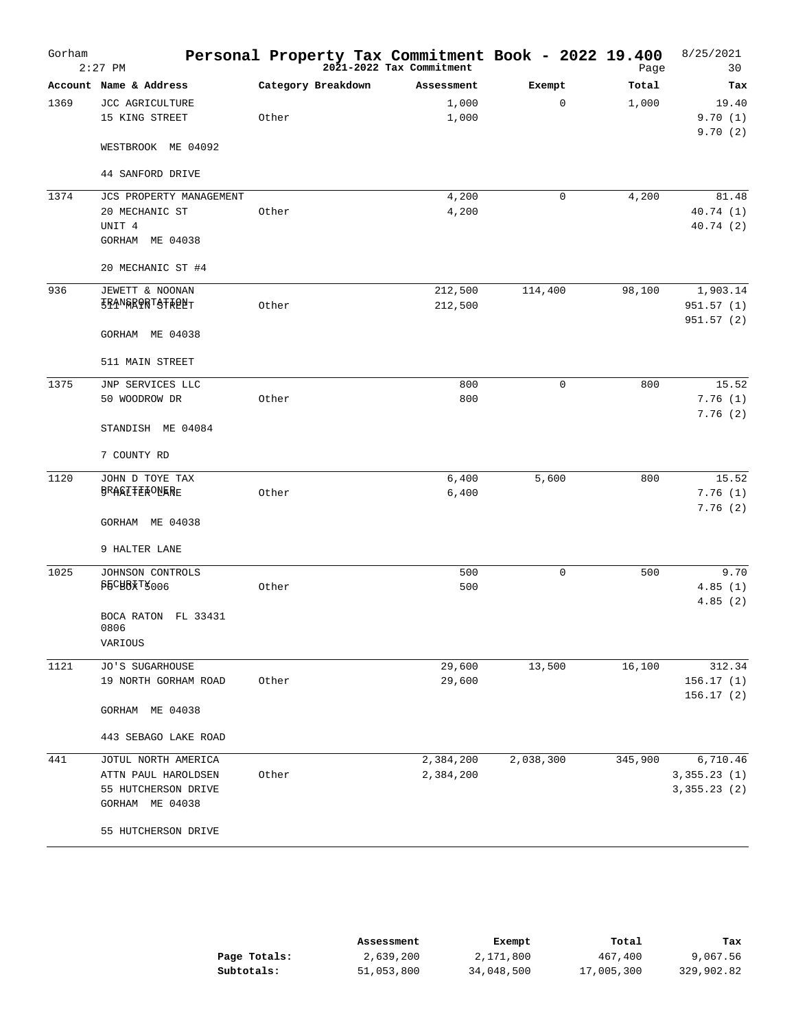# Personal Property Tax Commitment Book - 2022 19.400

2021-2022 Tax Commitment

Gorham 2:27 PM — 8/25/2021

| Account | Name & Address | Category Breakdown | Assessment | Exempt | Total | Tax |
|---|---|---|---|---|---|---|
| 1369 | JCC AGRICULTURE | | 1,000 | 0 | 1,000 | 19.40 |
| | 15 KING STREET | Other | 1,000 | | | 9.70 (1) |
| | | | | | | 9.70 (2) |
| | WESTBROOK ME 04092 | | | | | |
| | 44 SANFORD DRIVE | | | | | |
| 1374 | JCS PROPERTY MANAGEMENT | | 4,200 | 0 | 4,200 | 81.48 |
| | 20 MECHANIC ST | Other | 4,200 | | | 40.74 (1) |
| | UNIT 4 | | | | | 40.74 (2) |
| | GORHAM ME 04038 | | | | | |
| | 20 MECHANIC ST #4 | | | | | |
| 936 | JEWETT & NOONAN TRANSPORTATION | | 212,500 | 114,400 | 98,100 | 1,903.14 |
| | 511 MAIN STREET | Other | 212,500 | | | 951.57 (1) |
| | | | | | | 951.57 (2) |
| | GORHAM ME 04038 | | | | | |
| | 511 MAIN STREET | | | | | |
| 1375 | JNP SERVICES LLC | | 800 | 0 | 800 | 15.52 |
| | 50 WOODROW DR | Other | 800 | | | 7.76 (1) |
| | | | | | | 7.76 (2) |
| | STANDISH ME 04084 | | | | | |
| | 7 COUNTY RD | | | | | |
| 1120 | JOHN D TOYE TAX PRACTITIONER | | 6,400 | 5,600 | 800 | 15.52 |
| | 9 HALTER LANE | Other | 6,400 | | | 7.76 (1) |
| | | | | | | 7.76 (2) |
| | GORHAM ME 04038 | | | | | |
| | 9 HALTER LANE | | | | | |
| 1025 | JOHNSON CONTROLS SECURITY | | 500 | 0 | 500 | 9.70 |
| | PO BOX 5006 | Other | 500 | | | 4.85 (1) |
| | | | | | | 4.85 (2) |
| | BOCA RATON FL 33431 0806 | | | | | |
| | VARIOUS | | | | | |
| 1121 | JO'S SUGARHOUSE | | 29,600 | 13,500 | 16,100 | 312.34 |
| | 19 NORTH GORHAM ROAD | Other | 29,600 | | | 156.17 (1) |
| | | | | | | 156.17 (2) |
| | GORHAM ME 04038 | | | | | |
| | 443 SEBAGO LAKE ROAD | | | | | |
| 441 | JOTUL NORTH AMERICA | | 2,384,200 | 2,038,300 | 345,900 | 6,710.46 |
| | ATTN PAUL HAROLDSEN | Other | 2,384,200 | | | 3,355.23 (1) |
| | 55 HUTCHERSON DRIVE | | | | | 3,355.23 (2) |
| | GORHAM ME 04038 | | | | | |
| | 55 HUTCHERSON DRIVE | | | | | |

| | Assessment | Exempt | Total | Tax |
|---|---|---|---|---|
| **Page Totals:** | 2,639,200 | 2,171,800 | 467,400 | 9,067.56 |
| **Subtotals:** | 51,053,800 | 34,048,500 | 17,005,300 | 329,902.82 |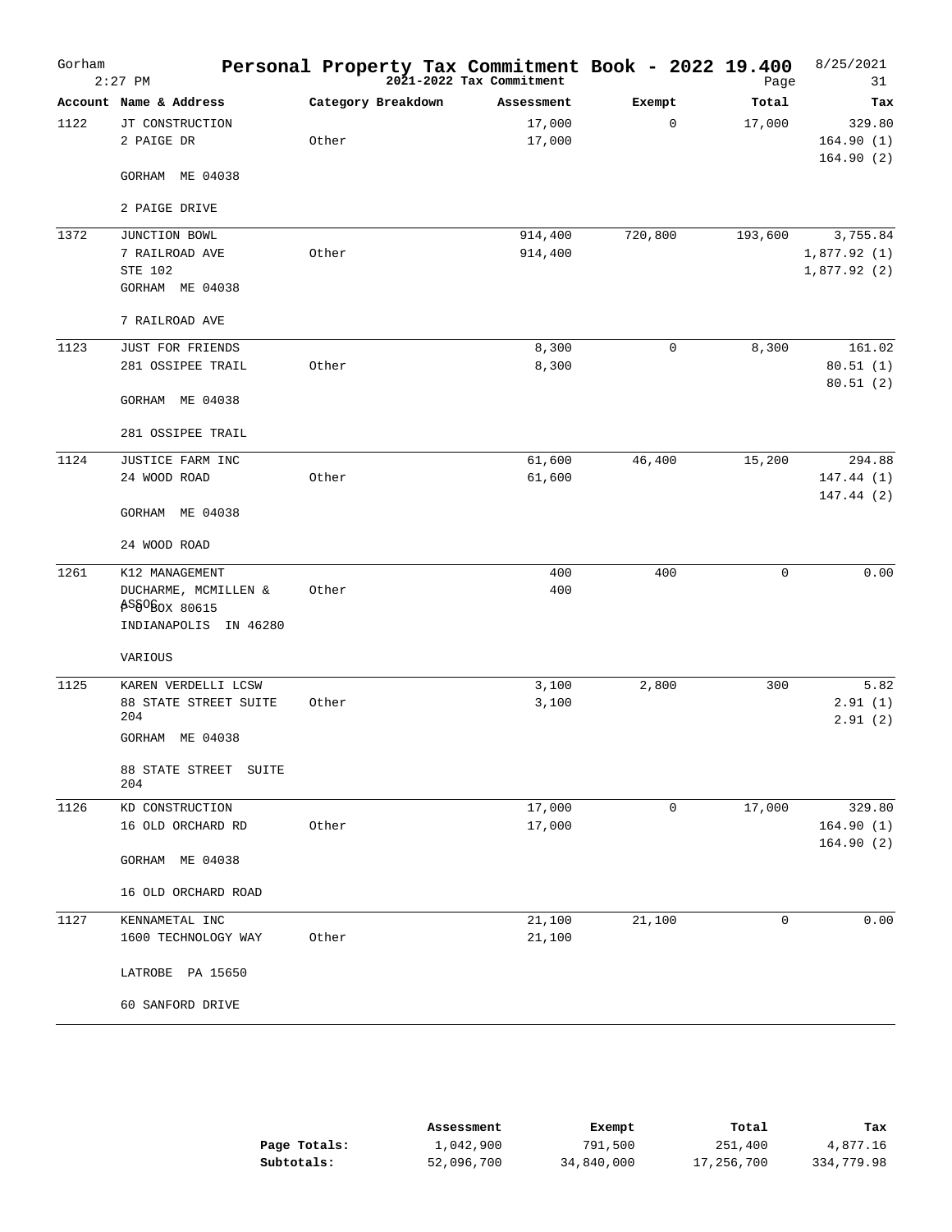# Personal Property Tax Commitment Book - 2022 19.400

2021-2022 Tax Commitment

Gorham
2:27 PM
8/25/2021

| Account | Name & Address | Category Breakdown | Assessment | Exempt | Total | Tax |
|---|---|---|---|---|---|---|
| 1122 | JT CONSTRUCTION<br>2 PAIGE DR<br><br>GORHAM ME 04038<br><br>2 PAIGE DRIVE | <br>Other | 17,000<br>17,000 | 0 | 17,000 | 329.80<br>164.90 (1)<br>164.90 (2) |
| 1372 | JUNCTION BOWL<br>7 RAILROAD AVE<br>STE 102<br>GORHAM ME 04038<br><br>7 RAILROAD AVE | <br>Other | 914,400<br>914,400 | 720,800 | 193,600 | 3,755.84<br>1,877.92 (1)<br>1,877.92 (2) |
| 1123 | JUST FOR FRIENDS<br>281 OSSIPEE TRAIL<br><br>GORHAM ME 04038<br><br>281 OSSIPEE TRAIL | <br>Other | 8,300<br>8,300 | 0 | 8,300 | 161.02<br>80.51 (1)<br>80.51 (2) |
| 1124 | JUSTICE FARM INC<br>24 WOOD ROAD<br><br>GORHAM ME 04038<br><br>24 WOOD ROAD | <br>Other | 61,600<br>61,600 | 46,400 | 15,200 | 294.88<br>147.44 (1)<br>147.44 (2) |
| 1261 | K12 MANAGEMENT<br>DUCHARME, MCMILLEN & ASSOC<br>P O BOX 80615<br>INDIANAPOLIS IN 46280<br><br>VARIOUS | <br>Other | 400<br>400 | 400 | 0 | 0.00 |
| 1125 | KAREN VERDELLI LCSW<br>88 STATE STREET SUITE 204<br>GORHAM ME 04038<br><br>88 STATE STREET SUITE 204 | <br>Other | 3,100<br>3,100 | 2,800 | 300 | 5.82<br>2.91 (1)<br>2.91 (2) |
| 1126 | KD CONSTRUCTION<br>16 OLD ORCHARD RD<br><br>GORHAM ME 04038<br><br>16 OLD ORCHARD ROAD | <br>Other | 17,000<br>17,000 | 0 | 17,000 | 329.80<br>164.90 (1)<br>164.90 (2) |
| 1127 | KENNAMETAL INC<br>1600 TECHNOLOGY WAY<br><br>LATROBE PA 15650<br><br>60 SANFORD DRIVE | <br>Other | 21,100<br>21,100 | 21,100 | 0 | 0.00 |

| | Assessment | Exempt | Total | Tax |
|---|---|---|---|---|
| **Page Totals:** | 1,042,900 | 791,500 | 251,400 | 4,877.16 |
| **Subtotals:** | 52,096,700 | 34,840,000 | 17,256,700 | 334,779.98 |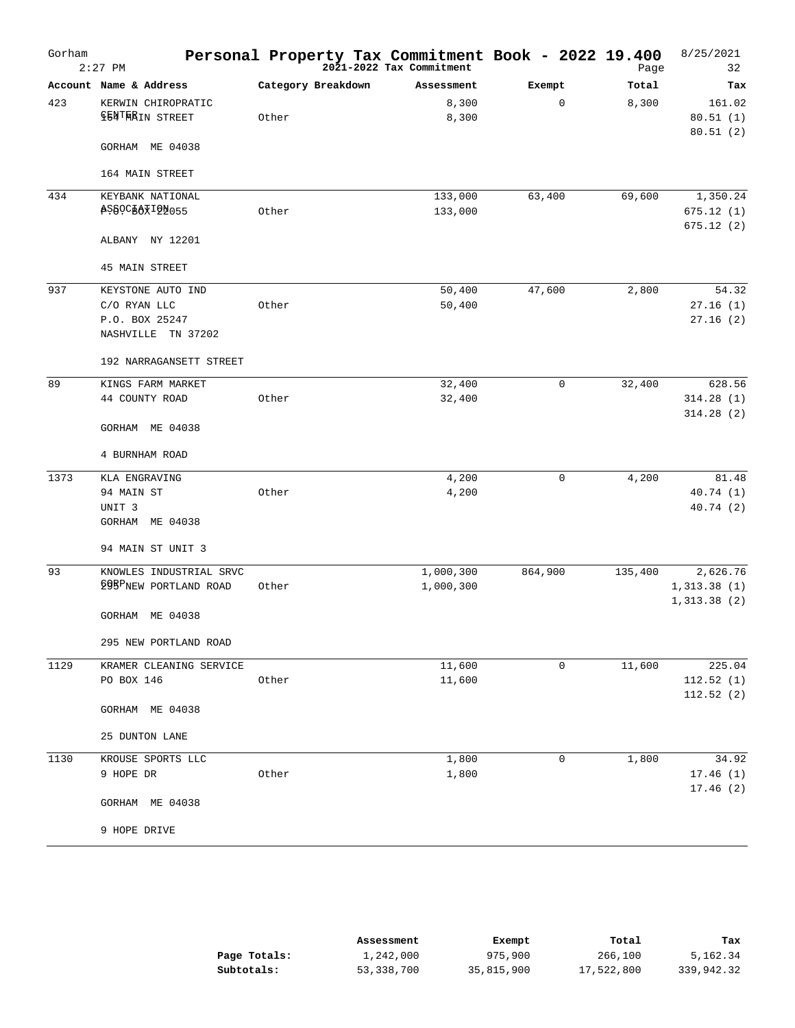# Personal Property Tax Commitment Book - 2022 19.400

Gorham 2:27 PM — 2021-2022 Tax Commitment — 8/25/2021

| Account | Name & Address | Category Breakdown | Assessment | Exempt | Total | Tax |
|---|---|---|---|---|---|---|
| 423 | KERWIN CHIROPRATIC CENTER | | 8,300 | 0 | 8,300 | 161.02 |
| | 164 MAIN STREET | Other | 8,300 | | | 80.51 (1) |
| | | | | | | 80.51 (2) |
| | GORHAM ME 04038 | | | | | |
| | 164 MAIN STREET | | | | | |
| 434 | KEYBANK NATIONAL ASSOCIATION | | 133,000 | 63,400 | 69,600 | 1,350.24 |
| | P.O. BOX 22055 | Other | 133,000 | | | 675.12 (1) |
| | | | | | | 675.12 (2) |
| | ALBANY NY 12201 | | | | | |
| | 45 MAIN STREET | | | | | |
| 937 | KEYSTONE AUTO IND | | 50,400 | 47,600 | 2,800 | 54.32 |
| | C/O RYAN LLC | Other | 50,400 | | | 27.16 (1) |
| | P.O. BOX 25247 | | | | | 27.16 (2) |
| | NASHVILLE TN 37202 | | | | | |
| | 192 NARRAGANSETT STREET | | | | | |
| 89 | KINGS FARM MARKET | | 32,400 | 0 | 32,400 | 628.56 |
| | 44 COUNTY ROAD | Other | 32,400 | | | 314.28 (1) |
| | | | | | | 314.28 (2) |
| | GORHAM ME 04038 | | | | | |
| | 4 BURNHAM ROAD | | | | | |
| 1373 | KLA ENGRAVING | | 4,200 | 0 | 4,200 | 81.48 |
| | 94 MAIN ST | Other | 4,200 | | | 40.74 (1) |
| | UNIT 3 | | | | | 40.74 (2) |
| | GORHAM ME 04038 | | | | | |
| | 94 MAIN ST UNIT 3 | | | | | |
| 93 | KNOWLES INDUSTRIAL SRVC CORP | | 1,000,300 | 864,900 | 135,400 | 2,626.76 |
| | 295 NEW PORTLAND ROAD | Other | 1,000,300 | | | 1,313.38 (1) |
| | | | | | | 1,313.38 (2) |
| | GORHAM ME 04038 | | | | | |
| | 295 NEW PORTLAND ROAD | | | | | |
| 1129 | KRAMER CLEANING SERVICE | | 11,600 | 0 | 11,600 | 225.04 |
| | PO BOX 146 | Other | 11,600 | | | 112.52 (1) |
| | | | | | | 112.52 (2) |
| | GORHAM ME 04038 | | | | | |
| | 25 DUNTON LANE | | | | | |
| 1130 | KROUSE SPORTS LLC | | 1,800 | 0 | 1,800 | 34.92 |
| | 9 HOPE DR | Other | 1,800 | | | 17.46 (1) |
| | | | | | | 17.46 (2) |
| | GORHAM ME 04038 | | | | | |
| | 9 HOPE DRIVE | | | | | |

| | Assessment | Exempt | Total | Tax |
|---|---|---|---|---|
| **Page Totals:** | 1,242,000 | 975,900 | 266,100 | 5,162.34 |
| **Subtotals:** | 53,338,700 | 35,815,900 | 17,522,800 | 339,942.32 |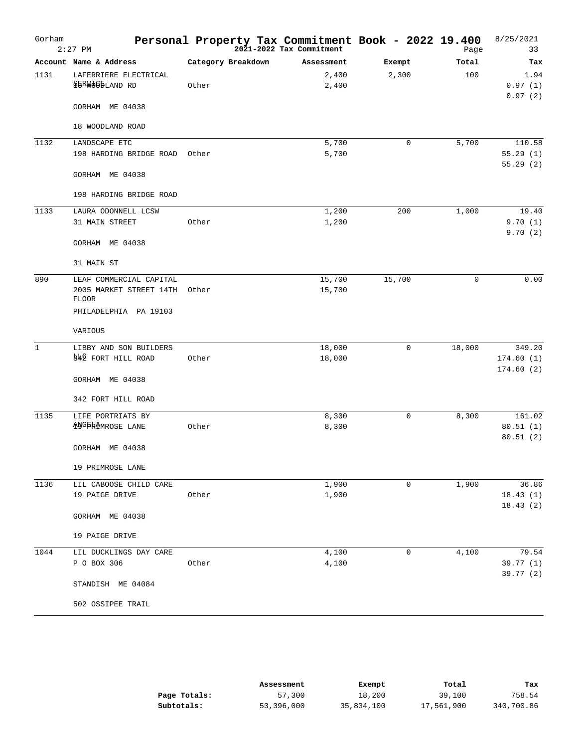# Personal Property Tax Commitment Book - 2022 19.400

Gorham
2:27 PM

2021-2022 Tax Commitment

8/25/2021

| Account | Name & Address | Category Breakdown | Assessment | Exempt | Total | Tax |
|---|---|---|---|---|---|---|
| 1131 | LAFERRIERE ELECTRICAL SERVICE | | 2,400 | 2,300 | 100 | 1.94 |
| | 18 WOODLAND RD | Other | 2,400 | | | 0.97 (1) |
| | | | | | | 0.97 (2) |
| | GORHAM ME 04038 | | | | | |
| | 18 WOODLAND ROAD | | | | | |
| 1132 | LANDSCAPE ETC | | 5,700 | 0 | 5,700 | 110.58 |
| | 198 HARDING BRIDGE ROAD | Other | 5,700 | | | 55.29 (1) |
| | | | | | | 55.29 (2) |
| | GORHAM ME 04038 | | | | | |
| | 198 HARDING BRIDGE ROAD | | | | | |
| 1133 | LAURA ODONNELL LCSW | | 1,200 | 200 | 1,000 | 19.40 |
| | 31 MAIN STREET | Other | 1,200 | | | 9.70 (1) |
| | | | | | | 9.70 (2) |
| | GORHAM ME 04038 | | | | | |
| | 31 MAIN ST | | | | | |
| 890 | LEAF COMMERCIAL CAPITAL | | 15,700 | 15,700 | 0 | 0.00 |
| | 2005 MARKET STREET 14TH FLOOR | Other | 15,700 | | | |
| | PHILADELPHIA PA 19103 | | | | | |
| | VARIOUS | | | | | |
| 1 | LIBBY AND SON BUILDERS LLC | | 18,000 | 0 | 18,000 | 349.20 |
| | 342 FORT HILL ROAD | Other | 18,000 | | | 174.60 (1) |
| | | | | | | 174.60 (2) |
| | GORHAM ME 04038 | | | | | |
| | 342 FORT HILL ROAD | | | | | |
| 1135 | LIFE PORTRIATS BY ANGELA | | 8,300 | 0 | 8,300 | 161.02 |
| | 19 PRIMROSE LANE | Other | 8,300 | | | 80.51 (1) |
| | | | | | | 80.51 (2) |
| | GORHAM ME 04038 | | | | | |
| | 19 PRIMROSE LANE | | | | | |
| 1136 | LIL CABOOSE CHILD CARE | | 1,900 | 0 | 1,900 | 36.86 |
| | 19 PAIGE DRIVE | Other | 1,900 | | | 18.43 (1) |
| | | | | | | 18.43 (2) |
| | GORHAM ME 04038 | | | | | |
| | 19 PAIGE DRIVE | | | | | |
| 1044 | LIL DUCKLINGS DAY CARE | | 4,100 | 0 | 4,100 | 79.54 |
| | P O BOX 306 | Other | 4,100 | | | 39.77 (1) |
| | | | | | | 39.77 (2) |
| | STANDISH ME 04084 | | | | | |
| | 502 OSSIPEE TRAIL | | | | | |

| | Assessment | Exempt | Total | Tax |
|---|---|---|---|---|
| **Page Totals:** | 57,300 | 18,200 | 39,100 | 758.54 |
| **Subtotals:** | 53,396,000 | 35,834,100 | 17,561,900 | 340,700.86 |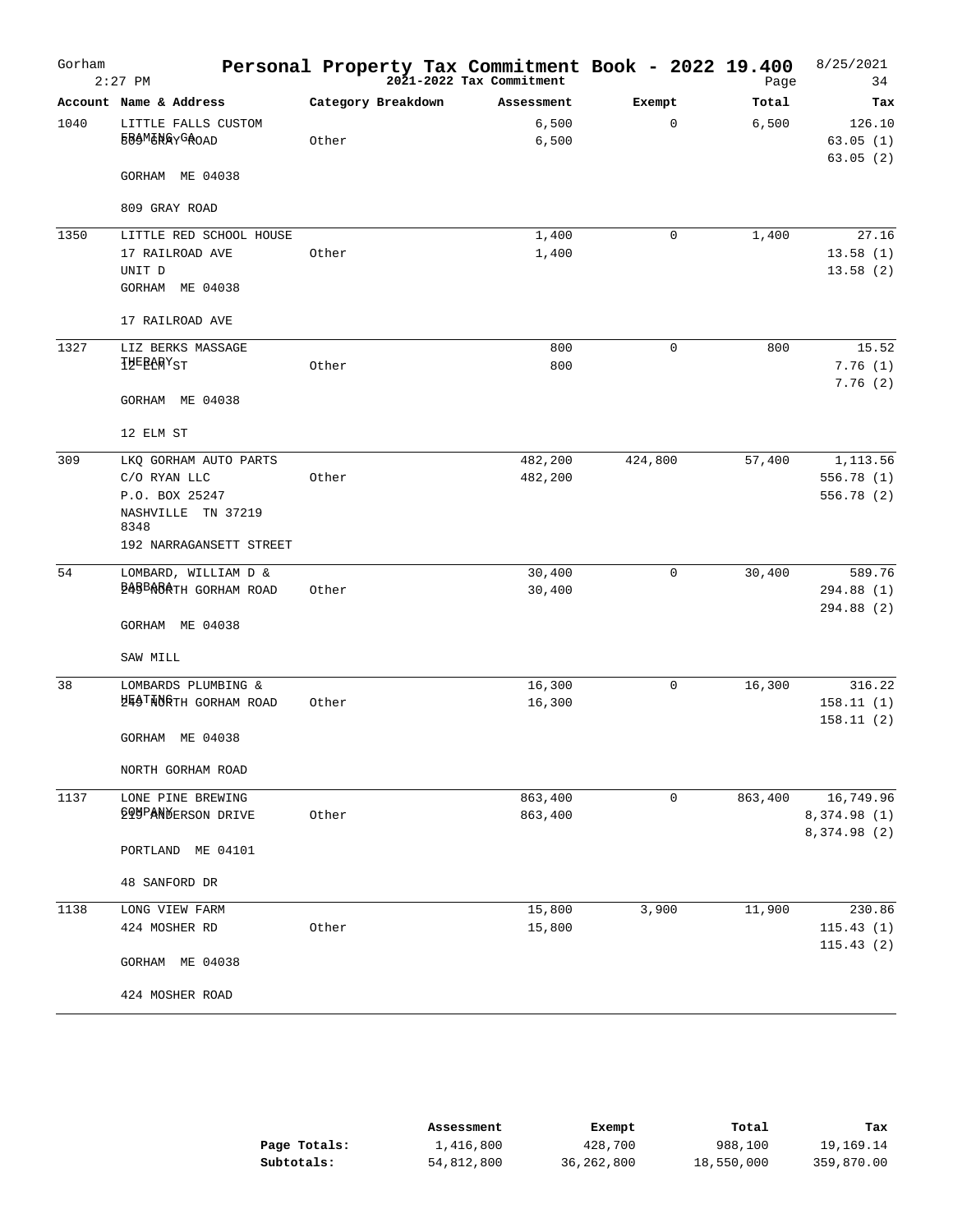# Personal Property Tax Commitment Book - 2022 19.400

Gorham 2:27 PM — 2021-2022 Tax Commitment — 8/25/2021

| Account | Name & Address | Category Breakdown | Assessment | Exempt | Total | Tax |
|---|---|---|---|---|---|---|
| 1040 | LITTLE FALLS CUSTOM FRAMING CA | | 6,500 | 0 | 6,500 | 126.10 |
| | 809 GRAY ROAD | Other | 6,500 | | | 63.05 (1) |
| | | | | | | 63.05 (2) |
| | GORHAM ME 04038 | | | | | |
| | 809 GRAY ROAD | | | | | |
| 1350 | LITTLE RED SCHOOL HOUSE | | 1,400 | 0 | 1,400 | 27.16 |
| | 17 RAILROAD AVE | Other | 1,400 | | | 13.58 (1) |
| | UNIT D | | | | | 13.58 (2) |
| | GORHAM ME 04038 | | | | | |
| | 17 RAILROAD AVE | | | | | |
| 1327 | LIZ BERKS MASSAGE THERAPY | | 800 | 0 | 800 | 15.52 |
| | 12 ELM ST | Other | 800 | | | 7.76 (1) |
| | | | | | | 7.76 (2) |
| | GORHAM ME 04038 | | | | | |
| | 12 ELM ST | | | | | |
| 309 | LKQ GORHAM AUTO PARTS | | 482,200 | 424,800 | 57,400 | 1,113.56 |
| | C/O RYAN LLC | Other | 482,200 | | | 556.78 (1) |
| | P.O. BOX 25247 | | | | | 556.78 (2) |
| | NASHVILLE TN 37219 8348 | | | | | |
| | 192 NARRAGANSETT STREET | | | | | |
| 54 | LOMBARD, WILLIAM D & BARBARA | | 30,400 | 0 | 30,400 | 589.76 |
| | 245 NORTH GORHAM ROAD | Other | 30,400 | | | 294.88 (1) |
| | | | | | | 294.88 (2) |
| | GORHAM ME 04038 | | | | | |
| | SAW MILL | | | | | |
| 38 | LOMBARDS PLUMBING & HEATING | | 16,300 | 0 | 16,300 | 316.22 |
| | 245 NORTH GORHAM ROAD | Other | 16,300 | | | 158.11 (1) |
| | | | | | | 158.11 (2) |
| | GORHAM ME 04038 | | | | | |
| | NORTH GORHAM ROAD | | | | | |
| 1137 | LONE PINE BREWING COMPANY | | 863,400 | 0 | 863,400 | 16,749.96 |
| | 219 ANDERSON DRIVE | Other | 863,400 | | | 8,374.98 (1) |
| | | | | | | 8,374.98 (2) |
| | PORTLAND ME 04101 | | | | | |
| | 48 SANFORD DR | | | | | |
| 1138 | LONG VIEW FARM | | 15,800 | 3,900 | 11,900 | 230.86 |
| | 424 MOSHER RD | Other | 15,800 | | | 115.43 (1) |
| | | | | | | 115.43 (2) |
| | GORHAM ME 04038 | | | | | |
| | 424 MOSHER ROAD | | | | | |

| | Assessment | Exempt | Total | Tax |
|---|---|---|---|---|
| **Page Totals:** | 1,416,800 | 428,700 | 988,100 | 19,169.14 |
| **Subtotals:** | 54,812,800 | 36,262,800 | 18,550,000 | 359,870.00 |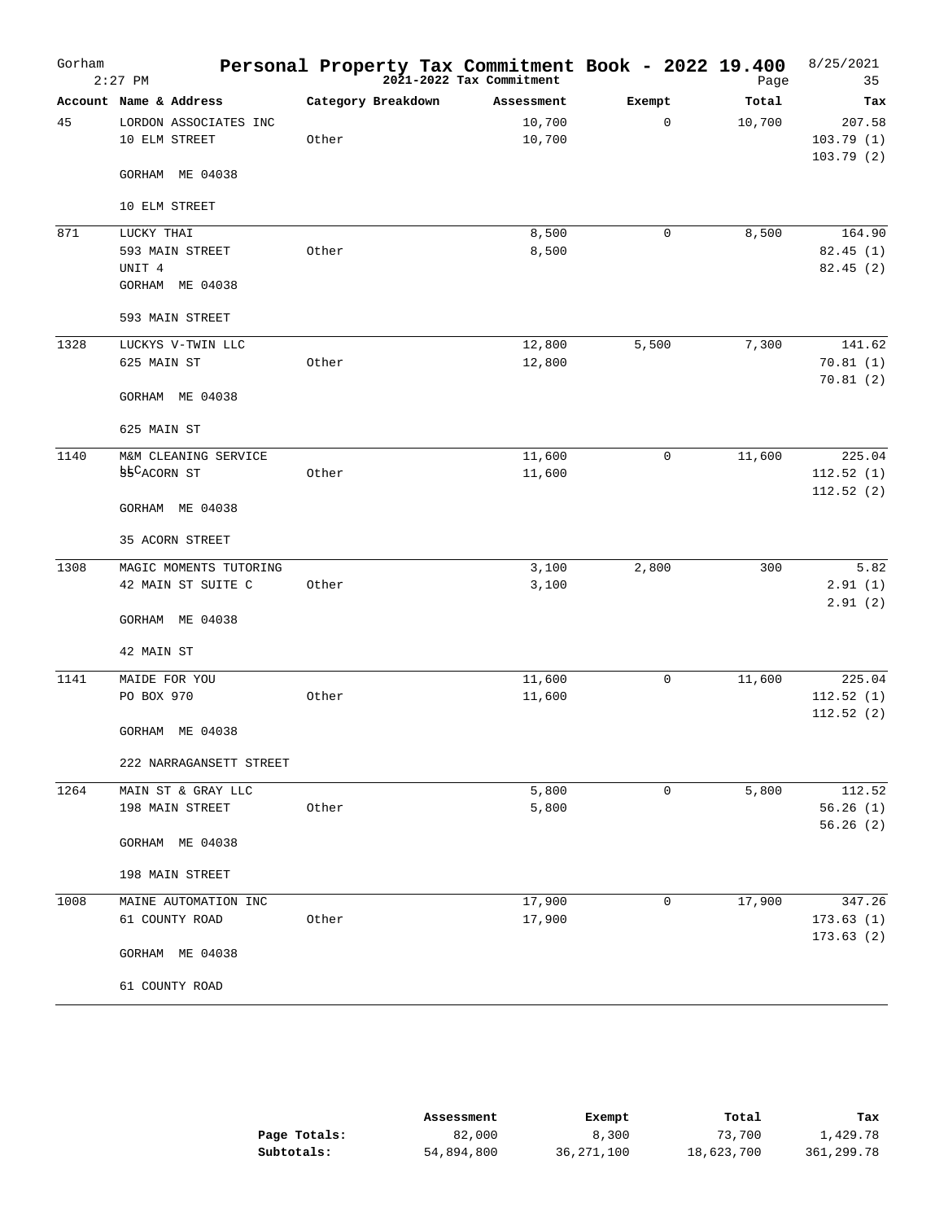Gorham 2:27 PM

# Personal Property Tax Commitment Book - 2022 19.400

2021-2022 Tax Commitment

8/25/2021

| Account | Name & Address | Category Breakdown | Assessment | Exempt | Total | Tax |
|---|---|---|---|---|---|---|
| 45 | LORDON ASSOCIATES INC | | 10,700 | 0 | 10,700 | 207.58 |
| | 10 ELM STREET | Other | 10,700 | | | 103.79 (1) |
| | | | | | | 103.79 (2) |
| | GORHAM ME 04038 | | | | | |
| | 10 ELM STREET | | | | | |
| 871 | LUCKY THAI | | 8,500 | 0 | 8,500 | 164.90 |
| | 593 MAIN STREET | Other | 8,500 | | | 82.45 (1) |
| | UNIT 4 | | | | | 82.45 (2) |
| | GORHAM ME 04038 | | | | | |
| | 593 MAIN STREET | | | | | |
| 1328 | LUCKYS V-TWIN LLC | | 12,800 | 5,500 | 7,300 | 141.62 |
| | 625 MAIN ST | Other | 12,800 | | | 70.81 (1) |
| | | | | | | 70.81 (2) |
| | GORHAM ME 04038 | | | | | |
| | 625 MAIN ST | | | | | |
| 1140 | M&M CLEANING SERVICE LLC | | 11,600 | 0 | 11,600 | 225.04 |
| | 35 ACORN ST | Other | 11,600 | | | 112.52 (1) |
| | | | | | | 112.52 (2) |
| | GORHAM ME 04038 | | | | | |
| | 35 ACORN STREET | | | | | |
| 1308 | MAGIC MOMENTS TUTORING | | 3,100 | 2,800 | 300 | 5.82 |
| | 42 MAIN ST SUITE C | Other | 3,100 | | | 2.91 (1) |
| | | | | | | 2.91 (2) |
| | GORHAM ME 04038 | | | | | |
| | 42 MAIN ST | | | | | |
| 1141 | MAIDE FOR YOU | | 11,600 | 0 | 11,600 | 225.04 |
| | PO BOX 970 | Other | 11,600 | | | 112.52 (1) |
| | | | | | | 112.52 (2) |
| | GORHAM ME 04038 | | | | | |
| | 222 NARRAGANSETT STREET | | | | | |
| 1264 | MAIN ST & GRAY LLC | | 5,800 | 0 | 5,800 | 112.52 |
| | 198 MAIN STREET | Other | 5,800 | | | 56.26 (1) |
| | | | | | | 56.26 (2) |
| | GORHAM ME 04038 | | | | | |
| | 198 MAIN STREET | | | | | |
| 1008 | MAINE AUTOMATION INC | | 17,900 | 0 | 17,900 | 347.26 |
| | 61 COUNTY ROAD | Other | 17,900 | | | 173.63 (1) |
| | | | | | | 173.63 (2) |
| | GORHAM ME 04038 | | | | | |
| | 61 COUNTY ROAD | | | | | |

| | Assessment | Exempt | Total | Tax |
|---|---|---|---|---|
| **Page Totals:** | 82,000 | 8,300 | 73,700 | 1,429.78 |
| **Subtotals:** | 54,894,800 | 36,271,100 | 18,623,700 | 361,299.78 |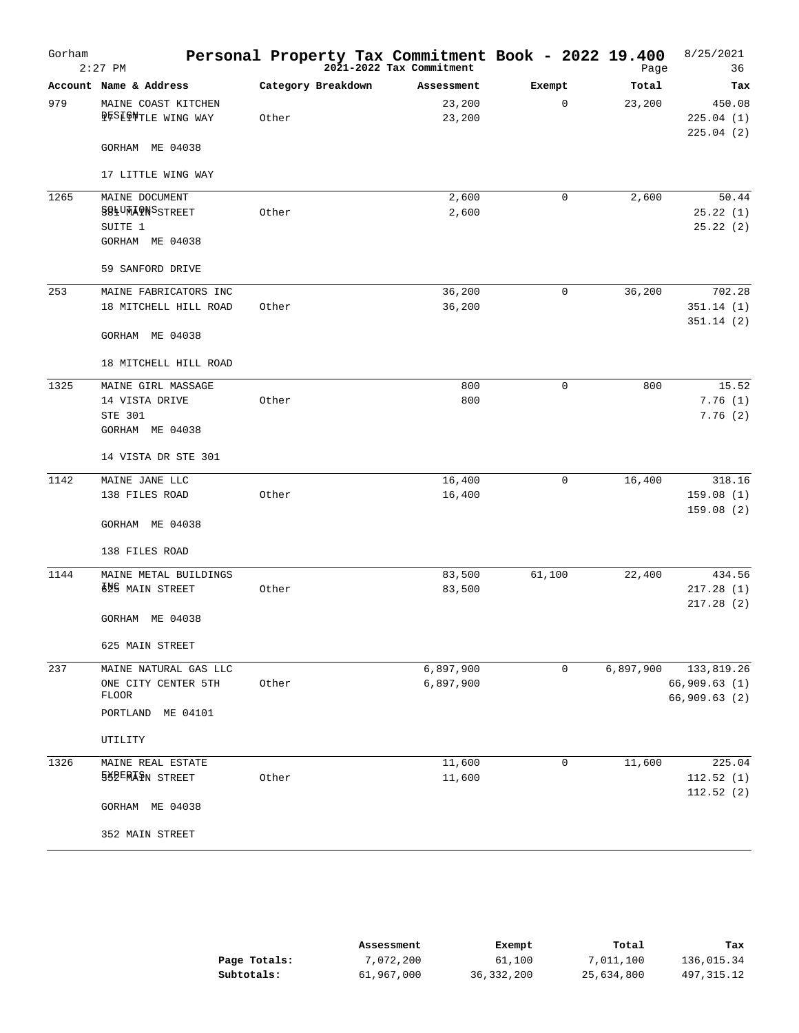# Personal Property Tax Commitment Book - 2022 19.400

Gorham, 2:27 PM — 2021-2022 Tax Commitment — 8/25/2021

| Account | Name & Address | Category Breakdown | Assessment | Exempt | Total | Tax |
|---|---|---|---|---|---|---|
| 979 | MAINE COAST KITCHEN DESIGN<br>17 LITTLE WING WAY<br><br>GORHAM ME 04038<br><br>17 LITTLE WING WAY | Other | 23,200<br>23,200 | 0 | 23,200 | 450.08<br>225.04 (1)<br>225.04 (2) |
| 1265 | MAINE DOCUMENT SOLUTIONS<br>381 MAIN STREET<br>SUITE 1<br>GORHAM ME 04038<br><br>59 SANFORD DRIVE | Other | 2,600<br>2,600 | 0 | 2,600 | 50.44<br>25.22 (1)<br>25.22 (2) |
| 253 | MAINE FABRICATORS INC<br>18 MITCHELL HILL ROAD<br><br>GORHAM ME 04038<br><br>18 MITCHELL HILL ROAD | Other | 36,200<br>36,200 | 0 | 36,200 | 702.28<br>351.14 (1)<br>351.14 (2) |
| 1325 | MAINE GIRL MASSAGE<br>14 VISTA DRIVE<br>STE 301<br>GORHAM ME 04038<br><br>14 VISTA DR STE 301 | Other | 800<br>800 | 0 | 800 | 15.52<br>7.76 (1)<br>7.76 (2) |
| 1142 | MAINE JANE LLC<br>138 FILES ROAD<br><br>GORHAM ME 04038<br><br>138 FILES ROAD | Other | 16,400<br>16,400 | 0 | 16,400 | 318.16<br>159.08 (1)<br>159.08 (2) |
| 1144 | MAINE METAL BUILDINGS INC<br>625 MAIN STREET<br><br>GORHAM ME 04038<br><br>625 MAIN STREET | Other | 83,500<br>83,500 | 61,100 | 22,400 | 434.56<br>217.28 (1)<br>217.28 (2) |
| 237 | MAINE NATURAL GAS LLC<br>ONE CITY CENTER 5TH FLOOR<br>PORTLAND ME 04101<br><br>UTILITY | Other | 6,897,900<br>6,897,900 | 0 | 6,897,900 | 133,819.26<br>66,909.63 (1)<br>66,909.63 (2) |
| 1326 | MAINE REAL ESTATE EXPERTS<br>352 MAIN STREET<br><br>GORHAM ME 04038<br><br>352 MAIN STREET | Other | 11,600<br>11,600 | 0 | 11,600 | 225.04<br>112.52 (1)<br>112.52 (2) |

| | Assessment | Exempt | Total | Tax |
|---|---|---|---|---|
| **Page Totals:** | 7,072,200 | 61,100 | 7,011,100 | 136,015.34 |
| **Subtotals:** | 61,967,000 | 36,332,200 | 25,634,800 | 497,315.12 |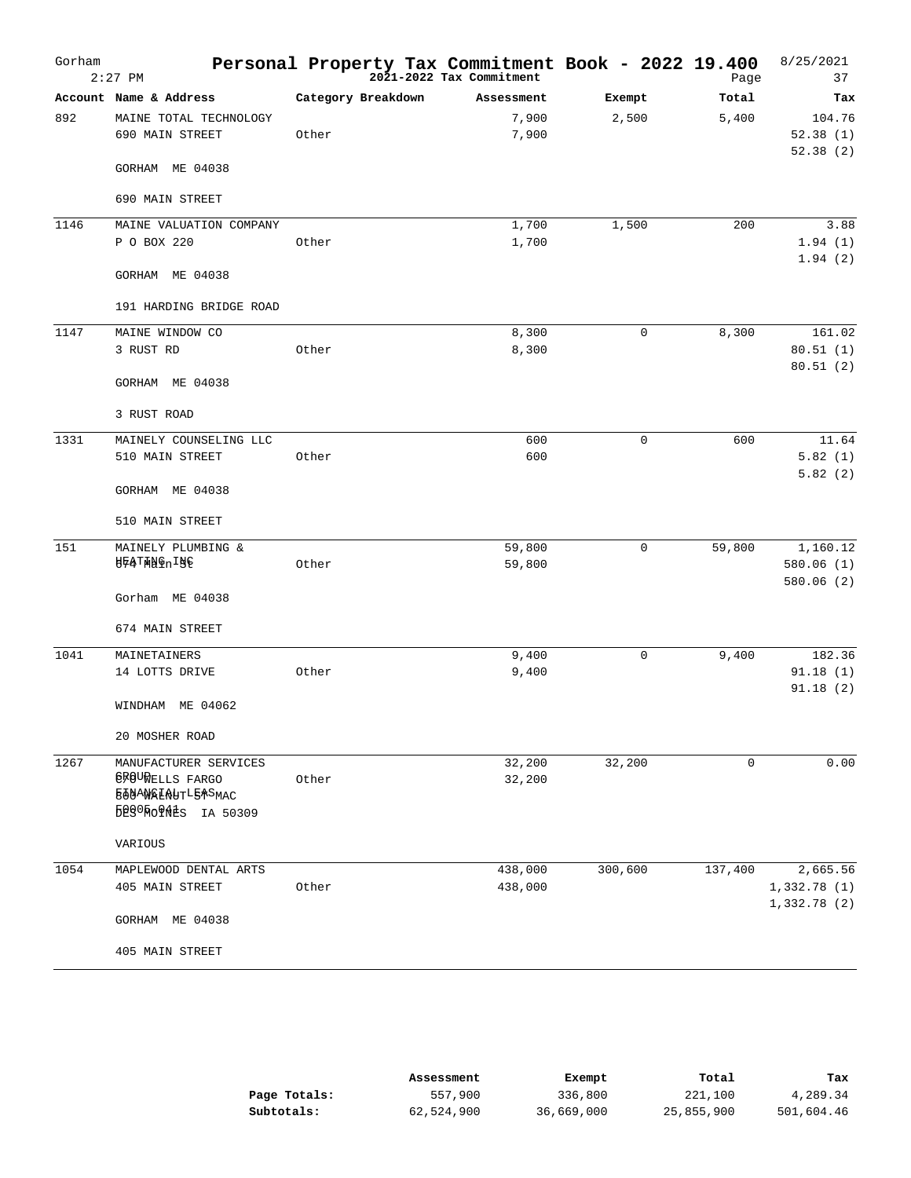# Personal Property Tax Commitment Book - 2022 19.400

Gorham
2:27 PM

2021-2022 Tax Commitment

8/25/2021

| Account | Name & Address | Category Breakdown | Assessment | Exempt | Total | Tax |
|---|---|---|---|---|---|---|
| 892 | MAINE TOTAL TECHNOLOGY | | 7,900 | 2,500 | 5,400 | 104.76 |
| | 690 MAIN STREET | Other | 7,900 | | | 52.38 (1) |
| | | | | | | 52.38 (2) |
| | GORHAM ME 04038 | | | | | |
| | 690 MAIN STREET | | | | | |
| 1146 | MAINE VALUATION COMPANY | | 1,700 | 1,500 | 200 | 3.88 |
| | P O BOX 220 | Other | 1,700 | | | 1.94 (1) |
| | | | | | | 1.94 (2) |
| | GORHAM ME 04038 | | | | | |
| | 191 HARDING BRIDGE ROAD | | | | | |
| 1147 | MAINE WINDOW CO | | 8,300 | 0 | 8,300 | 161.02 |
| | 3 RUST RD | Other | 8,300 | | | 80.51 (1) |
| | | | | | | 80.51 (2) |
| | GORHAM ME 04038 | | | | | |
| | 3 RUST ROAD | | | | | |
| 1331 | MAINELY COUNSELING LLC | | 600 | 0 | 600 | 11.64 |
| | 510 MAIN STREET | Other | 600 | | | 5.82 (1) |
| | | | | | | 5.82 (2) |
| | GORHAM ME 04038 | | | | | |
| | 510 MAIN STREET | | | | | |
| 151 | MAINELY PLUMBING & HEATING INC | | 59,800 | 0 | 59,800 | 1,160.12 |
| | 674 Main St | Other | 59,800 | | | 580.06 (1) |
| | | | | | | 580.06 (2) |
| | Gorham ME 04038 | | | | | |
| | 674 MAIN STREET | | | | | |
| 1041 | MAINETAINERS | | 9,400 | 0 | 9,400 | 182.36 |
| | 14 LOTTS DRIVE | Other | 9,400 | | | 91.18 (1) |
| | | | | | | 91.18 (2) |
| | WINDHAM ME 04062 | | | | | |
| | 20 MOSHER ROAD | | | | | |
| 1267 | MANUFACTURER SERVICES GROUP | | 32,200 | 32,200 | 0 | 0.00 |
| | C/O WELLS FARGO FINANCIAL LEAS | Other | 32,200 | | | |
| | 800 WALNUT ST MAC F0005-041 | | | | | |
| | DES MOINES IA 50309 | | | | | |
| | VARIOUS | | | | | |
| 1054 | MAPLEWOOD DENTAL ARTS | | 438,000 | 300,600 | 137,400 | 2,665.56 |
| | 405 MAIN STREET | Other | 438,000 | | | 1,332.78 (1) |
| | | | | | | 1,332.78 (2) |
| | GORHAM ME 04038 | | | | | |
| | 405 MAIN STREET | | | | | |

| | Assessment | Exempt | Total | Tax |
|---|---|---|---|---|
| **Page Totals:** | 557,900 | 336,800 | 221,100 | 4,289.34 |
| **Subtotals:** | 62,524,900 | 36,669,000 | 25,855,900 | 501,604.46 |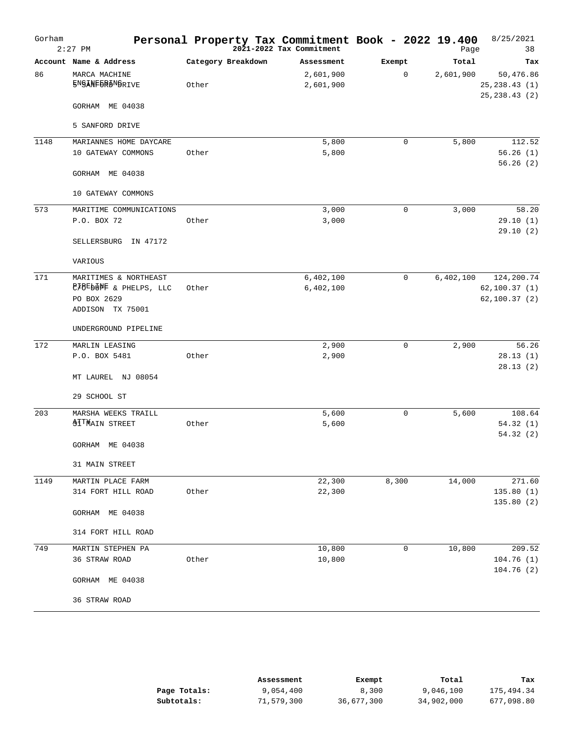# Personal Property Tax Commitment Book - 2022 19.400

Gorham
2:27 PM

2021-2022 Tax Commitment

8/25/2021

| Account | Name & Address | Category Breakdown | Assessment | Exempt | Total | Tax |
|---|---|---|---|---|---|---|
| 86 | MARCA MACHINE ENGINEERING | | 2,601,900 | 0 | 2,601,900 | 50,476.86 |
| | 5 SANFORD DRIVE | Other | 2,601,900 | | | 25,238.43 (1) |
| | | | | | | 25,238.43 (2) |
| | GORHAM ME 04038 | | | | | |
| | 5 SANFORD DRIVE | | | | | |
| 1148 | MARIANNES HOME DAYCARE | | 5,800 | 0 | 5,800 | 112.52 |
| | 10 GATEWAY COMMONS | Other | 5,800 | | | 56.26 (1) |
| | | | | | | 56.26 (2) |
| | GORHAM ME 04038 | | | | | |
| | 10 GATEWAY COMMONS | | | | | |
| 573 | MARITIME COMMUNICATIONS | | 3,000 | 0 | 3,000 | 58.20 |
| | P.O. BOX 72 | Other | 3,000 | | | 29.10 (1) |
| | | | | | | 29.10 (2) |
| | SELLERSBURG IN 47172 | | | | | |
| | VARIOUS | | | | | |
| 171 | MARITIMES & NORTHEAST PIPELINE | | 6,402,100 | 0 | 6,402,100 | 124,200.74 |
| | C/O DUFF & PHELPS, LLC | Other | 6,402,100 | | | 62,100.37 (1) |
| | PO BOX 2629 | | | | | 62,100.37 (2) |
| | ADDISON TX 75001 | | | | | |
| | UNDERGROUND PIPELINE | | | | | |
| 172 | MARLIN LEASING | | 2,900 | 0 | 2,900 | 56.26 |
| | P.O. BOX 5481 | Other | 2,900 | | | 28.13 (1) |
| | | | | | | 28.13 (2) |
| | MT LAUREL NJ 08054 | | | | | |
| | 29 SCHOOL ST | | | | | |
| 203 | MARSHA WEEKS TRAILL ATTY | | 5,600 | 0 | 5,600 | 108.64 |
| | 31 MAIN STREET | Other | 5,600 | | | 54.32 (1) |
| | | | | | | 54.32 (2) |
| | GORHAM ME 04038 | | | | | |
| | 31 MAIN STREET | | | | | |
| 1149 | MARTIN PLACE FARM | | 22,300 | 8,300 | 14,000 | 271.60 |
| | 314 FORT HILL ROAD | Other | 22,300 | | | 135.80 (1) |
| | | | | | | 135.80 (2) |
| | GORHAM ME 04038 | | | | | |
| | 314 FORT HILL ROAD | | | | | |
| 749 | MARTIN STEPHEN PA | | 10,800 | 0 | 10,800 | 209.52 |
| | 36 STRAW ROAD | Other | 10,800 | | | 104.76 (1) |
| | | | | | | 104.76 (2) |
| | GORHAM ME 04038 | | | | | |
| | 36 STRAW ROAD | | | | | |

| | Assessment | Exempt | Total | Tax |
|---|---|---|---|---|
| **Page Totals:** | 9,054,400 | 8,300 | 9,046,100 | 175,494.34 |
| **Subtotals:** | 71,579,300 | 36,677,300 | 34,902,000 | 677,098.80 |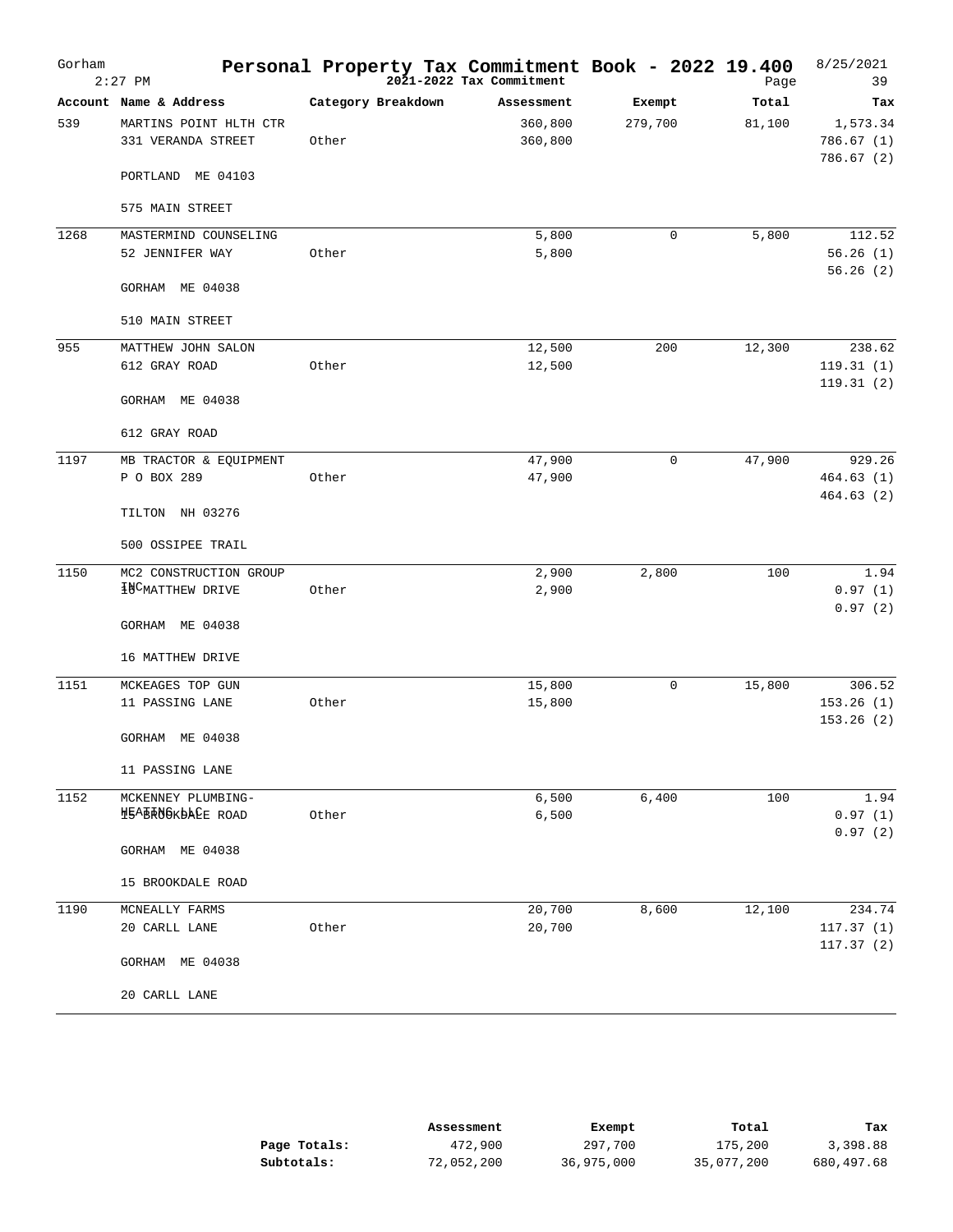Gorham 2:27 PM

# Personal Property Tax Commitment Book - 2022 19.400

2021-2022 Tax Commitment

8/25/2021

| Account | Name & Address | Category Breakdown | Assessment | Exempt | Total | Tax |
|---|---|---|---|---|---|---|
| 539 | MARTINS POINT HLTH CTR | | 360,800 | 279,700 | 81,100 | 1,573.34 |
| | 331 VERANDA STREET | Other | 360,800 | | | 786.67 (1) |
| | | | | | | 786.67 (2) |
| | PORTLAND ME 04103 | | | | | |
| | 575 MAIN STREET | | | | | |
| 1268 | MASTERMIND COUNSELING | | 5,800 | 0 | 5,800 | 112.52 |
| | 52 JENNIFER WAY | Other | 5,800 | | | 56.26 (1) |
| | | | | | | 56.26 (2) |
| | GORHAM ME 04038 | | | | | |
| | 510 MAIN STREET | | | | | |
| 955 | MATTHEW JOHN SALON | | 12,500 | 200 | 12,300 | 238.62 |
| | 612 GRAY ROAD | Other | 12,500 | | | 119.31 (1) |
| | | | | | | 119.31 (2) |
| | GORHAM ME 04038 | | | | | |
| | 612 GRAY ROAD | | | | | |
| 1197 | MB TRACTOR & EQUIPMENT | | 47,900 | 0 | 47,900 | 929.26 |
| | P O BOX 289 | Other | 47,900 | | | 464.63 (1) |
| | | | | | | 464.63 (2) |
| | TILTON NH 03276 | | | | | |
| | 500 OSSIPEE TRAIL | | | | | |
| 1150 | MC2 CONSTRUCTION GROUP INC | | 2,900 | 2,800 | 100 | 1.94 |
| | 16 MATTHEW DRIVE | Other | 2,900 | | | 0.97 (1) |
| | | | | | | 0.97 (2) |
| | GORHAM ME 04038 | | | | | |
| | 16 MATTHEW DRIVE | | | | | |
| 1151 | MCKEAGES TOP GUN | | 15,800 | 0 | 15,800 | 306.52 |
| | 11 PASSING LANE | Other | 15,800 | | | 153.26 (1) |
| | | | | | | 153.26 (2) |
| | GORHAM ME 04038 | | | | | |
| | 11 PASSING LANE | | | | | |
| 1152 | MCKENNEY PLUMBING-HEATING LLC | | 6,500 | 6,400 | 100 | 1.94 |
| | 15 BROOKDALE ROAD | Other | 6,500 | | | 0.97 (1) |
| | | | | | | 0.97 (2) |
| | GORHAM ME 04038 | | | | | |
| | 15 BROOKDALE ROAD | | | | | |
| 1190 | MCNEALLY FARMS | | 20,700 | 8,600 | 12,100 | 234.74 |
| | 20 CARLL LANE | Other | 20,700 | | | 117.37 (1) |
| | | | | | | 117.37 (2) |
| | GORHAM ME 04038 | | | | | |
| | 20 CARLL LANE | | | | | |

| | Assessment | Exempt | Total | Tax |
|---|---|---|---|---|
| **Page Totals:** | 472,900 | 297,700 | 175,200 | 3,398.88 |
| **Subtotals:** | 72,052,200 | 36,975,000 | 35,077,200 | 680,497.68 |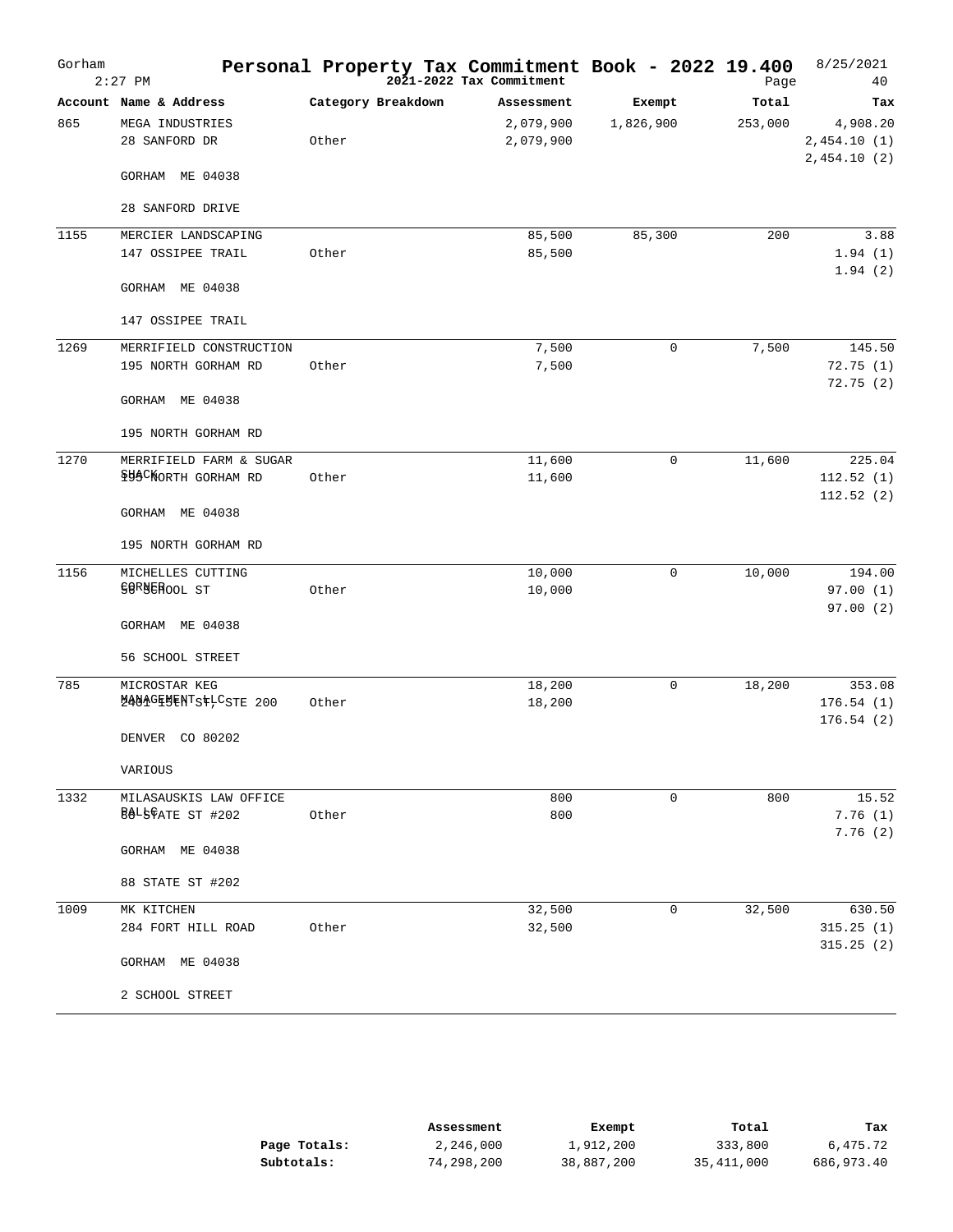# Personal Property Tax Commitment Book - 2022 19.400

Gorham 2:27 PM — 2021-2022 Tax Commitment — 8/25/2021 Page 40

| Account | Name & Address | Category Breakdown | Assessment | Exempt | Total | Tax |
|---|---|---|---|---|---|---|
| 865 | MEGA INDUSTRIES | | 2,079,900 | 1,826,900 | 253,000 | 4,908.20 |
| | 28 SANFORD DR | Other | 2,079,900 | | | 2,454.10 (1) |
| | | | | | | 2,454.10 (2) |
| | GORHAM ME 04038 | | | | | |
| | 28 SANFORD DRIVE | | | | | |
| 1155 | MERCIER LANDSCAPING | | 85,500 | 85,300 | 200 | 3.88 |
| | 147 OSSIPEE TRAIL | Other | 85,500 | | | 1.94 (1) |
| | | | | | | 1.94 (2) |
| | GORHAM ME 04038 | | | | | |
| | 147 OSSIPEE TRAIL | | | | | |
| 1269 | MERRIFIELD CONSTRUCTION | | 7,500 | 0 | 7,500 | 145.50 |
| | 195 NORTH GORHAM RD | Other | 7,500 | | | 72.75 (1) |
| | | | | | | 72.75 (2) |
| | GORHAM ME 04038 | | | | | |
| | 195 NORTH GORHAM RD | | | | | |
| 1270 | MERRIFIELD FARM & SUGAR SHACK | | 11,600 | 0 | 11,600 | 225.04 |
| | 195 NORTH GORHAM RD | Other | 11,600 | | | 112.52 (1) |
| | | | | | | 112.52 (2) |
| | GORHAM ME 04038 | | | | | |
| | 195 NORTH GORHAM RD | | | | | |
| 1156 | MICHELLES CUTTING CORNER | | 10,000 | 0 | 10,000 | 194.00 |
| | 56 SCHOOL ST | Other | 10,000 | | | 97.00 (1) |
| | | | | | | 97.00 (2) |
| | GORHAM ME 04038 | | | | | |
| | 56 SCHOOL STREET | | | | | |
| 785 | MICROSTAR KEG MANAGEMENT LLC | | 18,200 | 0 | 18,200 | 353.08 |
| | 2401 15th ST, STE 200 | Other | 18,200 | | | 176.54 (1) |
| | | | | | | 176.54 (2) |
| | DENVER CO 80202 | | | | | |
| | VARIOUS | | | | | |
| 1332 | MILASAUSKIS LAW OFFICE PALLC | | 800 | 0 | 800 | 15.52 |
| | 88 STATE ST #202 | Other | 800 | | | 7.76 (1) |
| | | | | | | 7.76 (2) |
| | GORHAM ME 04038 | | | | | |
| | 88 STATE ST #202 | | | | | |
| 1009 | MK KITCHEN | | 32,500 | 0 | 32,500 | 630.50 |
| | 284 FORT HILL ROAD | Other | 32,500 | | | 315.25 (1) |
| | | | | | | 315.25 (2) |
| | GORHAM ME 04038 | | | | | |
| | 2 SCHOOL STREET | | | | | |

| | Assessment | Exempt | Total | Tax |
|---|---|---|---|---|
| **Page Totals:** | 2,246,000 | 1,912,200 | 333,800 | 6,475.72 |
| **Subtotals:** | 74,298,200 | 38,887,200 | 35,411,000 | 686,973.40 |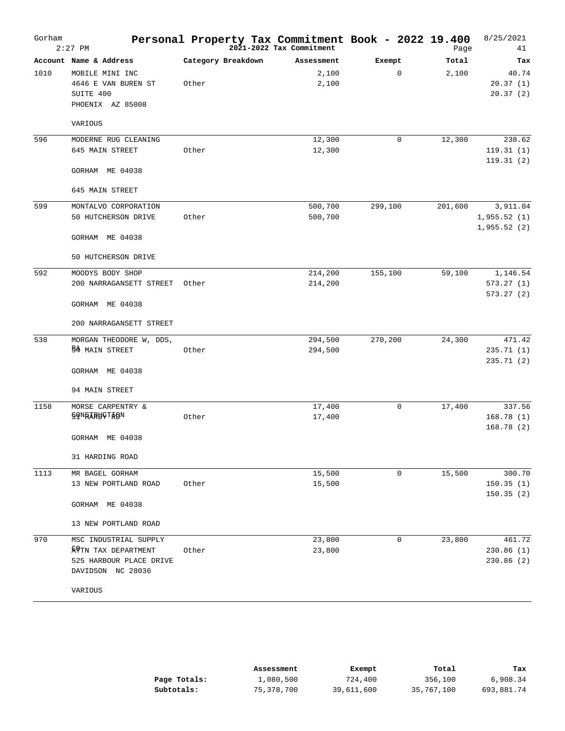# Personal Property Tax Commitment Book - 2022 19.400

Gorham
2:27 PM

2021-2022 Tax Commitment

8/25/2021

| Account | Name & Address | Category Breakdown | Assessment | Exempt | Total | Tax |
|---|---|---|---|---|---|---|
| 1010 | MOBILE MINI INC<br>4646 E VAN BUREN ST<br>SUITE 400<br>PHOENIX AZ 85008<br><br>VARIOUS | Other | 2,100<br>2,100 | 0 | 2,100 | 40.74<br>20.37 (1)<br>20.37 (2) |
| 596 | MODERNE RUG CLEANING<br>645 MAIN STREET<br><br>GORHAM ME 04038<br><br>645 MAIN STREET | Other | 12,300<br>12,300 | 0 | 12,300 | 238.62<br>119.31 (1)<br>119.31 (2) |
| 599 | MONTALVO CORPORATION<br>50 HUTCHERSON DRIVE<br><br>GORHAM ME 04038<br><br>50 HUTCHERSON DRIVE | Other | 500,700<br>500,700 | 299,100 | 201,600 | 3,911.04<br>1,955.52 (1)<br>1,955.52 (2) |
| 592 | MOODYS BODY SHOP<br>200 NARRAGANSETT STREET<br><br>GORHAM ME 04038<br><br>200 NARRAGANSETT STREET | Other | 214,200<br>214,200 | 155,100 | 59,100 | 1,146.54<br>573.27 (1)<br>573.27 (2) |
| 538 | MORGAN THEODORE W, DDS, PA<br>94 MAIN STREET<br><br>GORHAM ME 04038<br><br>94 MAIN STREET | Other | 294,500<br>294,500 | 270,200 | 24,300 | 471.42<br>235.71 (1)<br>235.71 (2) |
| 1158 | MORSE CARPENTRY & CONSTRUCTION<br>31 HARDY RD<br><br>GORHAM ME 04038<br><br>31 HARDING ROAD | Other | 17,400<br>17,400 | 0 | 17,400 | 337.56<br>168.78 (1)<br>168.78 (2) |
| 1113 | MR BAGEL GORHAM<br>13 NEW PORTLAND ROAD<br><br>GORHAM ME 04038<br><br>13 NEW PORTLAND ROAD | Other | 15,500<br>15,500 | 0 | 15,500 | 300.70<br>150.35 (1)<br>150.35 (2) |
| 970 | MSC INDUSTRIAL SUPPLY CO<br>ATTN TAX DEPARTMENT<br>525 HARBOUR PLACE DRIVE<br>DAVIDSON NC 28036<br><br>VARIOUS | Other | 23,800<br>23,800 | 0 | 23,800 | 461.72<br>230.86 (1)<br>230.86 (2) |

| | Assessment | Exempt | Total | Tax |
|---|---|---|---|---|
| **Page Totals:** | 1,080,500 | 724,400 | 356,100 | 6,908.34 |
| **Subtotals:** | 75,378,700 | 39,611,600 | 35,767,100 | 693,881.74 |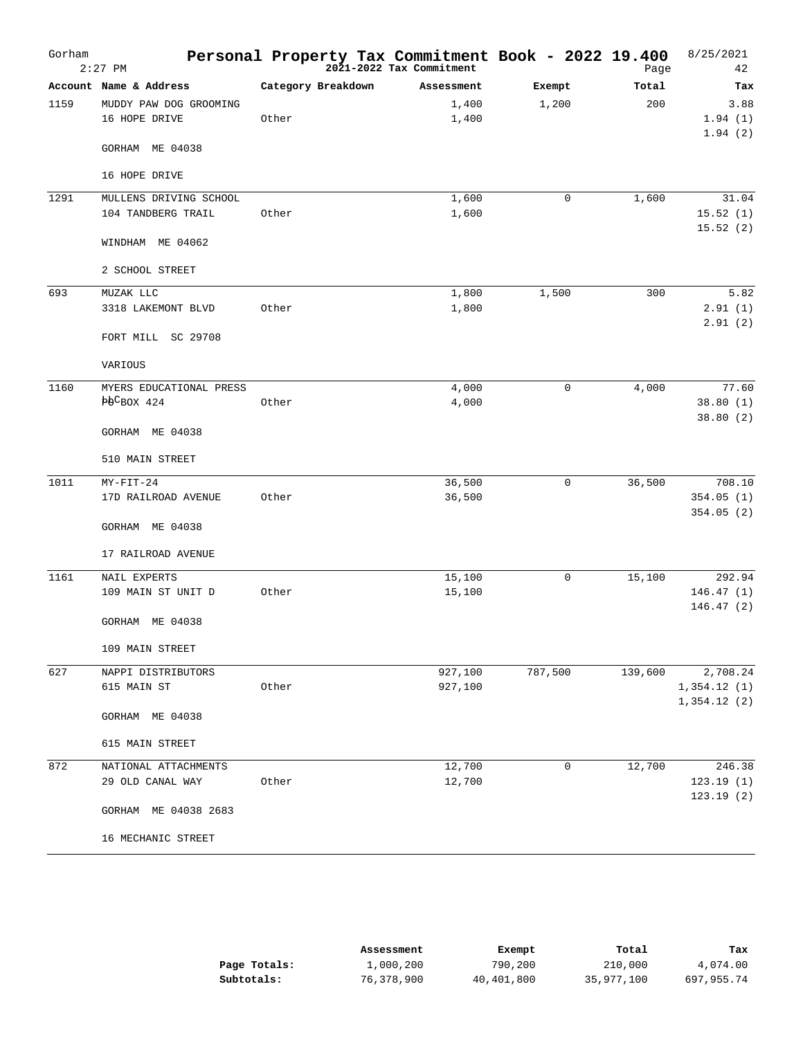# Personal Property Tax Commitment Book - 2022 19.400

2021-2022 Tax Commitment

Gorham 2:27 PM 8/25/2021

| Account | Name & Address | Category Breakdown | Assessment | Exempt | Total | Tax |
|---|---|---|---|---|---|---|
| 1159 | MUDDY PAW DOG GROOMING<br>16 HOPE DRIVE<br>GORHAM ME 04038<br>16 HOPE DRIVE | Other | 1,400<br>1,400 | 1,200 | 200 | 3.88<br>1.94 (1)<br>1.94 (2) |
| 1291 | MULLENS DRIVING SCHOOL<br>104 TANDBERG TRAIL<br>WINDHAM ME 04062<br>2 SCHOOL STREET | Other | 1,600<br>1,600 | 0 | 1,600 | 31.04<br>15.52 (1)<br>15.52 (2) |
| 693 | MUZAK LLC<br>3318 LAKEMONT BLVD<br>FORT MILL SC 29708<br>VARIOUS | Other | 1,800<br>1,800 | 1,500 | 300 | 5.82<br>2.91 (1)<br>2.91 (2) |
| 1160 | MYERS EDUCATIONAL PRESS LLC<br>PO BOX 424<br>GORHAM ME 04038<br>510 MAIN STREET | Other | 4,000<br>4,000 | 0 | 4,000 | 77.60<br>38.80 (1)<br>38.80 (2) |
| 1011 | MY-FIT-24<br>17D RAILROAD AVENUE<br>GORHAM ME 04038<br>17 RAILROAD AVENUE | Other | 36,500<br>36,500 | 0 | 36,500 | 708.10<br>354.05 (1)<br>354.05 (2) |
| 1161 | NAIL EXPERTS<br>109 MAIN ST UNIT D<br>GORHAM ME 04038<br>109 MAIN STREET | Other | 15,100<br>15,100 | 0 | 15,100 | 292.94<br>146.47 (1)<br>146.47 (2) |
| 627 | NAPPI DISTRIBUTORS<br>615 MAIN ST<br>GORHAM ME 04038<br>615 MAIN STREET | Other | 927,100<br>927,100 | 787,500 | 139,600 | 2,708.24<br>1,354.12 (1)<br>1,354.12 (2) |
| 872 | NATIONAL ATTACHMENTS<br>29 OLD CANAL WAY<br>GORHAM ME 04038 2683<br>16 MECHANIC STREET | Other | 12,700<br>12,700 | 0 | 12,700 | 246.38<br>123.19 (1)<br>123.19 (2) |

| | Assessment | Exempt | Total | Tax |
|---|---|---|---|---|
| **Page Totals:** | 1,000,200 | 790,200 | 210,000 | 4,074.00 |
| **Subtotals:** | 76,378,900 | 40,401,800 | 35,977,100 | 697,955.74 |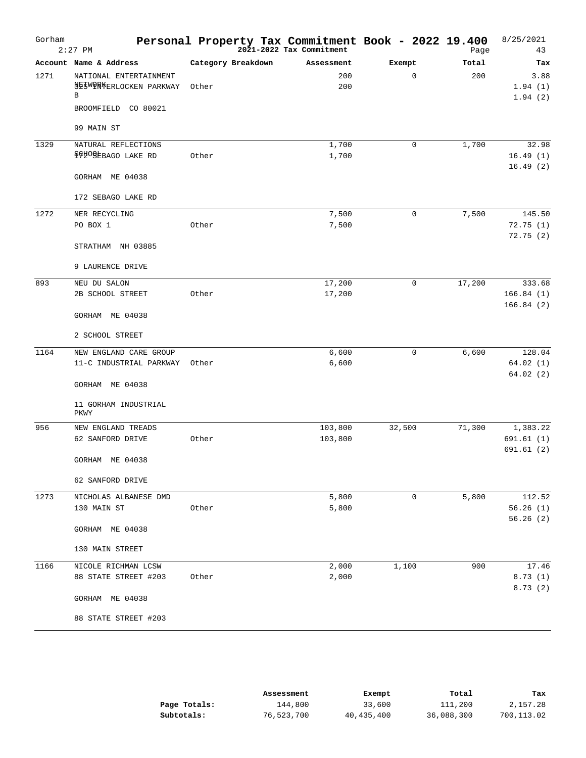# Personal Property Tax Commitment Book - 2022 19.400

Gorham
2:27 PM

2021-2022 Tax Commitment

8/25/2021

| Account | Name & Address | Category Breakdown | Assessment | Exempt | Total | Tax |
|---|---|---|---|---|---|---|
| 1271 | NATIONAL ENTERTAINMENT NETWORK | | 200 | 0 | 200 | 3.88 |
| | 325 INTERLOCKEN PARKWAY B | Other | 200 | | | 1.94 (1) |
| | | | | | | 1.94 (2) |
| | BROOMFIELD CO 80021 | | | | | |
| | 99 MAIN ST | | | | | |
| 1329 | NATURAL REFLECTIONS SCHOOL | | 1,700 | 0 | 1,700 | 32.98 |
| | 172 SEBAGO LAKE RD | Other | 1,700 | | | 16.49 (1) |
| | | | | | | 16.49 (2) |
| | GORHAM ME 04038 | | | | | |
| | 172 SEBAGO LAKE RD | | | | | |
| 1272 | NER RECYCLING | | 7,500 | 0 | 7,500 | 145.50 |
| | PO BOX 1 | Other | 7,500 | | | 72.75 (1) |
| | | | | | | 72.75 (2) |
| | STRATHAM NH 03885 | | | | | |
| | 9 LAURENCE DRIVE | | | | | |
| 893 | NEU DU SALON | | 17,200 | 0 | 17,200 | 333.68 |
| | 2B SCHOOL STREET | Other | 17,200 | | | 166.84 (1) |
| | | | | | | 166.84 (2) |
| | GORHAM ME 04038 | | | | | |
| | 2 SCHOOL STREET | | | | | |
| 1164 | NEW ENGLAND CARE GROUP | | 6,600 | 0 | 6,600 | 128.04 |
| | 11-C INDUSTRIAL PARKWAY | Other | 6,600 | | | 64.02 (1) |
| | | | | | | 64.02 (2) |
| | GORHAM ME 04038 | | | | | |
| | 11 GORHAM INDUSTRIAL PKWY | | | | | |
| 956 | NEW ENGLAND TREADS | | 103,800 | 32,500 | 71,300 | 1,383.22 |
| | 62 SANFORD DRIVE | Other | 103,800 | | | 691.61 (1) |
| | | | | | | 691.61 (2) |
| | GORHAM ME 04038 | | | | | |
| | 62 SANFORD DRIVE | | | | | |
| 1273 | NICHOLAS ALBANESE DMD | | 5,800 | 0 | 5,800 | 112.52 |
| | 130 MAIN ST | Other | 5,800 | | | 56.26 (1) |
| | | | | | | 56.26 (2) |
| | GORHAM ME 04038 | | | | | |
| | 130 MAIN STREET | | | | | |
| 1166 | NICOLE RICHMAN LCSW | | 2,000 | 1,100 | 900 | 17.46 |
| | 88 STATE STREET #203 | Other | 2,000 | | | 8.73 (1) |
| | | | | | | 8.73 (2) |
| | GORHAM ME 04038 | | | | | |
| | 88 STATE STREET #203 | | | | | |

| | Assessment | Exempt | Total | Tax |
|---|---|---|---|---|
| **Page Totals:** | 144,800 | 33,600 | 111,200 | 2,157.28 |
| **Subtotals:** | 76,523,700 | 40,435,400 | 36,088,300 | 700,113.02 |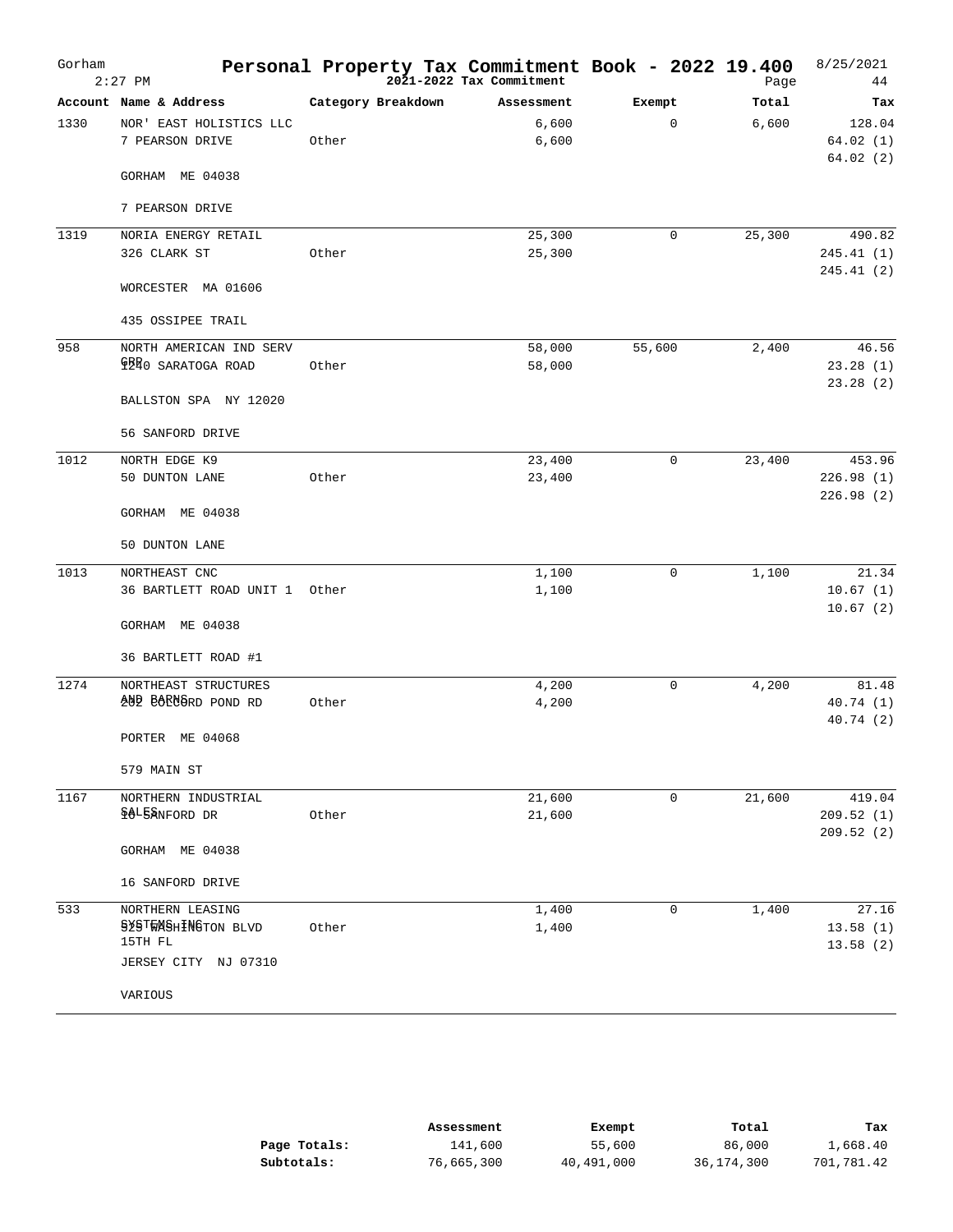# Personal Property Tax Commitment Book - 2022 19.400

2021-2022 Tax Commitment

Gorham 2:27 PM 8/25/2021

| Account | Name & Address | Category Breakdown | Assessment | Exempt | Total | Tax |
|---|---|---|---|---|---|---|
| 1330 | NOR' EAST HOLISTICS LLC | | 6,600 | 0 | 6,600 | 128.04 |
| | 7 PEARSON DRIVE | Other | 6,600 | | | 64.02 (1) |
| | | | | | | 64.02 (2) |
| | GORHAM ME 04038 | | | | | |
| | 7 PEARSON DRIVE | | | | | |
| 1319 | NORIA ENERGY RETAIL | | 25,300 | 0 | 25,300 | 490.82 |
| | 326 CLARK ST | Other | 25,300 | | | 245.41 (1) |
| | | | | | | 245.41 (2) |
| | WORCESTER MA 01606 | | | | | |
| | 435 OSSIPEE TRAIL | | | | | |
| 958 | NORTH AMERICAN IND SERV GRP | | 58,000 | 55,600 | 2,400 | 46.56 |
| | 1240 SARATOGA ROAD | Other | 58,000 | | | 23.28 (1) |
| | | | | | | 23.28 (2) |
| | BALLSTON SPA NY 12020 | | | | | |
| | 56 SANFORD DRIVE | | | | | |
| 1012 | NORTH EDGE K9 | | 23,400 | 0 | 23,400 | 453.96 |
| | 50 DUNTON LANE | Other | 23,400 | | | 226.98 (1) |
| | | | | | | 226.98 (2) |
| | GORHAM ME 04038 | | | | | |
| | 50 DUNTON LANE | | | | | |
| 1013 | NORTHEAST CNC | | 1,100 | 0 | 1,100 | 21.34 |
| | 36 BARTLETT ROAD UNIT 1 | Other | 1,100 | | | 10.67 (1) |
| | | | | | | 10.67 (2) |
| | GORHAM ME 04038 | | | | | |
| | 36 BARTLETT ROAD #1 | | | | | |
| 1274 | NORTHEAST STRUCTURES AND BARNS | | 4,200 | 0 | 4,200 | 81.48 |
| | 202 COLCORD POND RD | Other | 4,200 | | | 40.74 (1) |
| | | | | | | 40.74 (2) |
| | PORTER ME 04068 | | | | | |
| | 579 MAIN ST | | | | | |
| 1167 | NORTHERN INDUSTRIAL SALES | | 21,600 | 0 | 21,600 | 419.04 |
| | 16 SANFORD DR | Other | 21,600 | | | 209.52 (1) |
| | | | | | | 209.52 (2) |
| | GORHAM ME 04038 | | | | | |
| | 16 SANFORD DRIVE | | | | | |
| 533 | NORTHERN LEASING SYSTEMS INC | | 1,400 | 0 | 1,400 | 27.16 |
| | 525 WASHINGTON BLVD 15TH FL | Other | 1,400 | | | 13.58 (1) |
| | | | | | | 13.58 (2) |
| | JERSEY CITY NJ 07310 | | | | | |
| | VARIOUS | | | | | |

| | Assessment | Exempt | Total | Tax |
|---|---|---|---|---|
| **Page Totals:** | 141,600 | 55,600 | 86,000 | 1,668.40 |
| **Subtotals:** | 76,665,300 | 40,491,000 | 36,174,300 | 701,781.42 |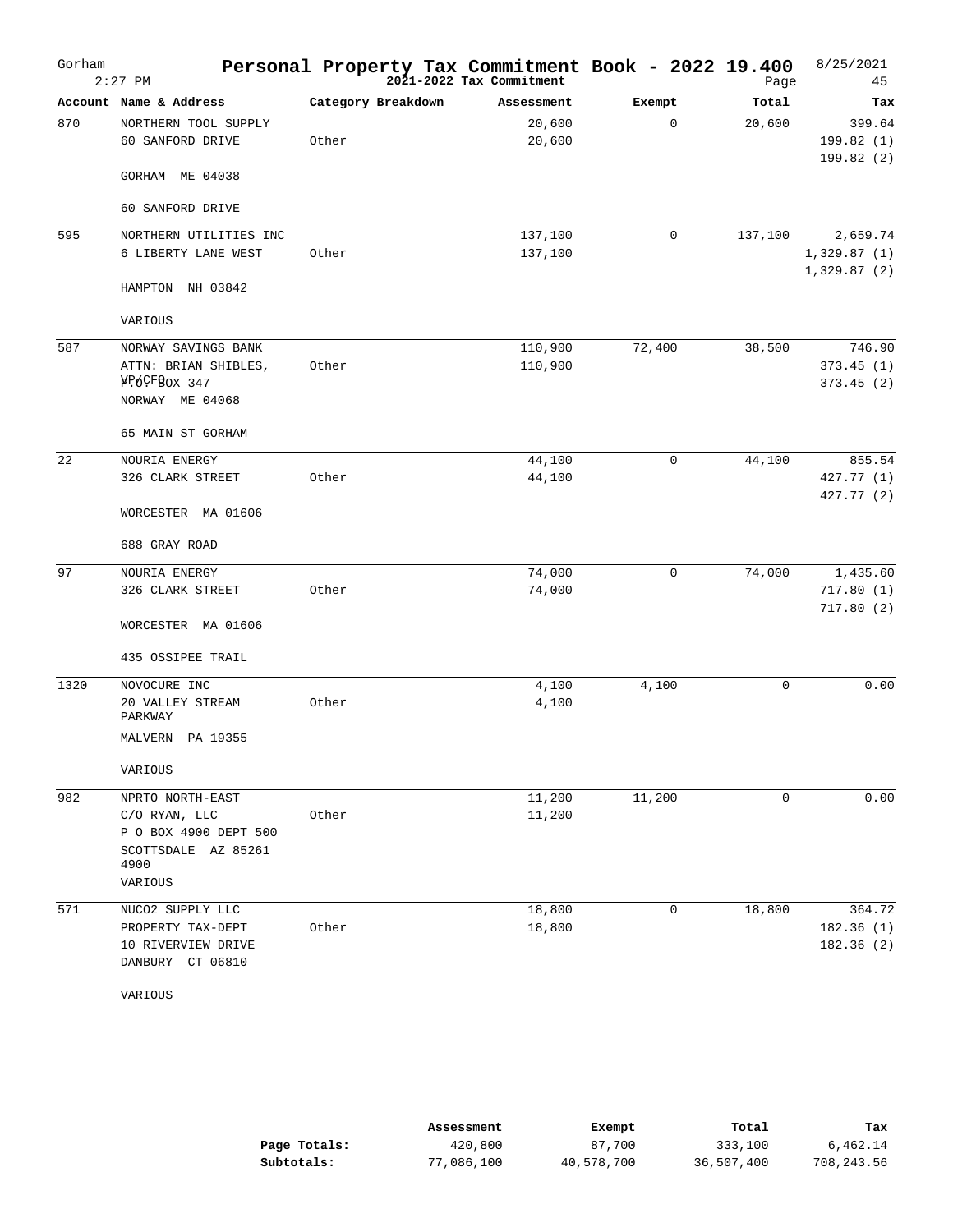# Personal Property Tax Commitment Book - 2022 19.400

2021-2022 Tax Commitment

| Account | Name & Address | Category Breakdown | Assessment | Exempt | Total | Tax |
|---|---|---|---|---|---|---|
| 870 | NORTHERN TOOL SUPPLY<br>60 SANFORD DRIVE<br><br>GORHAM ME 04038<br><br>60 SANFORD DRIVE | Other | 20,600<br>20,600 | 0 | 20,600 | 399.64<br>199.82 (1)<br>199.82 (2) |
| 595 | NORTHERN UTILITIES INC<br>6 LIBERTY LANE WEST<br><br>HAMPTON NH 03842<br><br>VARIOUS | Other | 137,100<br>137,100 | 0 | 137,100 | 2,659.74<br>1,329.87 (1)<br>1,329.87 (2) |
| 587 | NORWAY SAVINGS BANK<br>ATTN: BRIAN SHIBLES, VP/CFO<br>P.O. BOX 347<br>NORWAY ME 04068<br><br>65 MAIN ST GORHAM | Other | 110,900<br>110,900 | 72,400 | 38,500 | 746.90<br>373.45 (1)<br>373.45 (2) |
| 22 | NOURIA ENERGY<br>326 CLARK STREET<br><br>WORCESTER MA 01606<br><br>688 GRAY ROAD | Other | 44,100<br>44,100 | 0 | 44,100 | 855.54<br>427.77 (1)<br>427.77 (2) |
| 97 | NOURIA ENERGY<br>326 CLARK STREET<br><br>WORCESTER MA 01606<br><br>435 OSSIPEE TRAIL | Other | 74,000<br>74,000 | 0 | 74,000 | 1,435.60<br>717.80 (1)<br>717.80 (2) |
| 1320 | NOVOCURE INC<br>20 VALLEY STREAM PARKWAY<br>MALVERN PA 19355<br><br>VARIOUS | Other | 4,100<br>4,100 | 4,100 | 0 | 0.00 |
| 982 | NPRTO NORTH-EAST<br>C/O RYAN, LLC<br>P O BOX 4900 DEPT 500<br>SCOTTSDALE AZ 85261 4900<br>VARIOUS | Other | 11,200<br>11,200 | 11,200 | 0 | 0.00 |
| 571 | NUCO2 SUPPLY LLC<br>PROPERTY TAX-DEPT<br>10 RIVERVIEW DRIVE<br>DANBURY CT 06810<br><br>VARIOUS | Other | 18,800<br>18,800 | 0 | 18,800 | 364.72<br>182.36 (1)<br>182.36 (2) |

| | Assessment | Exempt | Total | Tax |
|---|---|---|---|---|
| **Page Totals:** | 420,800 | 87,700 | 333,100 | 6,462.14 |
| **Subtotals:** | 77,086,100 | 40,578,700 | 36,507,400 | 708,243.56 |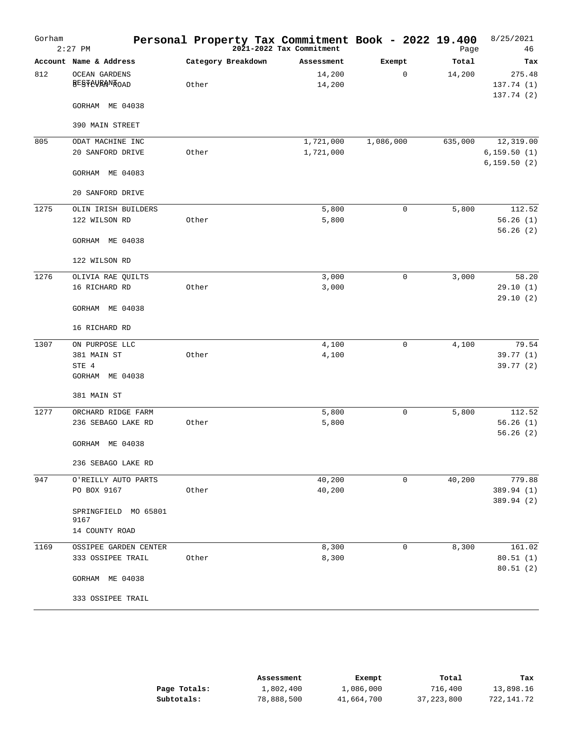# Personal Property Tax Commitment Book - 2022 19.400

2021-2022 Tax Commitment

Gorham 2:27 PM — 8/25/2021

| Account | Name & Address | Category Breakdown | Assessment | Exempt | Total | Tax |
|---|---|---|---|---|---|---|
| 812 | OCEAN GARDENS RESTAURANT<br>8 SYLVAN ROAD<br>GORHAM ME 04038<br>390 MAIN STREET | Other | 14,200<br>14,200 | 0 | 14,200 | 275.48<br>137.74 (1)<br>137.74 (2) |
| 805 | ODAT MACHINE INC<br>20 SANFORD DRIVE<br>GORHAM ME 04083<br>20 SANFORD DRIVE | Other | 1,721,000<br>1,721,000 | 1,086,000 | 635,000 | 12,319.00<br>6,159.50 (1)<br>6,159.50 (2) |
| 1275 | OLIN IRISH BUILDERS<br>122 WILSON RD<br>GORHAM ME 04038<br>122 WILSON RD | Other | 5,800<br>5,800 | 0 | 5,800 | 112.52<br>56.26 (1)<br>56.26 (2) |
| 1276 | OLIVIA RAE QUILTS<br>16 RICHARD RD<br>GORHAM ME 04038<br>16 RICHARD RD | Other | 3,000<br>3,000 | 0 | 3,000 | 58.20<br>29.10 (1)<br>29.10 (2) |
| 1307 | ON PURPOSE LLC<br>381 MAIN ST<br>STE 4<br>GORHAM ME 04038<br>381 MAIN ST | Other | 4,100<br>4,100 | 0 | 4,100 | 79.54<br>39.77 (1)<br>39.77 (2) |
| 1277 | ORCHARD RIDGE FARM<br>236 SEBAGO LAKE RD<br>GORHAM ME 04038<br>236 SEBAGO LAKE RD | Other | 5,800<br>5,800 | 0 | 5,800 | 112.52<br>56.26 (1)<br>56.26 (2) |
| 947 | O'REILLY AUTO PARTS<br>PO BOX 9167<br>SPRINGFIELD MO 65801 9167<br>14 COUNTY ROAD | Other | 40,200<br>40,200 | 0 | 40,200 | 779.88<br>389.94 (1)<br>389.94 (2) |
| 1169 | OSSIPEE GARDEN CENTER<br>333 OSSIPEE TRAIL<br>GORHAM ME 04038<br>333 OSSIPEE TRAIL | Other | 8,300<br>8,300 | 0 | 8,300 | 161.02<br>80.51 (1)<br>80.51 (2) |

| | Assessment | Exempt | Total | Tax |
|---|---|---|---|---|
| **Page Totals:** | 1,802,400 | 1,086,000 | 716,400 | 13,898.16 |
| **Subtotals:** | 78,888,500 | 41,664,700 | 37,223,800 | 722,141.72 |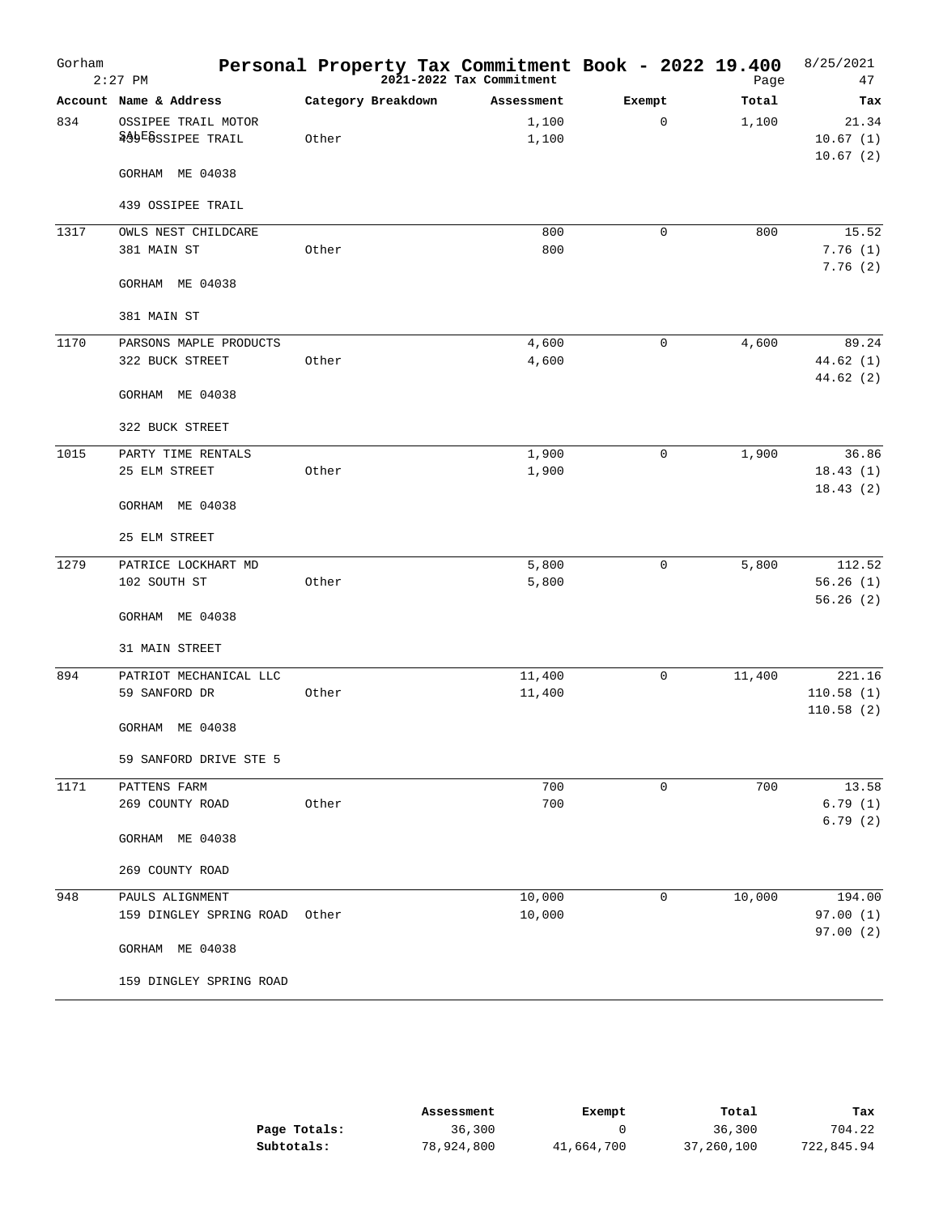# Personal Property Tax Commitment Book - 2022 19.400

Gorham — 2:27 PM — 2021-2022 Tax Commitment — 8/25/2021

| Account | Name & Address | Category Breakdown | Assessment | Exempt | Total | Tax |
|---|---|---|---|---|---|---|
| 834 | OSSIPEE TRAIL MOTOR SALES | | 1,100 | 0 | 1,100 | 21.34 |
| | 439 OSSIPEE TRAIL | Other | 1,100 | | | 10.67 (1) |
| | | | | | | 10.67 (2) |
| | GORHAM ME 04038 | | | | | |
| | 439 OSSIPEE TRAIL | | | | | |
| 1317 | OWLS NEST CHILDCARE | | 800 | 0 | 800 | 15.52 |
| | 381 MAIN ST | Other | 800 | | | 7.76 (1) |
| | | | | | | 7.76 (2) |
| | GORHAM ME 04038 | | | | | |
| | 381 MAIN ST | | | | | |
| 1170 | PARSONS MAPLE PRODUCTS | | 4,600 | 0 | 4,600 | 89.24 |
| | 322 BUCK STREET | Other | 4,600 | | | 44.62 (1) |
| | | | | | | 44.62 (2) |
| | GORHAM ME 04038 | | | | | |
| | 322 BUCK STREET | | | | | |
| 1015 | PARTY TIME RENTALS | | 1,900 | 0 | 1,900 | 36.86 |
| | 25 ELM STREET | Other | 1,900 | | | 18.43 (1) |
| | | | | | | 18.43 (2) |
| | GORHAM ME 04038 | | | | | |
| | 25 ELM STREET | | | | | |
| 1279 | PATRICE LOCKHART MD | | 5,800 | 0 | 5,800 | 112.52 |
| | 102 SOUTH ST | Other | 5,800 | | | 56.26 (1) |
| | | | | | | 56.26 (2) |
| | GORHAM ME 04038 | | | | | |
| | 31 MAIN STREET | | | | | |
| 894 | PATRIOT MECHANICAL LLC | | 11,400 | 0 | 11,400 | 221.16 |
| | 59 SANFORD DR | Other | 11,400 | | | 110.58 (1) |
| | | | | | | 110.58 (2) |
| | GORHAM ME 04038 | | | | | |
| | 59 SANFORD DRIVE STE 5 | | | | | |
| 1171 | PATTENS FARM | | 700 | 0 | 700 | 13.58 |
| | 269 COUNTY ROAD | Other | 700 | | | 6.79 (1) |
| | | | | | | 6.79 (2) |
| | GORHAM ME 04038 | | | | | |
| | 269 COUNTY ROAD | | | | | |
| 948 | PAULS ALIGNMENT | | 10,000 | 0 | 10,000 | 194.00 |
| | 159 DINGLEY SPRING ROAD | Other | 10,000 | | | 97.00 (1) |
| | | | | | | 97.00 (2) |
| | GORHAM ME 04038 | | | | | |
| | 159 DINGLEY SPRING ROAD | | | | | |

| | Assessment | Exempt | Total | Tax |
|---|---|---|---|---|
| **Page Totals:** | 36,300 | 0 | 36,300 | 704.22 |
| **Subtotals:** | 78,924,800 | 41,664,700 | 37,260,100 | 722,845.94 |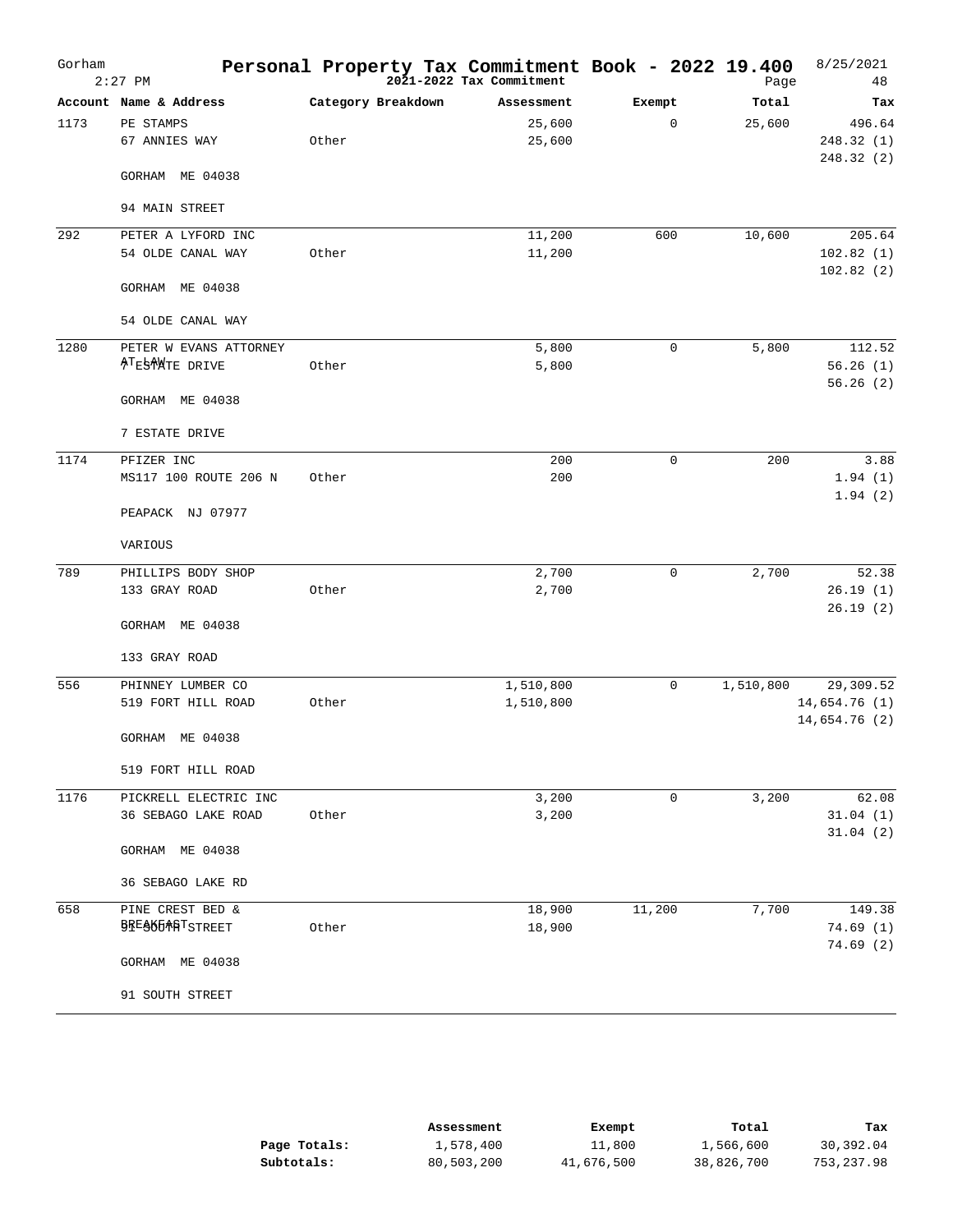# Personal Property Tax Commitment Book - 2022 19.400

Gorham
2:27 PM
2021-2022 Tax Commitment
8/25/2021

| Account | Name & Address | Category Breakdown | Assessment | Exempt | Total | Tax |
|---|---|---|---|---|---|---|
| 1173 | PE STAMPS | | 25,600 | 0 | 25,600 | 496.64 |
| | 67 ANNIES WAY | Other | 25,600 | | | 248.32 (1) |
| | | | | | | 248.32 (2) |
| | GORHAM ME 04038 | | | | | |
| | 94 MAIN STREET | | | | | |
| 292 | PETER A LYFORD INC | | 11,200 | 600 | 10,600 | 205.64 |
| | 54 OLDE CANAL WAY | Other | 11,200 | | | 102.82 (1) |
| | | | | | | 102.82 (2) |
| | GORHAM ME 04038 | | | | | |
| | 54 OLDE CANAL WAY | | | | | |
| 1280 | PETER W EVANS ATTORNEY AT LAW | | 5,800 | 0 | 5,800 | 112.52 |
| | 7 ESTATE DRIVE | Other | 5,800 | | | 56.26 (1) |
| | | | | | | 56.26 (2) |
| | GORHAM ME 04038 | | | | | |
| | 7 ESTATE DRIVE | | | | | |
| 1174 | PFIZER INC | | 200 | 0 | 200 | 3.88 |
| | MS117 100 ROUTE 206 N | Other | 200 | | | 1.94 (1) |
| | | | | | | 1.94 (2) |
| | PEAPACK NJ 07977 | | | | | |
| | VARIOUS | | | | | |
| 789 | PHILLIPS BODY SHOP | | 2,700 | 0 | 2,700 | 52.38 |
| | 133 GRAY ROAD | Other | 2,700 | | | 26.19 (1) |
| | | | | | | 26.19 (2) |
| | GORHAM ME 04038 | | | | | |
| | 133 GRAY ROAD | | | | | |
| 556 | PHINNEY LUMBER CO | | 1,510,800 | 0 | 1,510,800 | 29,309.52 |
| | 519 FORT HILL ROAD | Other | 1,510,800 | | | 14,654.76 (1) |
| | | | | | | 14,654.76 (2) |
| | GORHAM ME 04038 | | | | | |
| | 519 FORT HILL ROAD | | | | | |
| 1176 | PICKRELL ELECTRIC INC | | 3,200 | 0 | 3,200 | 62.08 |
| | 36 SEBAGO LAKE ROAD | Other | 3,200 | | | 31.04 (1) |
| | | | | | | 31.04 (2) |
| | GORHAM ME 04038 | | | | | |
| | 36 SEBAGO LAKE RD | | | | | |
| 658 | PINE CREST BED & BREAKFAST | | 18,900 | 11,200 | 7,700 | 149.38 |
| | 91 SOUTH STREET | Other | 18,900 | | | 74.69 (1) |
| | | | | | | 74.69 (2) |
| | GORHAM ME 04038 | | | | | |
| | 91 SOUTH STREET | | | | | |

| | Assessment | Exempt | Total | Tax |
|---|---|---|---|---|
| **Page Totals:** | 1,578,400 | 11,800 | 1,566,600 | 30,392.04 |
| **Subtotals:** | 80,503,200 | 41,676,500 | 38,826,700 | 753,237.98 |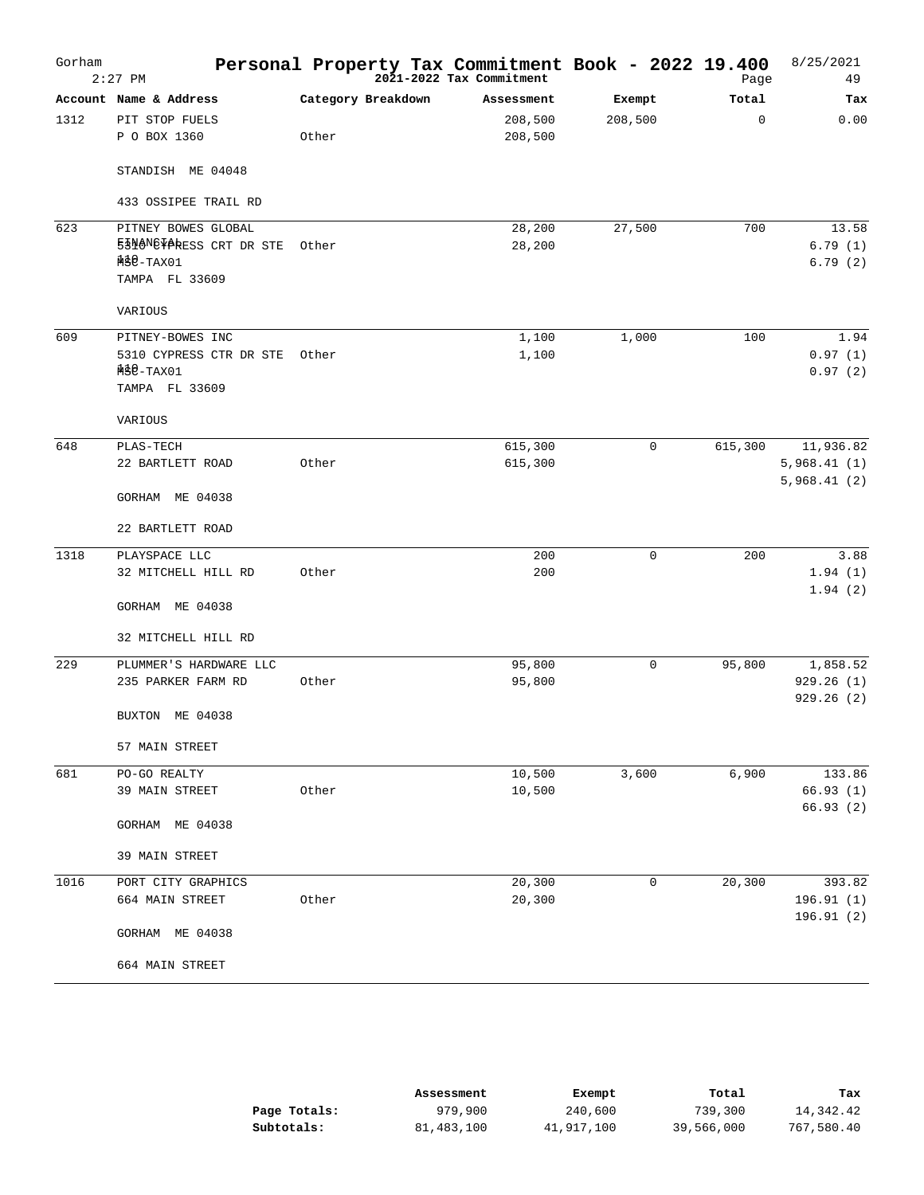# Personal Property Tax Commitment Book - 2022 19.400

Gorham 2:27 PM — 2021-2022 Tax Commitment — 8/25/2021

| Account | Name & Address | Category Breakdown | Assessment | Exempt | Total | Tax |
|---|---|---|---|---|---|---|
| 1312 | PIT STOP FUELS | | 208,500 | 208,500 | 0 | 0.00 |
| | P O BOX 1360 | Other | 208,500 | | | |
| | STANDISH ME 04048 | | | | | |
| | 433 OSSIPEE TRAIL RD | | | | | |
| 623 | PITNEY BOWES GLOBAL FINANCIAL | | 28,200 | 27,500 | 700 | 13.58 |
| | 5310 CYPRESS CRT DR STE 110 | Other | 28,200 | | | 6.79 (1) |
| | MSC-TAX01 | | | | | 6.79 (2) |
| | TAMPA FL 33609 | | | | | |
| | VARIOUS | | | | | |
| 609 | PITNEY-BOWES INC | | 1,100 | 1,000 | 100 | 1.94 |
| | 5310 CYPRESS CTR DR STE 110 | Other | 1,100 | | | 0.97 (1) |
| | MSC-TAX01 | | | | | 0.97 (2) |
| | TAMPA FL 33609 | | | | | |
| | VARIOUS | | | | | |
| 648 | PLAS-TECH | | 615,300 | 0 | 615,300 | 11,936.82 |
| | 22 BARTLETT ROAD | Other | 615,300 | | | 5,968.41 (1) |
| | | | | | | 5,968.41 (2) |
| | GORHAM ME 04038 | | | | | |
| | 22 BARTLETT ROAD | | | | | |
| 1318 | PLAYSPACE LLC | | 200 | 0 | 200 | 3.88 |
| | 32 MITCHELL HILL RD | Other | 200 | | | 1.94 (1) |
| | | | | | | 1.94 (2) |
| | GORHAM ME 04038 | | | | | |
| | 32 MITCHELL HILL RD | | | | | |
| 229 | PLUMMER'S HARDWARE LLC | | 95,800 | 0 | 95,800 | 1,858.52 |
| | 235 PARKER FARM RD | Other | 95,800 | | | 929.26 (1) |
| | | | | | | 929.26 (2) |
| | BUXTON ME 04038 | | | | | |
| | 57 MAIN STREET | | | | | |
| 681 | PO-GO REALTY | | 10,500 | 3,600 | 6,900 | 133.86 |
| | 39 MAIN STREET | Other | 10,500 | | | 66.93 (1) |
| | | | | | | 66.93 (2) |
| | GORHAM ME 04038 | | | | | |
| | 39 MAIN STREET | | | | | |
| 1016 | PORT CITY GRAPHICS | | 20,300 | 0 | 20,300 | 393.82 |
| | 664 MAIN STREET | Other | 20,300 | | | 196.91 (1) |
| | | | | | | 196.91 (2) |
| | GORHAM ME 04038 | | | | | |
| | 664 MAIN STREET | | | | | |

| | Assessment | Exempt | Total | Tax |
|---|---|---|---|---|
| **Page Totals:** | 979,900 | 240,600 | 739,300 | 14,342.42 |
| **Subtotals:** | 81,483,100 | 41,917,100 | 39,566,000 | 767,580.40 |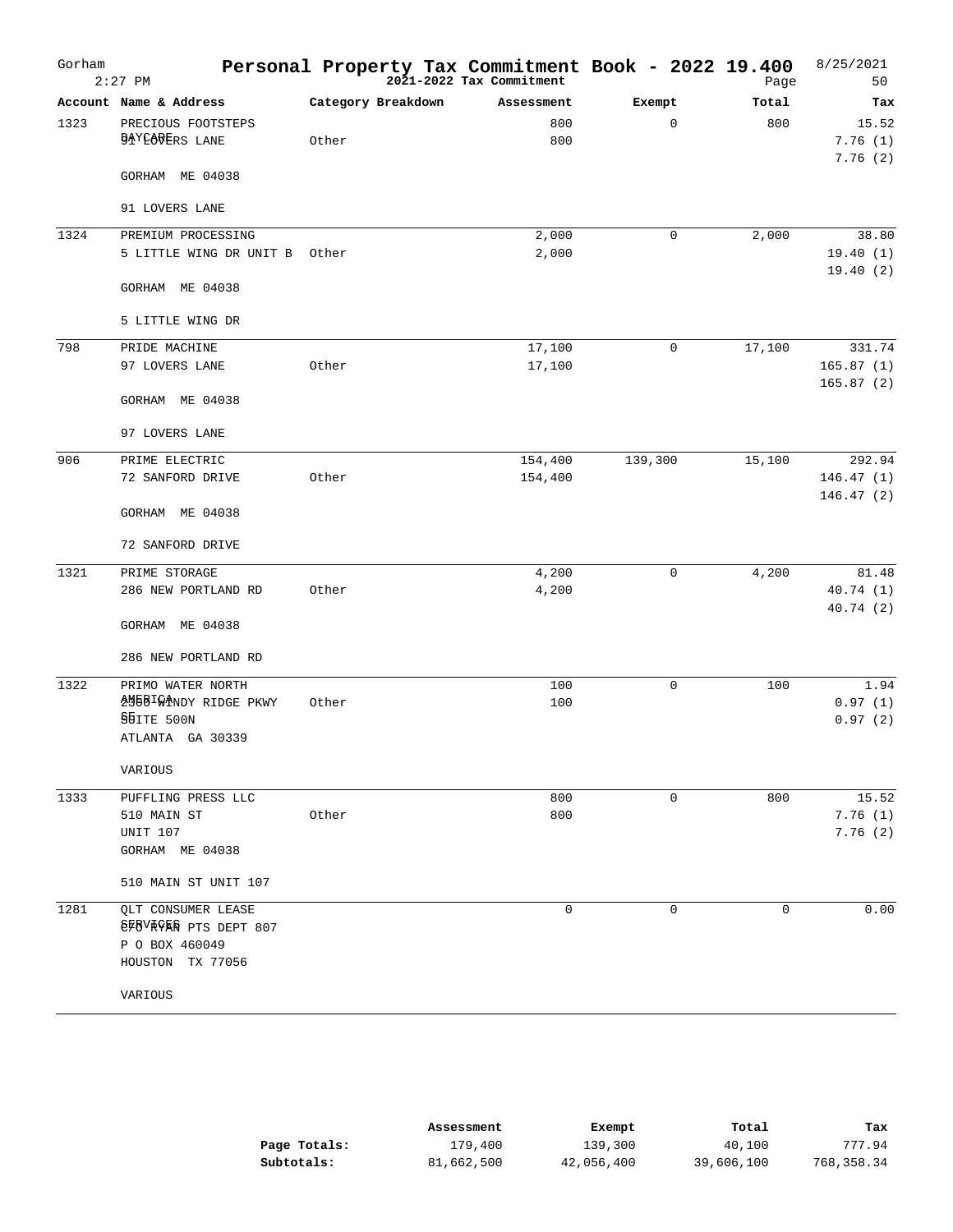# Personal Property Tax Commitment Book - 2022 19.400

2021-2022 Tax Commitment

Gorham 2:27 PM 8/25/2021

| Account | Name & Address | Category Breakdown | Assessment | Exempt | Total | Tax |
|---|---|---|---|---|---|---|
| 1323 | PRECIOUS FOOTSTEPS DAYCARE | | 800 | 0 | 800 | 15.52 |
| | 91 LOVERS LANE | Other | 800 | | | 7.76 (1) |
| | | | | | | 7.76 (2) |
| | GORHAM ME 04038 | | | | | |
| | 91 LOVERS LANE | | | | | |
| 1324 | PREMIUM PROCESSING | | 2,000 | 0 | 2,000 | 38.80 |
| | 5 LITTLE WING DR UNIT B | Other | 2,000 | | | 19.40 (1) |
| | | | | | | 19.40 (2) |
| | GORHAM ME 04038 | | | | | |
| | 5 LITTLE WING DR | | | | | |
| 798 | PRIDE MACHINE | | 17,100 | 0 | 17,100 | 331.74 |
| | 97 LOVERS LANE | Other | 17,100 | | | 165.87 (1) |
| | | | | | | 165.87 (2) |
| | GORHAM ME 04038 | | | | | |
| | 97 LOVERS LANE | | | | | |
| 906 | PRIME ELECTRIC | | 154,400 | 139,300 | 15,100 | 292.94 |
| | 72 SANFORD DRIVE | Other | 154,400 | | | 146.47 (1) |
| | | | | | | 146.47 (2) |
| | GORHAM ME 04038 | | | | | |
| | 72 SANFORD DRIVE | | | | | |
| 1321 | PRIME STORAGE | | 4,200 | 0 | 4,200 | 81.48 |
| | 286 NEW PORTLAND RD | Other | 4,200 | | | 40.74 (1) |
| | | | | | | 40.74 (2) |
| | GORHAM ME 04038 | | | | | |
| | 286 NEW PORTLAND RD | | | | | |
| 1322 | PRIMO WATER NORTH AMERICA | | 100 | 0 | 100 | 1.94 |
| | 2300 WINDY RIDGE PKWY SE | Other | 100 | | | 0.97 (1) |
| | SUITE 500N | | | | | 0.97 (2) |
| | ATLANTA GA 30339 | | | | | |
| | VARIOUS | | | | | |
| 1333 | PUFFLING PRESS LLC | | 800 | 0 | 800 | 15.52 |
| | 510 MAIN ST | Other | 800 | | | 7.76 (1) |
| | UNIT 107 | | | | | 7.76 (2) |
| | GORHAM ME 04038 | | | | | |
| | 510 MAIN ST UNIT 107 | | | | | |
| 1281 | QLT CONSUMER LEASE SERVICES | | 0 | 0 | 0 | 0.00 |
| | C/O RYAN PTS DEPT 807 | | | | | |
| | P O BOX 460049 | | | | | |
| | HOUSTON TX 77056 | | | | | |
| | VARIOUS | | | | | |

| | Assessment | Exempt | Total | Tax |
|---|---|---|---|---|
| **Page Totals:** | 179,400 | 139,300 | 40,100 | 777.94 |
| **Subtotals:** | 81,662,500 | 42,056,400 | 39,606,100 | 768,358.34 |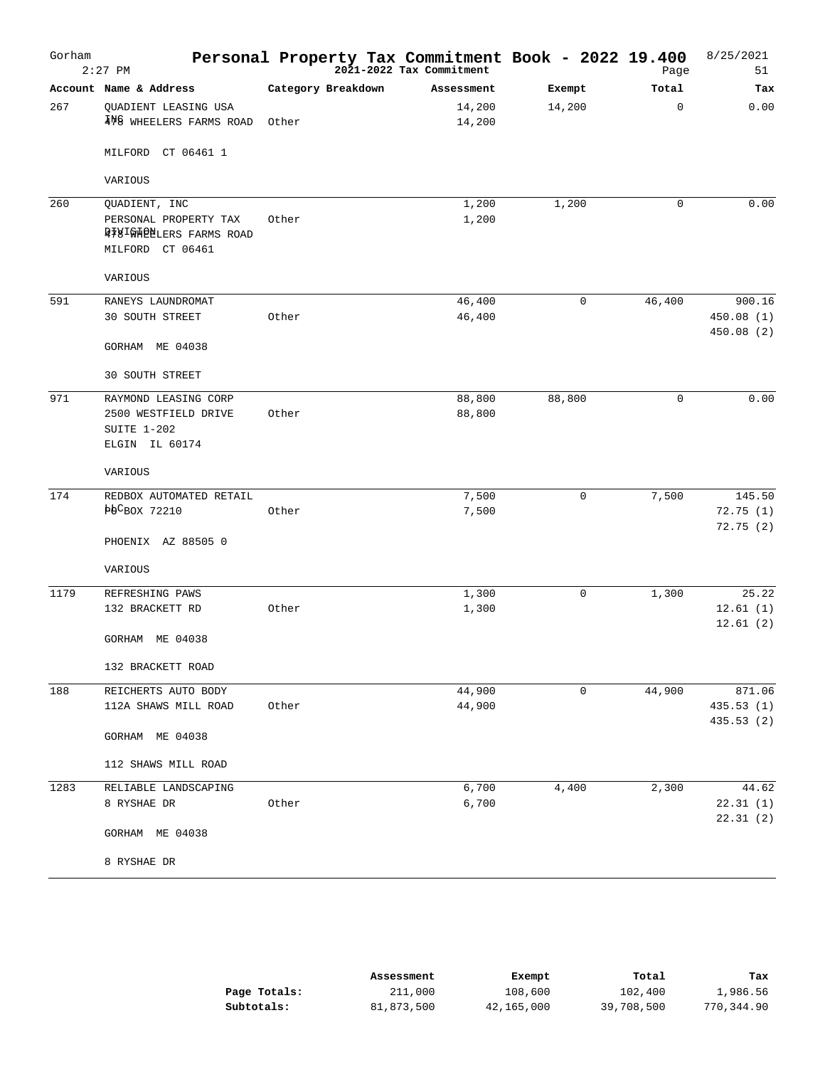# Personal Property Tax Commitment Book - 2022 19.400

2021-2022 Tax Commitment

| Account | Name & Address | Category Breakdown | Assessment | Exempt | Total | Tax |
|---|---|---|---|---|---|---|
| 267 | QUADIENT LEASING USA INC | | 14,200 | 14,200 | 0 | 0.00 |
| | 478 WHEELERS FARMS ROAD | Other | 14,200 | | | |
| | MILFORD CT 06461 1 | | | | | |
| | VARIOUS | | | | | |
| 260 | QUADIENT, INC | | 1,200 | 1,200 | 0 | 0.00 |
| | PERSONAL PROPERTY TAX DIVISION | Other | 1,200 | | | |
| | 478 WHEELERS FARMS ROAD | | | | | |
| | MILFORD CT 06461 | | | | | |
| | VARIOUS | | | | | |
| 591 | RANEYS LAUNDROMAT | | 46,400 | 0 | 46,400 | 900.16 |
| | 30 SOUTH STREET | Other | 46,400 | | | 450.08 (1) |
| | | | | | | 450.08 (2) |
| | GORHAM ME 04038 | | | | | |
| | 30 SOUTH STREET | | | | | |
| 971 | RAYMOND LEASING CORP | | 88,800 | 88,800 | 0 | 0.00 |
| | 2500 WESTFIELD DRIVE | Other | 88,800 | | | |
| | SUITE 1-202 | | | | | |
| | ELGIN IL 60174 | | | | | |
| | VARIOUS | | | | | |
| 174 | REDBOX AUTOMATED RETAIL LLC | | 7,500 | 0 | 7,500 | 145.50 |
| | PO BOX 72210 | Other | 7,500 | | | 72.75 (1) |
| | | | | | | 72.75 (2) |
| | PHOENIX AZ 88505 0 | | | | | |
| | VARIOUS | | | | | |
| 1179 | REFRESHING PAWS | | 1,300 | 0 | 1,300 | 25.22 |
| | 132 BRACKETT RD | Other | 1,300 | | | 12.61 (1) |
| | | | | | | 12.61 (2) |
| | GORHAM ME 04038 | | | | | |
| | 132 BRACKETT ROAD | | | | | |
| 188 | REICHERTS AUTO BODY | | 44,900 | 0 | 44,900 | 871.06 |
| | 112A SHAWS MILL ROAD | Other | 44,900 | | | 435.53 (1) |
| | | | | | | 435.53 (2) |
| | GORHAM ME 04038 | | | | | |
| | 112 SHAWS MILL ROAD | | | | | |
| 1283 | RELIABLE LANDSCAPING | | 6,700 | 4,400 | 2,300 | 44.62 |
| | 8 RYSHAE DR | Other | 6,700 | | | 22.31 (1) |
| | | | | | | 22.31 (2) |
| | GORHAM ME 04038 | | | | | |
| | 8 RYSHAE DR | | | | | |

| | Assessment | Exempt | Total | Tax |
|---|---|---|---|---|
| **Page Totals:** | 211,000 | 108,600 | 102,400 | 1,986.56 |
| **Subtotals:** | 81,873,500 | 42,165,000 | 39,708,500 | 770,344.90 |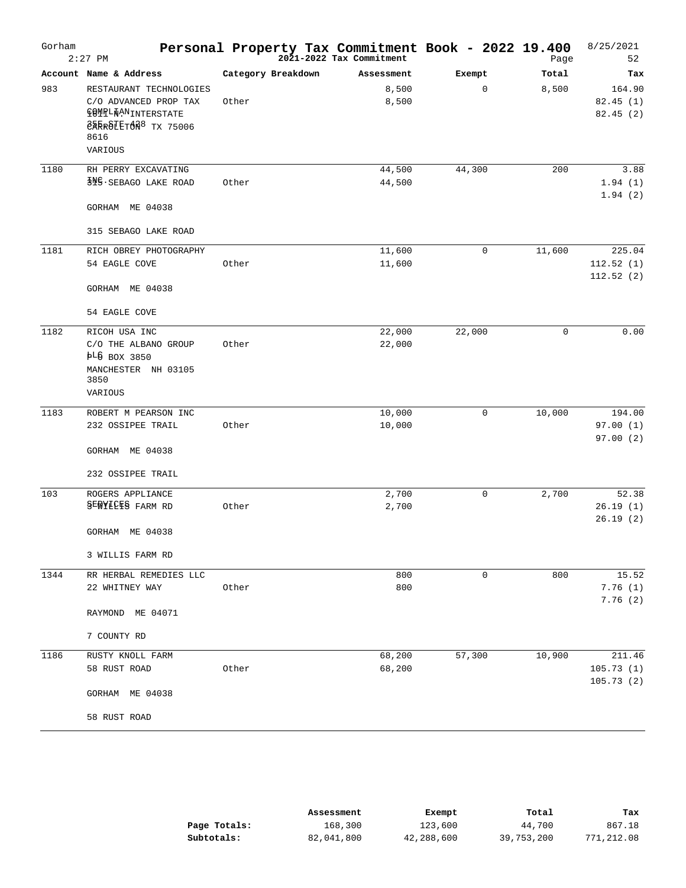Gorham 2:27 PM

# Personal Property Tax Commitment Book - 2022 19.400

2021-2022 Tax Commitment

8/25/2021

| Account | Name & Address | Category Breakdown | Assessment | Exempt | Total | Tax |
|---|---|---|---|---|---|---|
| 983 | RESTAURANT TECHNOLOGIES<br>C/O ADVANCED PROP TAX COMPLIAN<br>1611 N. INTERSTATE 35E STE 428<br>CARROLLTON TX 75006 8616<br>VARIOUS | Other | 8,500<br>8,500 | 0 | 8,500 | 164.90<br>82.45 (1)<br>82.45 (2) |
| 1180 | RH PERRY EXCAVATING INC<br>315 SEBAGO LAKE ROAD<br>GORHAM ME 04038<br>315 SEBAGO LAKE ROAD | Other | 44,500<br>44,500 | 44,300 | 200 | 3.88<br>1.94 (1)<br>1.94 (2) |
| 1181 | RICH OBREY PHOTOGRAPHY<br>54 EAGLE COVE<br>GORHAM ME 04038<br>54 EAGLE COVE | Other | 11,600<br>11,600 | 0 | 11,600 | 225.04<br>112.52 (1)<br>112.52 (2) |
| 1182 | RICOH USA INC<br>C/O THE ALBANO GROUP LLC<br>P O BOX 3850<br>MANCHESTER NH 03105 3850<br>VARIOUS | Other | 22,000<br>22,000 | 22,000 | 0 | 0.00 |
| 1183 | ROBERT M PEARSON INC<br>232 OSSIPEE TRAIL<br>GORHAM ME 04038<br>232 OSSIPEE TRAIL | Other | 10,000<br>10,000 | 0 | 10,000 | 194.00<br>97.00 (1)<br>97.00 (2) |
| 103 | ROGERS APPLIANCE SERVICES<br>3 WILLIS FARM RD<br>GORHAM ME 04038<br>3 WILLIS FARM RD | Other | 2,700<br>2,700 | 0 | 2,700 | 52.38<br>26.19 (1)<br>26.19 (2) |
| 1344 | RR HERBAL REMEDIES LLC<br>22 WHITNEY WAY<br>RAYMOND ME 04071<br>7 COUNTY RD | Other | 800<br>800 | 0 | 800 | 15.52<br>7.76 (1)<br>7.76 (2) |
| 1186 | RUSTY KNOLL FARM<br>58 RUST ROAD<br>GORHAM ME 04038<br>58 RUST ROAD | Other | 68,200<br>68,200 | 57,300 | 10,900 | 211.46<br>105.73 (1)<br>105.73 (2) |

| | Assessment | Exempt | Total | Tax |
|---|---|---|---|---|
| **Page Totals:** | 168,300 | 123,600 | 44,700 | 867.18 |
| **Subtotals:** | 82,041,800 | 42,288,600 | 39,753,200 | 771,212.08 |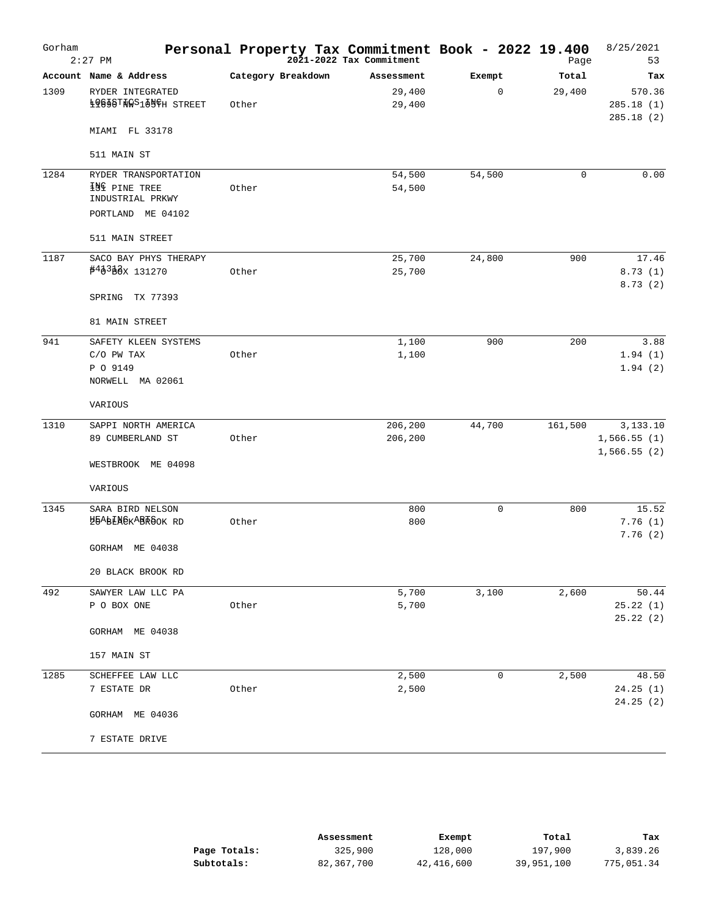# Personal Property Tax Commitment Book - 2022 19.400

2021-2022 Tax Commitment

| Account | Name & Address | Category Breakdown | Assessment | Exempt | Total | Tax |
|---|---|---|---|---|---|---|
| 1309 | RYDER INTEGRATED LOGISTICS INC<br>11690 NW 105TH STREET<br>MIAMI FL 33178<br>511 MAIN ST | Other | 29,400<br>29,400 | 0 | 29,400 | 570.36<br>285.18 (1)<br>285.18 (2) |
| 1284 | RYDER TRANSPORTATION INC<br>131 PINE TREE INDUSTRIAL PRKWY<br>PORTLAND ME 04102<br>511 MAIN STREET | Other | 54,500<br>54,500 | 54,500 | 0 | 0.00 |
| 1187 | SACO BAY PHYS THERAPY #41312<br>P O BOX 131270<br>SPRING TX 77393<br>81 MAIN STREET | Other | 25,700<br>25,700 | 24,800 | 900 | 17.46<br>8.73 (1)<br>8.73 (2) |
| 941 | SAFETY KLEEN SYSTEMS<br>C/O PW TAX<br>P O 9149<br>NORWELL MA 02061<br>VARIOUS | Other | 1,100<br>1,100 | 900 | 200 | 3.88<br>1.94 (1)<br>1.94 (2) |
| 1310 | SAPPI NORTH AMERICA<br>89 CUMBERLAND ST<br>WESTBROOK ME 04098<br>VARIOUS | Other | 206,200<br>206,200 | 44,700 | 161,500 | 3,133.10<br>1,566.55 (1)<br>1,566.55 (2) |
| 1345 | SARA BIRD NELSON HEALING ARTS<br>20 BLACK BROOK RD<br>GORHAM ME 04038<br>20 BLACK BROOK RD | Other | 800<br>800 | 0 | 800 | 15.52<br>7.76 (1)<br>7.76 (2) |
| 492 | SAWYER LAW LLC PA<br>P O BOX ONE<br>GORHAM ME 04038<br>157 MAIN ST | Other | 5,700<br>5,700 | 3,100 | 2,600 | 50.44<br>25.22 (1)<br>25.22 (2) |
| 1285 | SCHEFFEE LAW LLC<br>7 ESTATE DR<br>GORHAM ME 04036<br>7 ESTATE DRIVE | Other | 2,500<br>2,500 | 0 | 2,500 | 48.50<br>24.25 (1)<br>24.25 (2) |

| | Assessment | Exempt | Total | Tax |
|---|---|---|---|---|
| **Page Totals:** | 325,900 | 128,000 | 197,900 | 3,839.26 |
| **Subtotals:** | 82,367,700 | 42,416,600 | 39,951,100 | 775,051.34 |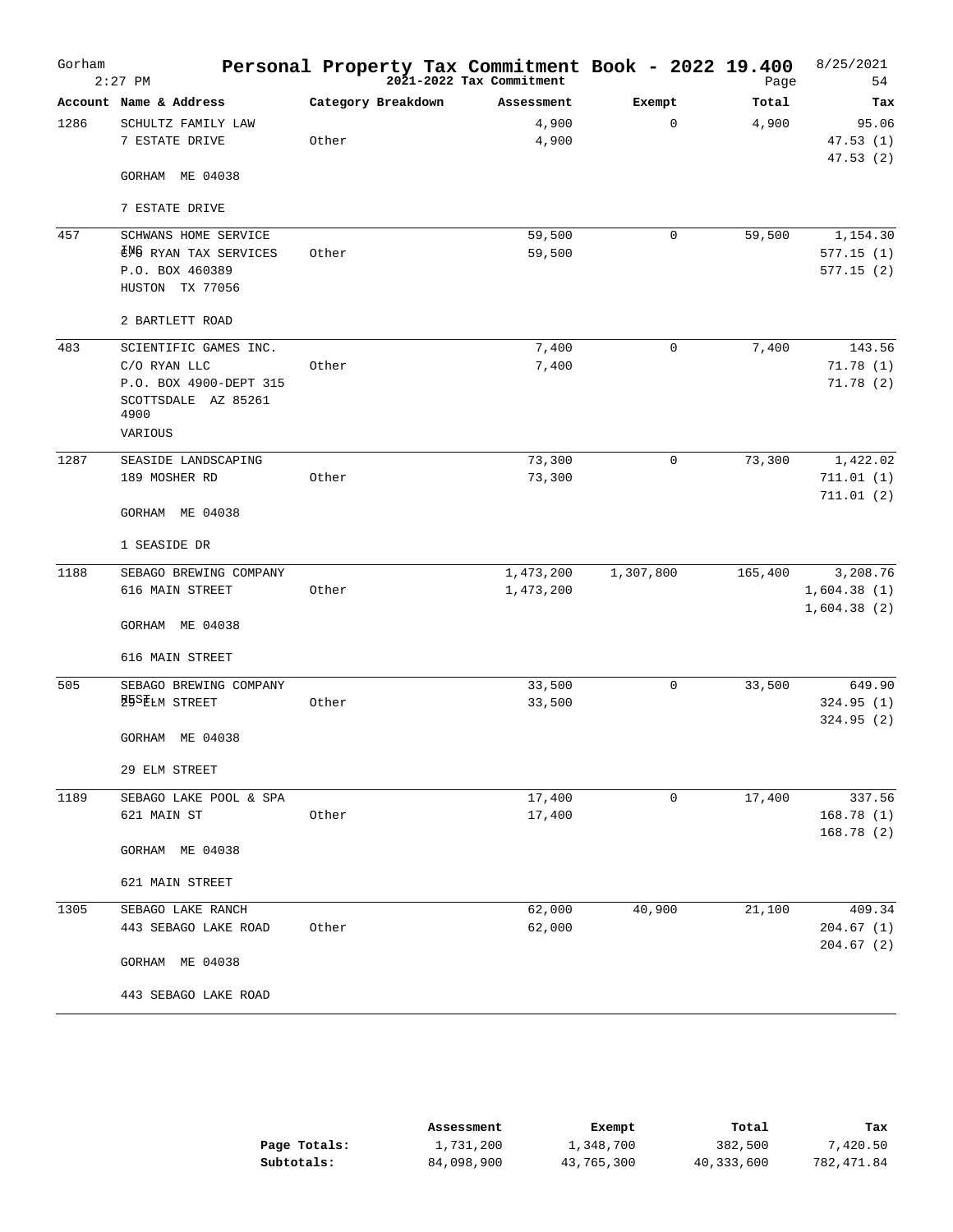# Personal Property Tax Commitment Book - 2022 19.400

2021-2022 Tax Commitment

| Account | Name & Address | Category Breakdown | Assessment | Exempt | Total | Tax |
|---|---|---|---|---|---|---|
| 1286 | SCHULTZ FAMILY LAW | | 4,900 | 0 | 4,900 | 95.06 |
| | 7 ESTATE DRIVE | Other | 4,900 | | | 47.53 (1) |
| | | | | | | 47.53 (2) |
| | GORHAM ME 04038 | | | | | |
| | 7 ESTATE DRIVE | | | | | |
| 457 | SCHWANS HOME SERVICE INC | | 59,500 | 0 | 59,500 | 1,154.30 |
| | C/O RYAN TAX SERVICES | Other | 59,500 | | | 577.15 (1) |
| | P.O. BOX 460389 | | | | | 577.15 (2) |
| | HUSTON TX 77056 | | | | | |
| | 2 BARTLETT ROAD | | | | | |
| 483 | SCIENTIFIC GAMES INC. | | 7,400 | 0 | 7,400 | 143.56 |
| | C/O RYAN LLC | Other | 7,400 | | | 71.78 (1) |
| | P.O. BOX 4900-DEPT 315 | | | | | 71.78 (2) |
| | SCOTTSDALE AZ 85261 4900 | | | | | |
| | VARIOUS | | | | | |
| 1287 | SEASIDE LANDSCAPING | | 73,300 | 0 | 73,300 | 1,422.02 |
| | 189 MOSHER RD | Other | 73,300 | | | 711.01 (1) |
| | | | | | | 711.01 (2) |
| | GORHAM ME 04038 | | | | | |
| | 1 SEASIDE DR | | | | | |
| 1188 | SEBAGO BREWING COMPANY | | 1,473,200 | 1,307,800 | 165,400 | 3,208.76 |
| | 616 MAIN STREET | Other | 1,473,200 | | | 1,604.38 (1) |
| | | | | | | 1,604.38 (2) |
| | GORHAM ME 04038 | | | | | |
| | 616 MAIN STREET | | | | | |
| 505 | SEBAGO BREWING COMPANY REST | | 33,500 | 0 | 33,500 | 649.90 |
| | 29 ELM STREET | Other | 33,500 | | | 324.95 (1) |
| | | | | | | 324.95 (2) |
| | GORHAM ME 04038 | | | | | |
| | 29 ELM STREET | | | | | |
| 1189 | SEBAGO LAKE POOL & SPA | | 17,400 | 0 | 17,400 | 337.56 |
| | 621 MAIN ST | Other | 17,400 | | | 168.78 (1) |
| | | | | | | 168.78 (2) |
| | GORHAM ME 04038 | | | | | |
| | 621 MAIN STREET | | | | | |
| 1305 | SEBAGO LAKE RANCH | | 62,000 | 40,900 | 21,100 | 409.34 |
| | 443 SEBAGO LAKE ROAD | Other | 62,000 | | | 204.67 (1) |
| | | | | | | 204.67 (2) |
| | GORHAM ME 04038 | | | | | |
| | 443 SEBAGO LAKE ROAD | | | | | |

| | Assessment | Exempt | Total | Tax |
|---|---|---|---|---|
| **Page Totals:** | 1,731,200 | 1,348,700 | 382,500 | 7,420.50 |
| **Subtotals:** | 84,098,900 | 43,765,300 | 40,333,600 | 782,471.84 |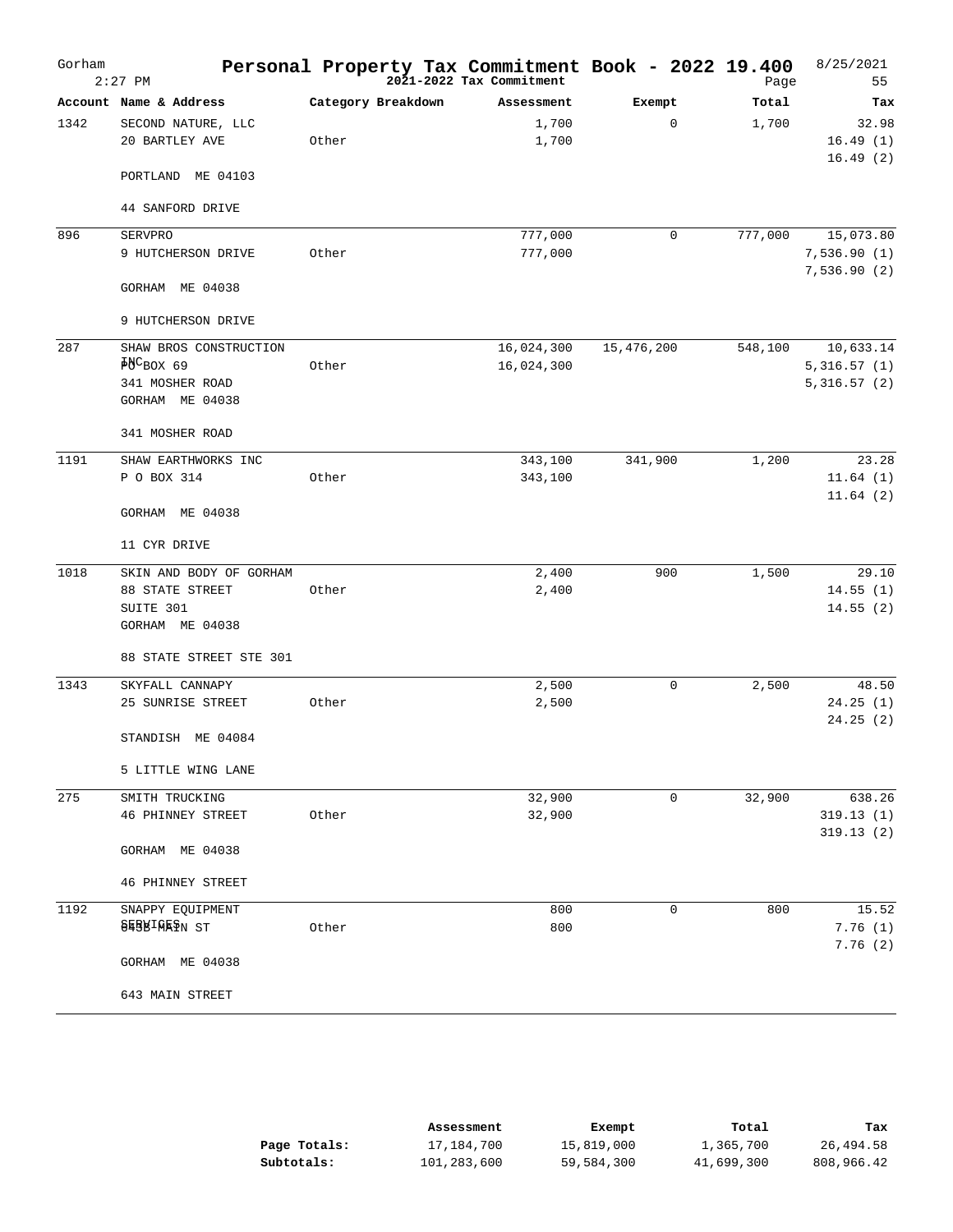# Personal Property Tax Commitment Book - 2022 19.400

Gorham
2:27 PM
2021-2022 Tax Commitment
8/25/2021

| Account | Name & Address | Category Breakdown | Assessment | Exempt | Total | Tax |
|---|---|---|---|---|---|---|
| 1342 | SECOND NATURE, LLC | | 1,700 | 0 | 1,700 | 32.98 |
| | 20 BARTLEY AVE | Other | 1,700 | | | 16.49 (1) |
| | | | | | | 16.49 (2) |
| | PORTLAND ME 04103 | | | | | |
| | 44 SANFORD DRIVE | | | | | |
| 896 | SERVPRO | | 777,000 | 0 | 777,000 | 15,073.80 |
| | 9 HUTCHERSON DRIVE | Other | 777,000 | | | 7,536.90 (1) |
| | | | | | | 7,536.90 (2) |
| | GORHAM ME 04038 | | | | | |
| | 9 HUTCHERSON DRIVE | | | | | |
| 287 | SHAW BROS CONSTRUCTION INC | | 16,024,300 | 15,476,200 | 548,100 | 10,633.14 |
| | PO BOX 69 | Other | 16,024,300 | | | 5,316.57 (1) |
| | 341 MOSHER ROAD | | | | | 5,316.57 (2) |
| | GORHAM ME 04038 | | | | | |
| | 341 MOSHER ROAD | | | | | |
| 1191 | SHAW EARTHWORKS INC | | 343,100 | 341,900 | 1,200 | 23.28 |
| | P O BOX 314 | Other | 343,100 | | | 11.64 (1) |
| | | | | | | 11.64 (2) |
| | GORHAM ME 04038 | | | | | |
| | 11 CYR DRIVE | | | | | |
| 1018 | SKIN AND BODY OF GORHAM | | 2,400 | 900 | 1,500 | 29.10 |
| | 88 STATE STREET | Other | 2,400 | | | 14.55 (1) |
| | SUITE 301 | | | | | 14.55 (2) |
| | GORHAM ME 04038 | | | | | |
| | 88 STATE STREET STE 301 | | | | | |
| 1343 | SKYFALL CANNAPY | | 2,500 | 0 | 2,500 | 48.50 |
| | 25 SUNRISE STREET | Other | 2,500 | | | 24.25 (1) |
| | | | | | | 24.25 (2) |
| | STANDISH ME 04084 | | | | | |
| | 5 LITTLE WING LANE | | | | | |
| 275 | SMITH TRUCKING | | 32,900 | 0 | 32,900 | 638.26 |
| | 46 PHINNEY STREET | Other | 32,900 | | | 319.13 (1) |
| | | | | | | 319.13 (2) |
| | GORHAM ME 04038 | | | | | |
| | 46 PHINNEY STREET | | | | | |
| 1192 | SNAPPY EQUIPMENT SERVICES | | 800 | 0 | 800 | 15.52 |
| | 643B MAIN ST | Other | 800 | | | 7.76 (1) |
| | | | | | | 7.76 (2) |
| | GORHAM ME 04038 | | | | | |
| | 643 MAIN STREET | | | | | |

| | Assessment | Exempt | Total | Tax |
|---|---|---|---|---|
| **Page Totals:** | 17,184,700 | 15,819,000 | 1,365,700 | 26,494.58 |
| **Subtotals:** | 101,283,600 | 59,584,300 | 41,699,300 | 808,966.42 |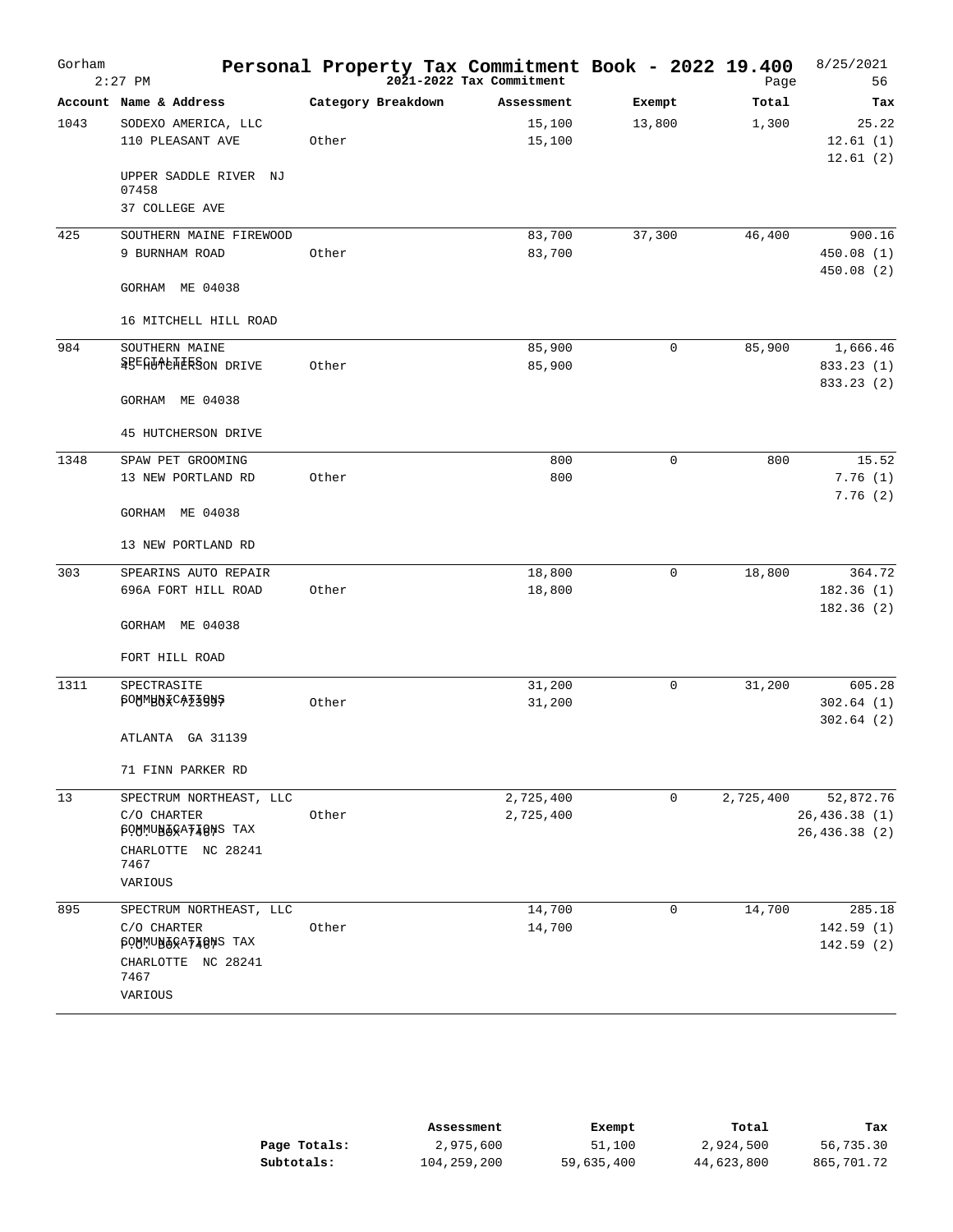# Personal Property Tax Commitment Book - 2022 19.400

Gorham
2:27 PM

2021-2022 Tax Commitment

8/25/2021

| Account | Name & Address | Category Breakdown | Assessment | Exempt | Total | Tax |
|---|---|---|---|---|---|---|
| 1043 | SODEXO AMERICA, LLC<br>110 PLEASANT AVE<br>UPPER SADDLE RIVER NJ 07458<br>37 COLLEGE AVE | Other | 15,100<br>15,100 | 13,800 | 1,300 | 25.22<br>12.61 (1)<br>12.61 (2) |
| 425 | SOUTHERN MAINE FIREWOOD<br>9 BURNHAM ROAD<br>GORHAM ME 04038<br>16 MITCHELL HILL ROAD | Other | 83,700<br>83,700 | 37,300 | 46,400 | 900.16<br>450.08 (1)<br>450.08 (2) |
| 984 | SOUTHERN MAINE SPECIALTIES<br>45 HUTCHERSON DRIVE<br>GORHAM ME 04038<br>45 HUTCHERSON DRIVE | Other | 85,900<br>85,900 | 0 | 85,900 | 1,666.46<br>833.23 (1)<br>833.23 (2) |
| 1348 | SPAW PET GROOMING<br>13 NEW PORTLAND RD<br>GORHAM ME 04038<br>13 NEW PORTLAND RD | Other | 800<br>800 | 0 | 800 | 15.52<br>7.76 (1)<br>7.76 (2) |
| 303 | SPEARINS AUTO REPAIR<br>696A FORT HILL ROAD<br>GORHAM ME 04038<br>FORT HILL ROAD | Other | 18,800<br>18,800 | 0 | 18,800 | 364.72<br>182.36 (1)<br>182.36 (2) |
| 1311 | SPECTRASITE COMMUNICATIONS<br>PO BOX 723597<br>ATLANTA GA 31139<br>71 FINN PARKER RD | Other | 31,200<br>31,200 | 0 | 31,200 | 605.28<br>302.64 (1)<br>302.64 (2) |
| 13 | SPECTRUM NORTHEAST, LLC<br>C/O CHARTER COMMUNICATIONS TAX<br>P.O. BOX 7467<br>CHARLOTTE NC 28241 7467<br>VARIOUS | Other | 2,725,400<br>2,725,400 | 0 | 2,725,400 | 52,872.76<br>26,436.38 (1)<br>26,436.38 (2) |
| 895 | SPECTRUM NORTHEAST, LLC<br>C/O CHARTER COMMUNICATIONS TAX<br>P.O. BOX 7467<br>CHARLOTTE NC 28241 7467<br>VARIOUS | Other | 14,700<br>14,700 | 0 | 14,700 | 285.18<br>142.59 (1)<br>142.59 (2) |

| | Assessment | Exempt | Total | Tax |
|---|---|---|---|---|
| **Page Totals:** | 2,975,600 | 51,100 | 2,924,500 | 56,735.30 |
| **Subtotals:** | 104,259,200 | 59,635,400 | 44,623,800 | 865,701.72 |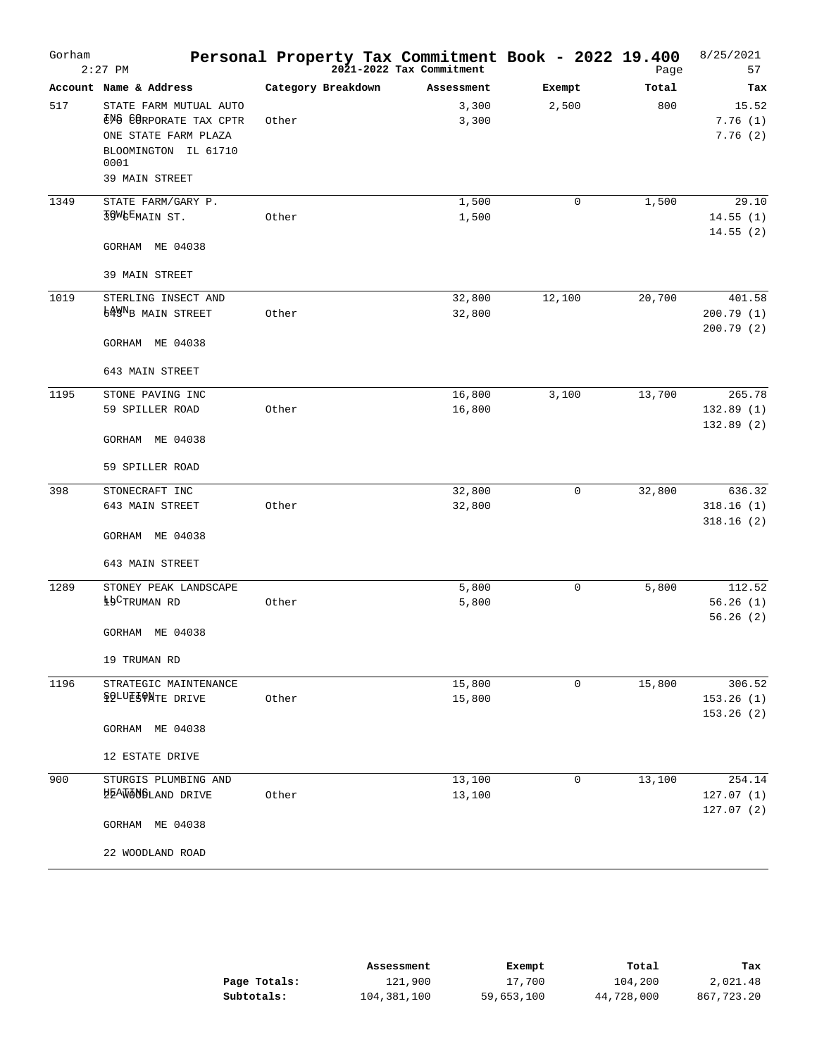# Personal Property Tax Commitment Book - 2022 19.400

Gorham, 2:27 PM — 2021-2022 Tax Commitment — 8/25/2021

| Account | Name & Address | Category Breakdown | Assessment | Exempt | Total | Tax |
|---|---|---|---|---|---|---|
| 517 | STATE FARM MUTUAL AUTO INS CO | | 3,300 | 2,500 | 800 | 15.52 |
| | C/O CORPORATE TAX CPTR | Other | 3,300 | | | 7.76 (1) |
| | ONE STATE FARM PLAZA | | | | | 7.76 (2) |
| | BLOOMINGTON IL 61710 0001 | | | | | |
| | 39 MAIN STREET | | | | | |
| 1349 | STATE FARM/GARY P. TOWLE | | 1,500 | 0 | 1,500 | 29.10 |
| | 39 C MAIN ST. | Other | 1,500 | | | 14.55 (1) |
| | | | | | | 14.55 (2) |
| | GORHAM ME 04038 | | | | | |
| | 39 MAIN STREET | | | | | |
| 1019 | STERLING INSECT AND LAWN | | 32,800 | 12,100 | 20,700 | 401.58 |
| | 643 B MAIN STREET | Other | 32,800 | | | 200.79 (1) |
| | | | | | | 200.79 (2) |
| | GORHAM ME 04038 | | | | | |
| | 643 MAIN STREET | | | | | |
| 1195 | STONE PAVING INC | | 16,800 | 3,100 | 13,700 | 265.78 |
| | 59 SPILLER ROAD | Other | 16,800 | | | 132.89 (1) |
| | | | | | | 132.89 (2) |
| | GORHAM ME 04038 | | | | | |
| | 59 SPILLER ROAD | | | | | |
| 398 | STONECRAFT INC | | 32,800 | 0 | 32,800 | 636.32 |
| | 643 MAIN STREET | Other | 32,800 | | | 318.16 (1) |
| | | | | | | 318.16 (2) |
| | GORHAM ME 04038 | | | | | |
| | 643 MAIN STREET | | | | | |
| 1289 | STONEY PEAK LANDSCAPE LLC | | 5,800 | 0 | 5,800 | 112.52 |
| | 19 TRUMAN RD | Other | 5,800 | | | 56.26 (1) |
| | | | | | | 56.26 (2) |
| | GORHAM ME 04038 | | | | | |
| | 19 TRUMAN RD | | | | | |
| 1196 | STRATEGIC MAINTENANCE SOLUTION | | 15,800 | 0 | 15,800 | 306.52 |
| | 12 ESTATE DRIVE | Other | 15,800 | | | 153.26 (1) |
| | | | | | | 153.26 (2) |
| | GORHAM ME 04038 | | | | | |
| | 12 ESTATE DRIVE | | | | | |
| 900 | STURGIS PLUMBING AND HEATING | | 13,100 | 0 | 13,100 | 254.14 |
| | 22 WOODLAND DRIVE | Other | 13,100 | | | 127.07 (1) |
| | | | | | | 127.07 (2) |
| | GORHAM ME 04038 | | | | | |
| | 22 WOODLAND ROAD | | | | | |

| | Assessment | Exempt | Total | Tax |
|---|---|---|---|---|
| **Page Totals:** | 121,900 | 17,700 | 104,200 | 2,021.48 |
| **Subtotals:** | 104,381,100 | 59,653,100 | 44,728,000 | 867,723.20 |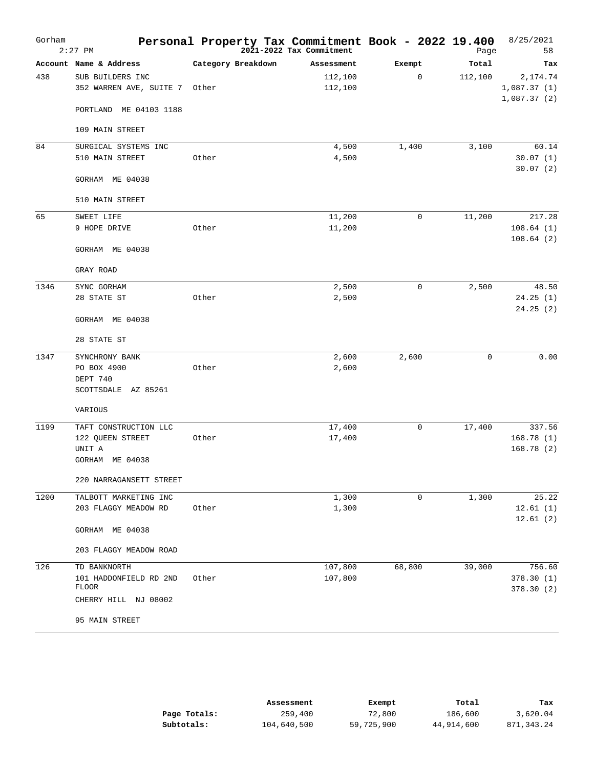# Personal Property Tax Commitment Book - 2022 19.400

Gorham
2:27 PM
2021-2022 Tax Commitment
8/25/2021

| Account | Name & Address | Category Breakdown | Assessment | Exempt | Total | Tax |
|---|---|---|---|---|---|---|
| 438 | SUB BUILDERS INC<br>352 WARREN AVE, SUITE 7<br>PORTLAND ME 04103 1188<br>109 MAIN STREET | Other | 112,100<br>112,100 | 0 | 112,100 | 2,174.74<br>1,087.37 (1)<br>1,087.37 (2) |
| 84 | SURGICAL SYSTEMS INC<br>510 MAIN STREET<br>GORHAM ME 04038<br>510 MAIN STREET | Other | 4,500<br>4,500 | 1,400 | 3,100 | 60.14<br>30.07 (1)<br>30.07 (2) |
| 65 | SWEET LIFE<br>9 HOPE DRIVE<br>GORHAM ME 04038<br>GRAY ROAD | Other | 11,200<br>11,200 | 0 | 11,200 | 217.28<br>108.64 (1)<br>108.64 (2) |
| 1346 | SYNC GORHAM<br>28 STATE ST<br>GORHAM ME 04038<br>28 STATE ST | Other | 2,500<br>2,500 | 0 | 2,500 | 48.50<br>24.25 (1)<br>24.25 (2) |
| 1347 | SYNCHRONY BANK<br>PO BOX 4900<br>DEPT 740<br>SCOTTSDALE AZ 85261<br>VARIOUS | Other | 2,600<br>2,600 | 2,600 | 0 | 0.00 |
| 1199 | TAFT CONSTRUCTION LLC<br>122 QUEEN STREET<br>UNIT A<br>GORHAM ME 04038<br>220 NARRAGANSETT STREET | Other | 17,400<br>17,400 | 0 | 17,400 | 337.56<br>168.78 (1)<br>168.78 (2) |
| 1200 | TALBOTT MARKETING INC<br>203 FLAGGY MEADOW RD<br>GORHAM ME 04038<br>203 FLAGGY MEADOW ROAD | Other | 1,300<br>1,300 | 0 | 1,300 | 25.22<br>12.61 (1)<br>12.61 (2) |
| 126 | TD BANKNORTH<br>101 HADDONFIELD RD 2ND FLOOR<br>CHERRY HILL NJ 08002<br>95 MAIN STREET | Other | 107,800<br>107,800 | 68,800 | 39,000 | 756.60<br>378.30 (1)<br>378.30 (2) |

| | Assessment | Exempt | Total | Tax |
|---|---|---|---|---|
| **Page Totals:** | 259,400 | 72,800 | 186,600 | 3,620.04 |
| **Subtotals:** | 104,640,500 | 59,725,900 | 44,914,600 | 871,343.24 |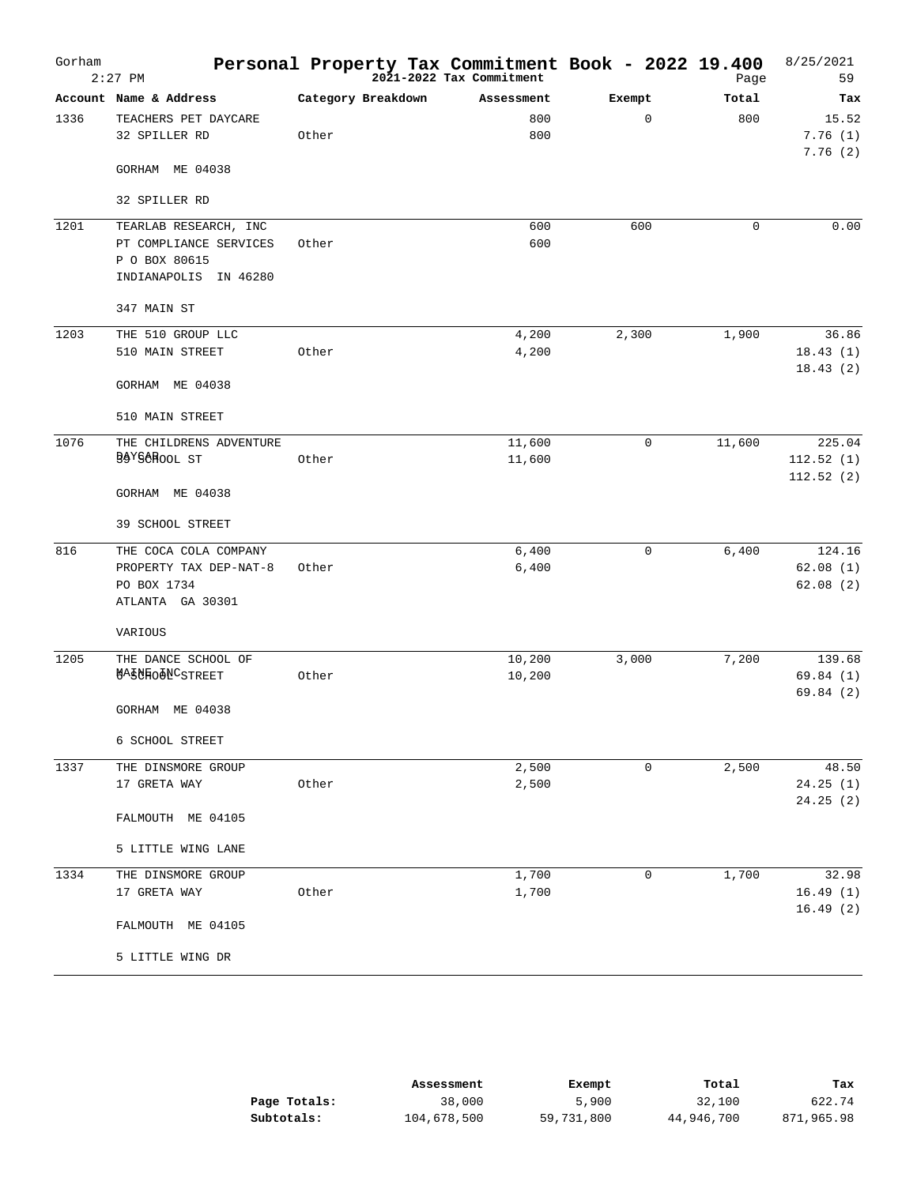# Personal Property Tax Commitment Book - 2022 19.400

**2021-2022 Tax Commitment**

Gorham 2:27 PM — 8/25/2021

| Account | Name & Address | Category Breakdown | Assessment | Exempt | Total | Tax |
|---|---|---|---|---|---|---|
| 1336 | TEACHERS PET DAYCARE | | 800 | 0 | 800 | 15.52 |
| | 32 SPILLER RD | Other | 800 | | | 7.76 (1) |
| | | | | | | 7.76 (2) |
| | GORHAM ME 04038 | | | | | |
| | 32 SPILLER RD | | | | | |
| 1201 | TEARLAB RESEARCH, INC | | 600 | 600 | 0 | 0.00 |
| | PT COMPLIANCE SERVICES | Other | 600 | | | |
| | P O BOX 80615 | | | | | |
| | INDIANAPOLIS IN 46280 | | | | | |
| | 347 MAIN ST | | | | | |
| 1203 | THE 510 GROUP LLC | | 4,200 | 2,300 | 1,900 | 36.86 |
| | 510 MAIN STREET | Other | 4,200 | | | 18.43 (1) |
| | | | | | | 18.43 (2) |
| | GORHAM ME 04038 | | | | | |
| | 510 MAIN STREET | | | | | |
| 1076 | THE CHILDRENS ADVENTURE DAYCAR | | 11,600 | 0 | 11,600 | 225.04 |
| | 39 SCHOOL ST | Other | 11,600 | | | 112.52 (1) |
| | | | | | | 112.52 (2) |
| | GORHAM ME 04038 | | | | | |
| | 39 SCHOOL STREET | | | | | |
| 816 | THE COCA COLA COMPANY | | 6,400 | 0 | 6,400 | 124.16 |
| | PROPERTY TAX DEP-NAT-8 | Other | 6,400 | | | 62.08 (1) |
| | PO BOX 1734 | | | | | 62.08 (2) |
| | ATLANTA GA 30301 | | | | | |
| | VARIOUS | | | | | |
| 1205 | THE DANCE SCHOOL OF MAINE INC | | 10,200 | 3,000 | 7,200 | 139.68 |
| | 6 SCHOOL STREET | Other | 10,200 | | | 69.84 (1) |
| | | | | | | 69.84 (2) |
| | GORHAM ME 04038 | | | | | |
| | 6 SCHOOL STREET | | | | | |
| 1337 | THE DINSMORE GROUP | | 2,500 | 0 | 2,500 | 48.50 |
| | 17 GRETA WAY | Other | 2,500 | | | 24.25 (1) |
| | | | | | | 24.25 (2) |
| | FALMOUTH ME 04105 | | | | | |
| | 5 LITTLE WING LANE | | | | | |
| 1334 | THE DINSMORE GROUP | | 1,700 | 0 | 1,700 | 32.98 |
| | 17 GRETA WAY | Other | 1,700 | | | 16.49 (1) |
| | | | | | | 16.49 (2) |
| | FALMOUTH ME 04105 | | | | | |
| | 5 LITTLE WING DR | | | | | |

| | Assessment | Exempt | Total | Tax |
|---|---|---|---|---|
| **Page Totals:** | 38,000 | 5,900 | 32,100 | 622.74 |
| **Subtotals:** | 104,678,500 | 59,731,800 | 44,946,700 | 871,965.98 |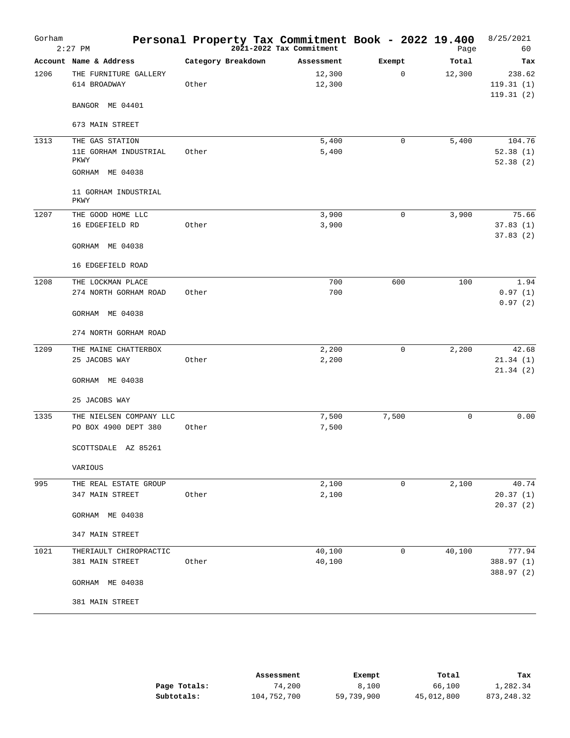# Personal Property Tax Commitment Book - 2022 19.400

Gorham
2:27 PM

2021-2022 Tax Commitment

8/25/2021

| Account | Name & Address | Category Breakdown | Assessment | Exempt | Total | Tax |
|---|---|---|---|---|---|---|
| 1206 | THE FURNITURE GALLERY | | 12,300 | 0 | 12,300 | 238.62 |
| | 614 BROADWAY | Other | 12,300 | | | 119.31 (1) |
| | | | | | | 119.31 (2) |
| | BANGOR ME 04401 | | | | | |
| | 673 MAIN STREET | | | | | |
| 1313 | THE GAS STATION | | 5,400 | 0 | 5,400 | 104.76 |
| | 11E GORHAM INDUSTRIAL PKWY | Other | 5,400 | | | 52.38 (1) |
| | | | | | | 52.38 (2) |
| | GORHAM ME 04038 | | | | | |
| | 11 GORHAM INDUSTRIAL PKWY | | | | | |
| 1207 | THE GOOD HOME LLC | | 3,900 | 0 | 3,900 | 75.66 |
| | 16 EDGEFIELD RD | Other | 3,900 | | | 37.83 (1) |
| | | | | | | 37.83 (2) |
| | GORHAM ME 04038 | | | | | |
| | 16 EDGEFIELD ROAD | | | | | |
| 1208 | THE LOCKMAN PLACE | | 700 | 600 | 100 | 1.94 |
| | 274 NORTH GORHAM ROAD | Other | 700 | | | 0.97 (1) |
| | | | | | | 0.97 (2) |
| | GORHAM ME 04038 | | | | | |
| | 274 NORTH GORHAM ROAD | | | | | |
| 1209 | THE MAINE CHATTERBOX | | 2,200 | 0 | 2,200 | 42.68 |
| | 25 JACOBS WAY | Other | 2,200 | | | 21.34 (1) |
| | | | | | | 21.34 (2) |
| | GORHAM ME 04038 | | | | | |
| | 25 JACOBS WAY | | | | | |
| 1335 | THE NIELSEN COMPANY LLC | | 7,500 | 7,500 | 0 | 0.00 |
| | PO BOX 4900 DEPT 380 | Other | 7,500 | | | |
| | SCOTTSDALE AZ 85261 | | | | | |
| | VARIOUS | | | | | |
| 995 | THE REAL ESTATE GROUP | | 2,100 | 0 | 2,100 | 40.74 |
| | 347 MAIN STREET | Other | 2,100 | | | 20.37 (1) |
| | | | | | | 20.37 (2) |
| | GORHAM ME 04038 | | | | | |
| | 347 MAIN STREET | | | | | |
| 1021 | THERIAULT CHIROPRACTIC | | 40,100 | 0 | 40,100 | 777.94 |
| | 381 MAIN STREET | Other | 40,100 | | | 388.97 (1) |
| | | | | | | 388.97 (2) |
| | GORHAM ME 04038 | | | | | |
| | 381 MAIN STREET | | | | | |

| | Assessment | Exempt | Total | Tax |
|---|---|---|---|---|
| **Page Totals:** | 74,200 | 8,100 | 66,100 | 1,282.34 |
| **Subtotals:** | 104,752,700 | 59,739,900 | 45,012,800 | 873,248.32 |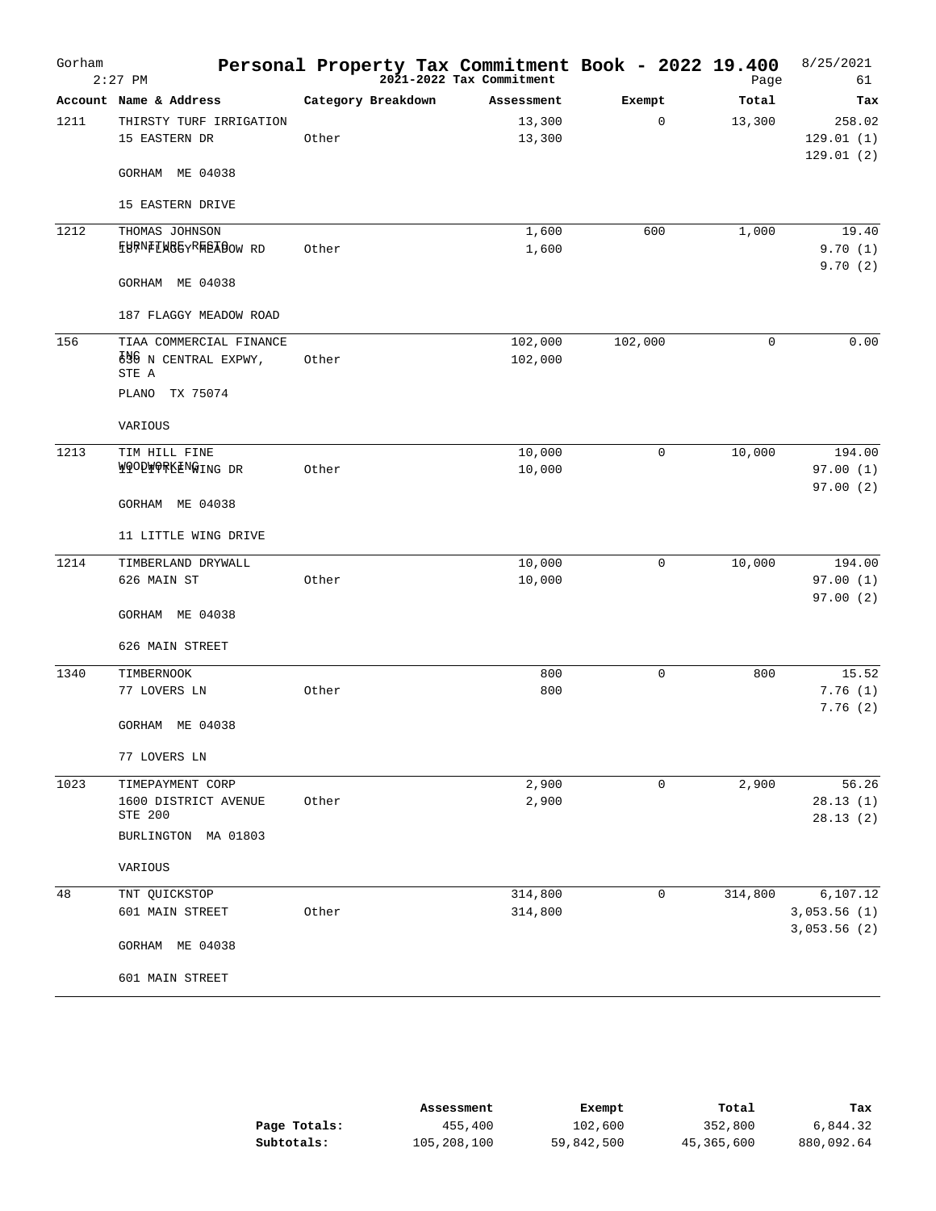# Personal Property Tax Commitment Book - 2022 19.400

Gorham, 2:27 PM — 2021-2022 Tax Commitment — 8/25/2021

| Account | Name & Address | Category Breakdown | Assessment | Exempt | Total | Tax |
|---|---|---|---|---|---|---|
| 1211 | THIRSTY TURF IRRIGATION<br>15 EASTERN DR<br>GORHAM ME 04038<br>15 EASTERN DRIVE | Other | 13,300<br>13,300 | 0 | 13,300 | 258.02<br>129.01 (1)<br>129.01 (2) |
| 1212 | THOMAS JOHNSON FURNITURE RESTO<br>187 FLAGGY MEADOW RD<br>GORHAM ME 04038<br>187 FLAGGY MEADOW ROAD | Other | 1,600<br>1,600 | 600 | 1,000 | 19.40<br>9.70 (1)<br>9.70 (2) |
| 156 | TIAA COMMERCIAL FINANCE INC<br>630 N CENTRAL EXPWY, STE A<br>PLANO TX 75074<br>VARIOUS | Other | 102,000<br>102,000 | 102,000 | 0 | 0.00 |
| 1213 | TIM HILL FINE WOODWORKING<br>11 LITTLE WING DR<br>GORHAM ME 04038<br>11 LITTLE WING DRIVE | Other | 10,000<br>10,000 | 0 | 10,000 | 194.00<br>97.00 (1)<br>97.00 (2) |
| 1214 | TIMBERLAND DRYWALL<br>626 MAIN ST<br>GORHAM ME 04038<br>626 MAIN STREET | Other | 10,000<br>10,000 | 0 | 10,000 | 194.00<br>97.00 (1)<br>97.00 (2) |
| 1340 | TIMBERNOOK<br>77 LOVERS LN<br>GORHAM ME 04038<br>77 LOVERS LN | Other | 800<br>800 | 0 | 800 | 15.52<br>7.76 (1)<br>7.76 (2) |
| 1023 | TIMEPAYMENT CORP<br>1600 DISTRICT AVENUE STE 200<br>BURLINGTON MA 01803<br>VARIOUS | Other | 2,900<br>2,900 | 0 | 2,900 | 56.26<br>28.13 (1)<br>28.13 (2) |
| 48 | TNT QUICKSTOP<br>601 MAIN STREET<br>GORHAM ME 04038<br>601 MAIN STREET | Other | 314,800<br>314,800 | 0 | 314,800 | 6,107.12<br>3,053.56 (1)<br>3,053.56 (2) |

| | Assessment | Exempt | Total | Tax |
|---|---|---|---|---|
| Page Totals: | 455,400 | 102,600 | 352,800 | 6,844.32 |
| Subtotals: | 105,208,100 | 59,842,500 | 45,365,600 | 880,092.64 |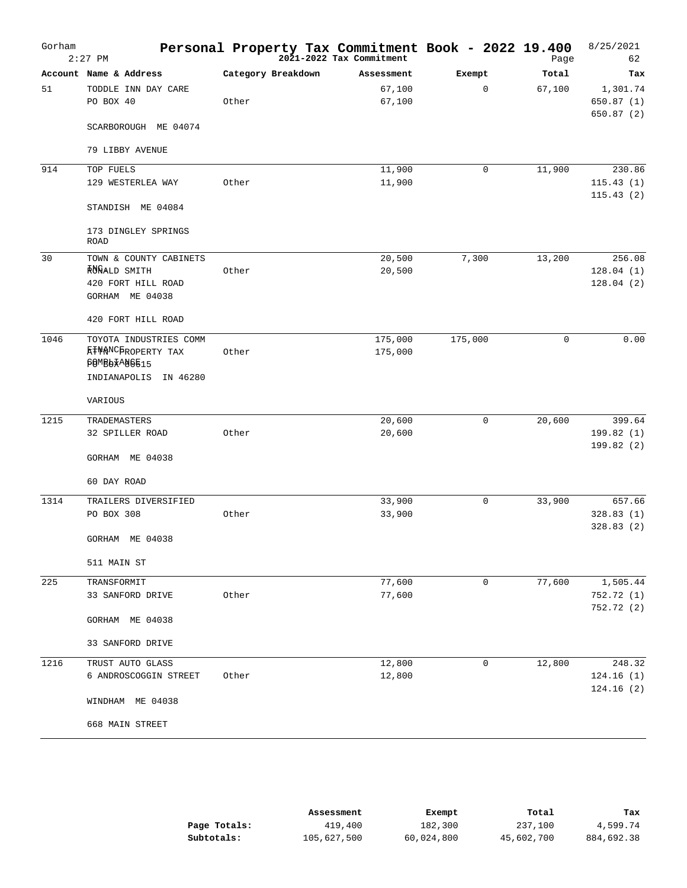# Personal Property Tax Commitment Book - 2022 19.400

Gorham 2:27 PM — 2021-2022 Tax Commitment — 8/25/2021

| Account | Name & Address | Category Breakdown | Assessment | Exempt | Total | Tax |
|---|---|---|---|---|---|---|
| 51 | TODDLE INN DAY CARE | | 67,100 | 0 | 67,100 | 1,301.74 |
| | PO BOX 40 | Other | 67,100 | | | 650.87 (1) |
| | | | | | | 650.87 (2) |
| | SCARBOROUGH ME 04074 | | | | | |
| | 79 LIBBY AVENUE | | | | | |
| 914 | TOP FUELS | | 11,900 | 0 | 11,900 | 230.86 |
| | 129 WESTERLEA WAY | Other | 11,900 | | | 115.43 (1) |
| | | | | | | 115.43 (2) |
| | STANDISH ME 04084 | | | | | |
| | 173 DINGLEY SPRINGS ROAD | | | | | |
| 30 | TOWN & COUNTY CABINETS INC | | 20,500 | 7,300 | 13,200 | 256.08 |
| | RONALD SMITH | Other | 20,500 | | | 128.04 (1) |
| | 420 FORT HILL ROAD | | | | | 128.04 (2) |
| | GORHAM ME 04038 | | | | | |
| | 420 FORT HILL ROAD | | | | | |
| 1046 | TOYOTA INDUSTRIES COMM FINANCE | | 175,000 | 175,000 | 0 | 0.00 |
| | ATTN PROPERTY TAX COMPLIANCE | Other | 175,000 | | | |
| | PO BOX 66615 | | | | | |
| | INDIANAPOLIS IN 46280 | | | | | |
| | VARIOUS | | | | | |
| 1215 | TRADEMASTERS | | 20,600 | 0 | 20,600 | 399.64 |
| | 32 SPILLER ROAD | Other | 20,600 | | | 199.82 (1) |
| | | | | | | 199.82 (2) |
| | GORHAM ME 04038 | | | | | |
| | 60 DAY ROAD | | | | | |
| 1314 | TRAILERS DIVERSIFIED | | 33,900 | 0 | 33,900 | 657.66 |
| | PO BOX 308 | Other | 33,900 | | | 328.83 (1) |
| | | | | | | 328.83 (2) |
| | GORHAM ME 04038 | | | | | |
| | 511 MAIN ST | | | | | |
| 225 | TRANSFORMIT | | 77,600 | 0 | 77,600 | 1,505.44 |
| | 33 SANFORD DRIVE | Other | 77,600 | | | 752.72 (1) |
| | | | | | | 752.72 (2) |
| | GORHAM ME 04038 | | | | | |
| | 33 SANFORD DRIVE | | | | | |
| 1216 | TRUST AUTO GLASS | | 12,800 | 0 | 12,800 | 248.32 |
| | 6 ANDROSCOGGIN STREET | Other | 12,800 | | | 124.16 (1) |
| | | | | | | 124.16 (2) |
| | WINDHAM ME 04038 | | | | | |
| | 668 MAIN STREET | | | | | |

| | Assessment | Exempt | Total | Tax |
|---|---|---|---|---|
| **Page Totals:** | 419,400 | 182,300 | 237,100 | 4,599.74 |
| **Subtotals:** | 105,627,500 | 60,024,800 | 45,602,700 | 884,692.38 |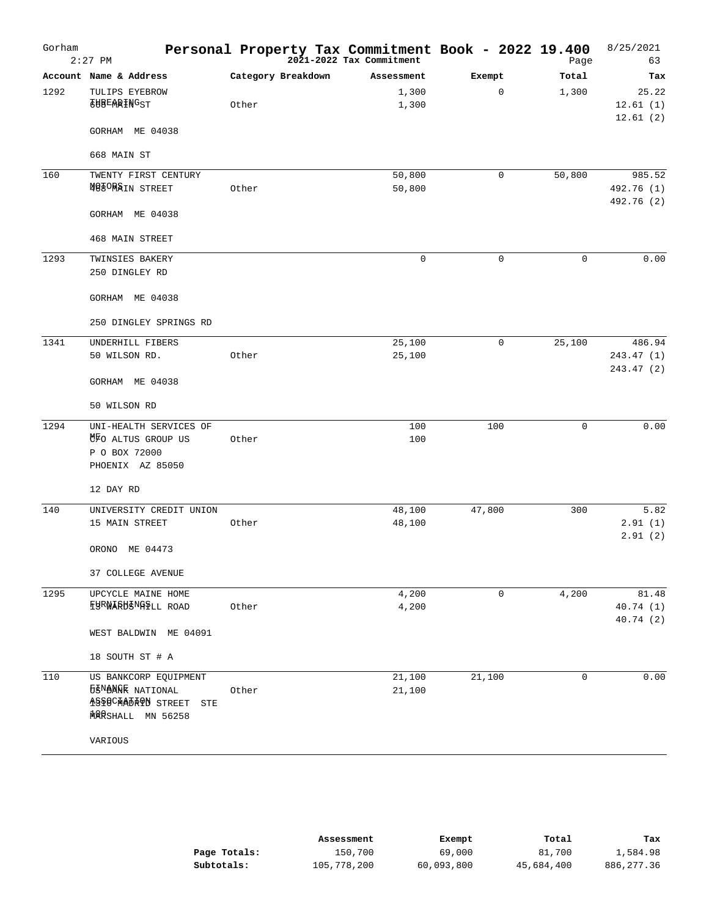# Personal Property Tax Commitment Book - 2022 19.400

Gorham 2:27 PM — 2021-2022 Tax Commitment — 8/25/2021

| Account | Name & Address | Category Breakdown | Assessment | Exempt | Total | Tax |
|---|---|---|---|---|---|---|
| 1292 | TULIPS EYEBROW THREADING<br>668 MAIN ST<br><br>GORHAM ME 04038<br><br>668 MAIN ST | Other | 1,300<br>1,300 | 0 | 1,300 | 25.22<br>12.61 (1)<br>12.61 (2) |
| 160 | TWENTY FIRST CENTURY MOTORS<br>468 MAIN STREET<br><br>GORHAM ME 04038<br><br>468 MAIN STREET | Other | 50,800<br>50,800 | 0 | 50,800 | 985.52<br>492.76 (1)<br>492.76 (2) |
| 1293 | TWINSIES BAKERY<br>250 DINGLEY RD<br><br>GORHAM ME 04038<br><br>250 DINGLEY SPRINGS RD | | 0 | 0 | 0 | 0.00 |
| 1341 | UNDERHILL FIBERS<br>50 WILSON RD.<br><br>GORHAM ME 04038<br><br>50 WILSON RD | Other | 25,100<br>25,100 | 0 | 25,100 | 486.94<br>243.47 (1)<br>243.47 (2) |
| 1294 | UNI-HEALTH SERVICES OF ME<br>C/O ALTUS GROUP US<br>P O BOX 72000<br>PHOENIX AZ 85050<br><br>12 DAY RD | Other | 100<br>100 | 100 | 0 | 0.00 |
| 140 | UNIVERSITY CREDIT UNION<br>15 MAIN STREET<br><br>ORONO ME 04473<br><br>37 COLLEGE AVENUE | Other | 48,100<br>48,100 | 47,800 | 300 | 5.82<br>2.91 (1)<br>2.91 (2) |
| 1295 | UPCYCLE MAINE HOME FURNISHINGS<br>18 WARDS HILL ROAD<br><br>WEST BALDWIN ME 04091<br><br>18 SOUTH ST # A | Other | 4,200<br>4,200 | 0 | 4,200 | 81.48<br>40.74 (1)<br>40.74 (2) |
| 110 | US BANKCORP EQUIPMENT FINANCE<br>US BANK NATIONAL ASSOCIATION<br>1310 MADRID STREET STE 100<br>MARSHALL MN 56258<br><br>VARIOUS | Other | 21,100<br>21,100 | 21,100 | 0 | 0.00 |

| | Assessment | Exempt | Total | Tax |
|---|---|---|---|---|
| **Page Totals:** | 150,700 | 69,000 | 81,700 | 1,584.98 |
| **Subtotals:** | 105,778,200 | 60,093,800 | 45,684,400 | 886,277.36 |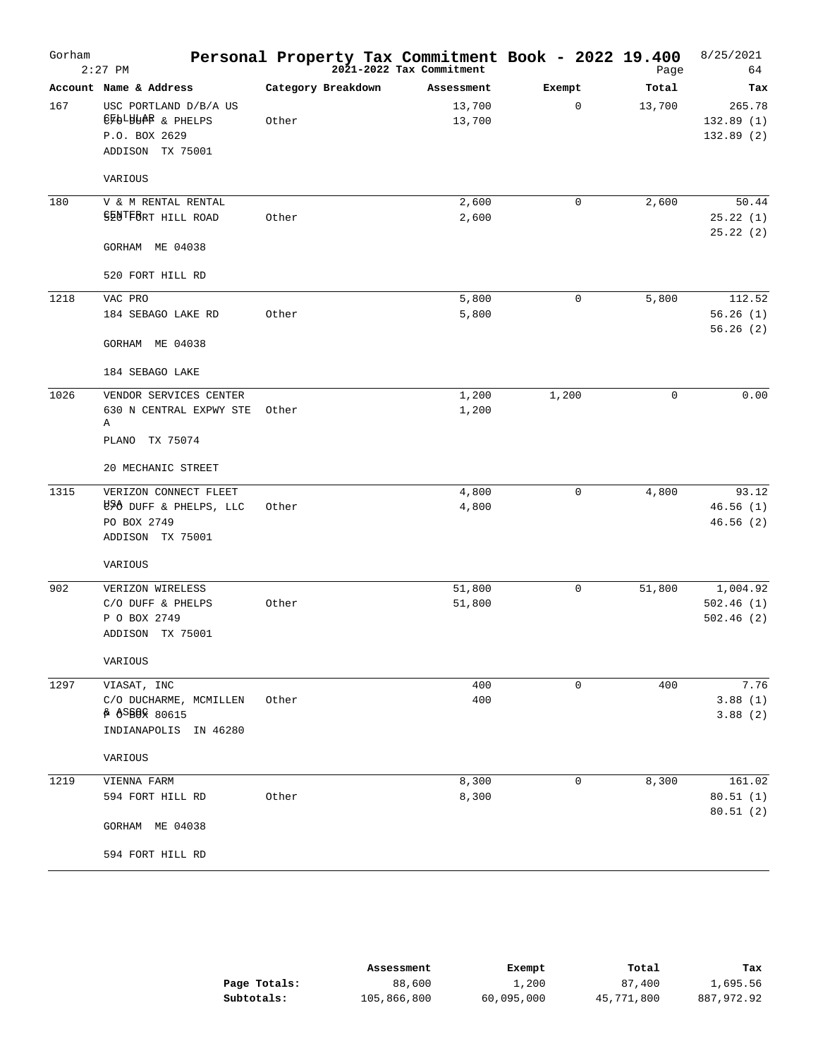# Personal Property Tax Commitment Book - 2022 19.400

2021-2022 Tax Commitment

| Account | Name & Address | Category Breakdown | Assessment | Exempt | Total | Tax |
|---|---|---|---|---|---|---|
| 167 | USC PORTLAND D/B/A US CELLULAR | | 13,700 | 0 | 13,700 | 265.78 |
| | C/O DUFF & PHELPS | Other | 13,700 | | | 132.89 (1) |
| | P.O. BOX 2629 | | | | | 132.89 (2) |
| | ADDISON TX 75001 | | | | | |
| | VARIOUS | | | | | |
| 180 | V & M RENTAL RENTAL CENTER | | 2,600 | 0 | 2,600 | 50.44 |
| | 520 FORT HILL ROAD | Other | 2,600 | | | 25.22 (1) |
| | | | | | | 25.22 (2) |
| | GORHAM ME 04038 | | | | | |
| | 520 FORT HILL RD | | | | | |
| 1218 | VAC PRO | | 5,800 | 0 | 5,800 | 112.52 |
| | 184 SEBAGO LAKE RD | Other | 5,800 | | | 56.26 (1) |
| | | | | | | 56.26 (2) |
| | GORHAM ME 04038 | | | | | |
| | 184 SEBAGO LAKE | | | | | |
| 1026 | VENDOR SERVICES CENTER | | 1,200 | 1,200 | 0 | 0.00 |
| | 630 N CENTRAL EXPWY STE A | Other | 1,200 | | | |
| | PLANO TX 75074 | | | | | |
| | 20 MECHANIC STREET | | | | | |
| 1315 | VERIZON CONNECT FLEET USA | | 4,800 | 0 | 4,800 | 93.12 |
| | C/O DUFF & PHELPS, LLC | Other | 4,800 | | | 46.56 (1) |
| | PO BOX 2749 | | | | | 46.56 (2) |
| | ADDISON TX 75001 | | | | | |
| | VARIOUS | | | | | |
| 902 | VERIZON WIRELESS | | 51,800 | 0 | 51,800 | 1,004.92 |
| | C/O DUFF & PHELPS | Other | 51,800 | | | 502.46 (1) |
| | P O BOX 2749 | | | | | 502.46 (2) |
| | ADDISON TX 75001 | | | | | |
| | VARIOUS | | | | | |
| 1297 | VIASAT, INC | | 400 | 0 | 400 | 7.76 |
| | C/O DUCHARME, MCMILLEN & ASSOC | Other | 400 | | | 3.88 (1) |
| | P O BOX 80615 | | | | | 3.88 (2) |
| | INDIANAPOLIS IN 46280 | | | | | |
| | VARIOUS | | | | | |
| 1219 | VIENNA FARM | | 8,300 | 0 | 8,300 | 161.02 |
| | 594 FORT HILL RD | Other | 8,300 | | | 80.51 (1) |
| | | | | | | 80.51 (2) |
| | GORHAM ME 04038 | | | | | |
| | 594 FORT HILL RD | | | | | |

| | Assessment | Exempt | Total | Tax |
|---|---|---|---|---|
| **Page Totals:** | 88,600 | 1,200 | 87,400 | 1,695.56 |
| **Subtotals:** | 105,866,800 | 60,095,000 | 45,771,800 | 887,972.92 |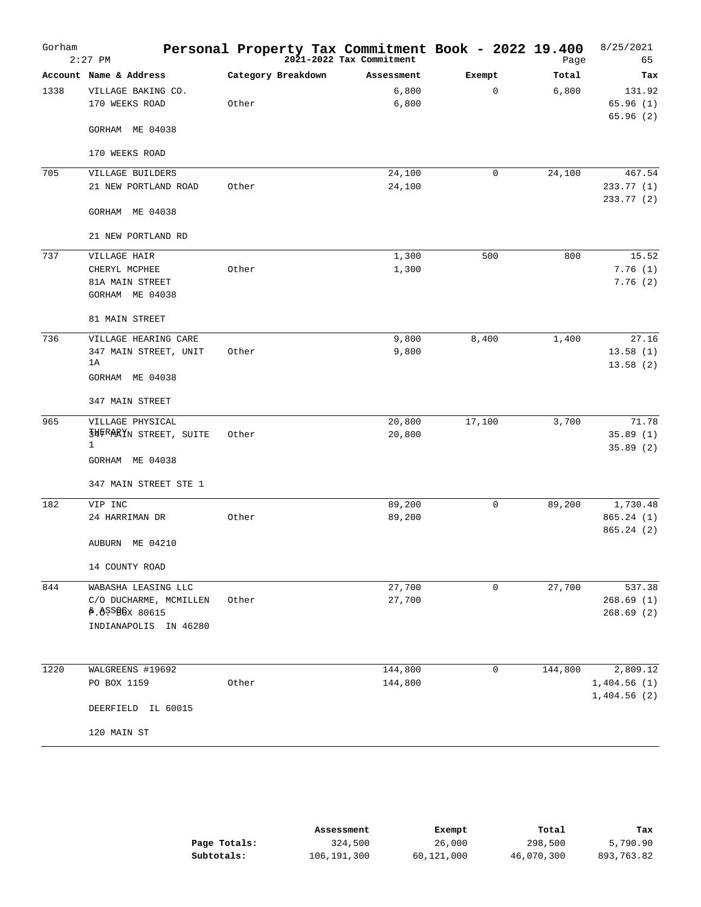# Personal Property Tax Commitment Book - 2022 19.400

Gorham
2:27 PM

2021-2022 Tax Commitment

8/25/2021

| Account | Name & Address | Category Breakdown | Assessment | Exempt | Total | Tax |
|---|---|---|---|---|---|---|
| 1338 | VILLAGE BAKING CO.<br>170 WEEKS ROAD<br><br>GORHAM ME 04038<br><br>170 WEEKS ROAD | <br>Other | 6,800<br>6,800 | 0 | 6,800 | 131.92<br>65.96 (1)<br>65.96 (2) |
| 705 | VILLAGE BUILDERS<br>21 NEW PORTLAND ROAD<br><br>GORHAM ME 04038<br><br>21 NEW PORTLAND RD | <br>Other | 24,100<br>24,100 | 0 | 24,100 | 467.54<br>233.77 (1)<br>233.77 (2) |
| 737 | VILLAGE HAIR<br>CHERYL MCPHEE<br>81A MAIN STREET<br>GORHAM ME 04038<br><br>81 MAIN STREET | <br>Other | 1,300<br>1,300 | 500 | 800 | 15.52<br>7.76 (1)<br>7.76 (2) |
| 736 | VILLAGE HEARING CARE<br>347 MAIN STREET, UNIT 1A<br>GORHAM ME 04038<br><br>347 MAIN STREET | <br>Other | 9,800<br>9,800 | 8,400 | 1,400 | 27.16<br>13.58 (1)<br>13.58 (2) |
| 965 | VILLAGE PHYSICAL THERAPY<br>347 MAIN STREET, SUITE 1<br>GORHAM ME 04038<br><br>347 MAIN STREET STE 1 | <br>Other | 20,800<br>20,800 | 17,100 | 3,700 | 71.78<br>35.89 (1)<br>35.89 (2) |
| 182 | VIP INC<br>24 HARRIMAN DR<br><br>AUBURN ME 04210<br><br>14 COUNTY ROAD | <br>Other | 89,200<br>89,200 | 0 | 89,200 | 1,730.48<br>865.24 (1)<br>865.24 (2) |
| 844 | WABASHA LEASING LLC<br>C/O DUCHARME, MCMILLEN & ASSOC<br>P.O. BOX 80615<br>INDIANAPOLIS IN 46280 | <br>Other | 27,700<br>27,700 | 0 | 27,700 | 537.38<br>268.69 (1)<br>268.69 (2) |
| 1220 | WALGREENS #19692<br>PO BOX 1159<br><br>DEERFIELD IL 60015<br><br>120 MAIN ST | <br>Other | 144,800<br>144,800 | 0 | 144,800 | 2,809.12<br>1,404.56 (1)<br>1,404.56 (2) |

| | Assessment | Exempt | Total | Tax |
|---|---|---|---|---|
| **Page Totals:** | 324,500 | 26,000 | 298,500 | 5,790.90 |
| **Subtotals:** | 106,191,300 | 60,121,000 | 46,070,300 | 893,763.82 |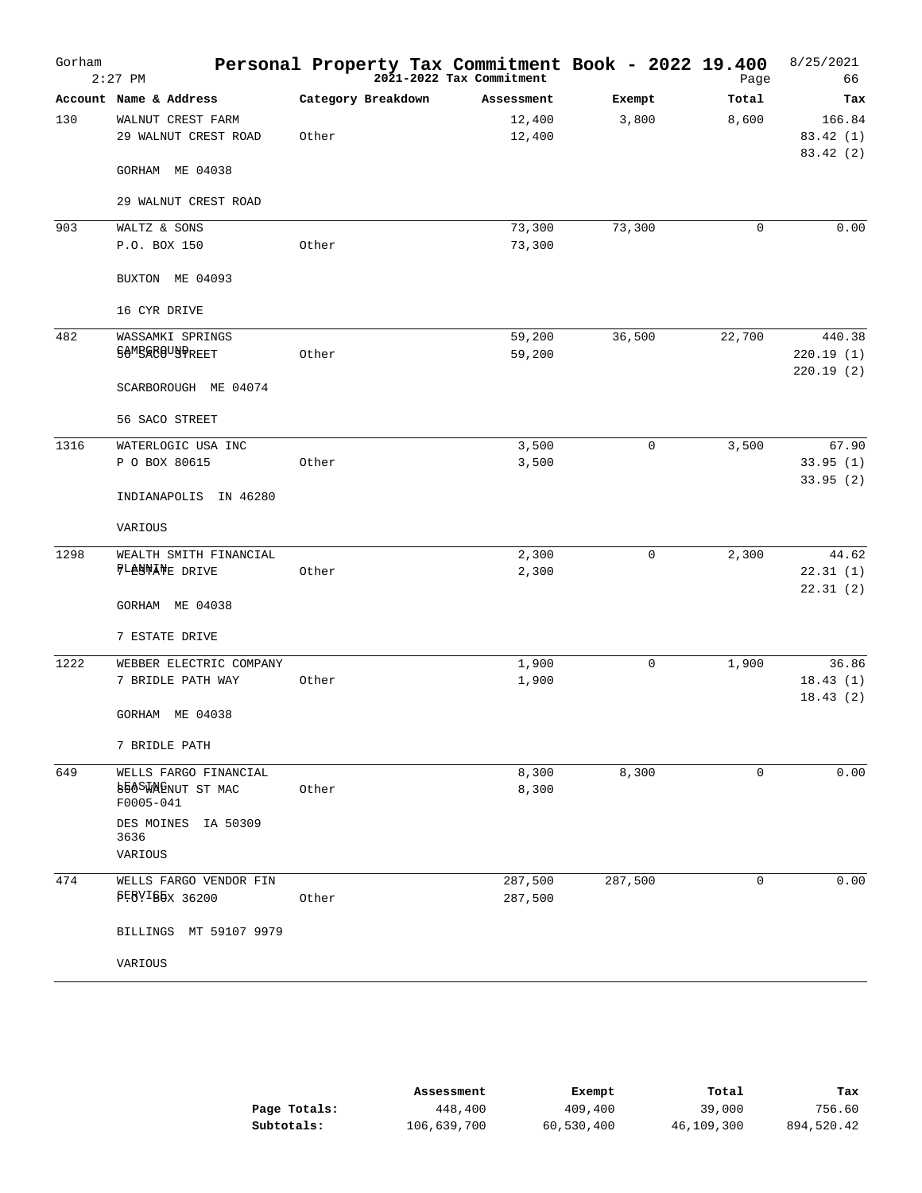# Personal Property Tax Commitment Book - 2022 19.400

2021-2022 Tax Commitment

Gorham 2:27 PM 8/25/2021

| Account | Name & Address | Category Breakdown | Assessment | Exempt | Total | Tax |
|---|---|---|---|---|---|---|
| 130 | WALNUT CREST FARM | | 12,400 | 3,800 | 8,600 | 166.84 |
| | 29 WALNUT CREST ROAD | Other | 12,400 | | | 83.42 (1) |
| | | | | | | 83.42 (2) |
| | GORHAM ME 04038 | | | | | |
| | 29 WALNUT CREST ROAD | | | | | |
| 903 | WALTZ & SONS | | 73,300 | 73,300 | 0 | 0.00 |
| | P.O. BOX 150 | Other | 73,300 | | | |
| | BUXTON ME 04093 | | | | | |
| | 16 CYR DRIVE | | | | | |
| 482 | WASSAMKI SPRINGS CAMPGROUND | | 59,200 | 36,500 | 22,700 | 440.38 |
| | 56 SACO STREET | Other | 59,200 | | | 220.19 (1) |
| | | | | | | 220.19 (2) |
| | SCARBOROUGH ME 04074 | | | | | |
| | 56 SACO STREET | | | | | |
| 1316 | WATERLOGIC USA INC | | 3,500 | 0 | 3,500 | 67.90 |
| | P O BOX 80615 | Other | 3,500 | | | 33.95 (1) |
| | | | | | | 33.95 (2) |
| | INDIANAPOLIS IN 46280 | | | | | |
| | VARIOUS | | | | | |
| 1298 | WEALTH SMITH FINANCIAL PLANNING | | 2,300 | 0 | 2,300 | 44.62 |
| | 7 ESTATE DRIVE | Other | 2,300 | | | 22.31 (1) |
| | | | | | | 22.31 (2) |
| | GORHAM ME 04038 | | | | | |
| | 7 ESTATE DRIVE | | | | | |
| 1222 | WEBBER ELECTRIC COMPANY | | 1,900 | 0 | 1,900 | 36.86 |
| | 7 BRIDLE PATH WAY | Other | 1,900 | | | 18.43 (1) |
| | | | | | | 18.43 (2) |
| | GORHAM ME 04038 | | | | | |
| | 7 BRIDLE PATH | | | | | |
| 649 | WELLS FARGO FINANCIAL LEASING | | 8,300 | 8,300 | 0 | 0.00 |
| | 800 WALNUT ST MAC F0005-041 | Other | 8,300 | | | |
| | DES MOINES IA 50309 3636 | | | | | |
| | VARIOUS | | | | | |
| 474 | WELLS FARGO VENDOR FIN SERVICES | | 287,500 | 287,500 | 0 | 0.00 |
| | P.O. BOX 36200 | Other | 287,500 | | | |
| | BILLINGS MT 59107 9979 | | | | | |
| | VARIOUS | | | | | |

| | Assessment | Exempt | Total | Tax |
|---|---|---|---|---|
| **Page Totals:** | 448,400 | 409,400 | 39,000 | 756.60 |
| **Subtotals:** | 106,639,700 | 60,530,400 | 46,109,300 | 894,520.42 |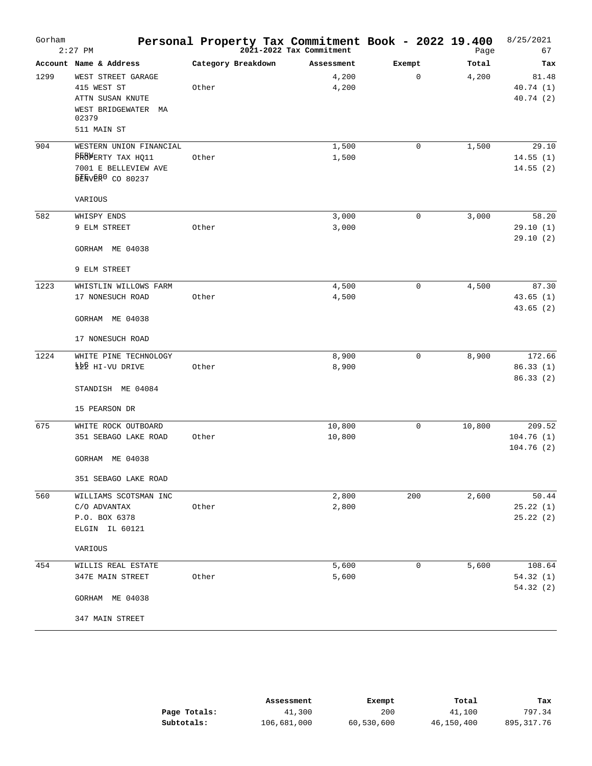# Personal Property Tax Commitment Book - 2022 19.400

2021-2022 Tax Commitment

| Account | Name & Address | Category Breakdown | Assessment | Exempt | Total | Tax |
|---|---|---|---|---|---|---|
| 1299 | WEST STREET GARAGE | | 4,200 | 0 | 4,200 | 81.48 |
| | 415 WEST ST | Other | 4,200 | | | 40.74 (1) |
| | ATTN SUSAN KNUTE | | | | | 40.74 (2) |
| | WEST BRIDGEWATER MA 02379 | | | | | |
| | 511 MAIN ST | | | | | |
| 904 | WESTERN UNION FINANCIAL SERV | | 1,500 | 0 | 1,500 | 29.10 |
| | PROPERTY TAX HQ11 | Other | 1,500 | | | 14.55 (1) |
| | 7001 E BELLEVIEW AVE STE 680 | | | | | 14.55 (2) |
| | DENVER CO 80237 | | | | | |
| | VARIOUS | | | | | |
| 582 | WHISPY ENDS | | 3,000 | 0 | 3,000 | 58.20 |
| | 9 ELM STREET | Other | 3,000 | | | 29.10 (1) |
| | | | | | | 29.10 (2) |
| | GORHAM ME 04038 | | | | | |
| | 9 ELM STREET | | | | | |
| 1223 | WHISTLIN WILLOWS FARM | | 4,500 | 0 | 4,500 | 87.30 |
| | 17 NONESUCH ROAD | Other | 4,500 | | | 43.65 (1) |
| | | | | | | 43.65 (2) |
| | GORHAM ME 04038 | | | | | |
| | 17 NONESUCH ROAD | | | | | |
| 1224 | WHITE PINE TECHNOLOGY LLC | | 8,900 | 0 | 8,900 | 172.66 |
| | 122 HI-VU DRIVE | Other | 8,900 | | | 86.33 (1) |
| | | | | | | 86.33 (2) |
| | STANDISH ME 04084 | | | | | |
| | 15 PEARSON DR | | | | | |
| 675 | WHITE ROCK OUTBOARD | | 10,800 | 0 | 10,800 | 209.52 |
| | 351 SEBAGO LAKE ROAD | Other | 10,800 | | | 104.76 (1) |
| | | | | | | 104.76 (2) |
| | GORHAM ME 04038 | | | | | |
| | 351 SEBAGO LAKE ROAD | | | | | |
| 560 | WILLIAMS SCOTSMAN INC | | 2,800 | 200 | 2,600 | 50.44 |
| | C/O ADVANTAX | Other | 2,800 | | | 25.22 (1) |
| | P.O. BOX 6378 | | | | | 25.22 (2) |
| | ELGIN IL 60121 | | | | | |
| | VARIOUS | | | | | |
| 454 | WILLIS REAL ESTATE | | 5,600 | 0 | 5,600 | 108.64 |
| | 347E MAIN STREET | Other | 5,600 | | | 54.32 (1) |
| | | | | | | 54.32 (2) |
| | GORHAM ME 04038 | | | | | |
| | 347 MAIN STREET | | | | | |

| | Assessment | Exempt | Total | Tax |
|---|---|---|---|---|
| **Page Totals:** | 41,300 | 200 | 41,100 | 797.34 |
| **Subtotals:** | 106,681,000 | 60,530,600 | 46,150,400 | 895,317.76 |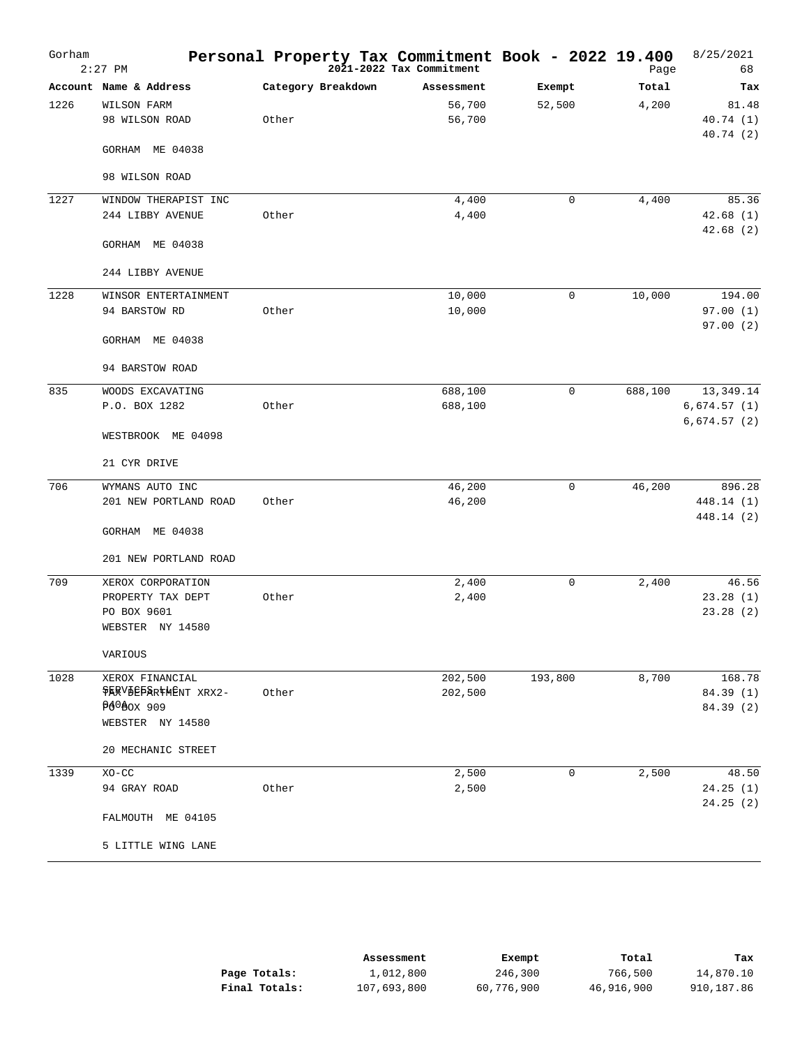# Personal Property Tax Commitment Book - 2022 19.400

2021-2022 Tax Commitment

Gorham
2:27 PM
8/25/2021

| Account | Name & Address | Category Breakdown | Assessment | Exempt | Total | Tax |
|---|---|---|---|---|---|---|
| 1226 | WILSON FARM<br>98 WILSON ROAD<br><br>GORHAM ME 04038<br><br>98 WILSON ROAD | Other | 56,700<br>56,700 | 52,500 | 4,200 | 81.48<br>40.74 (1)<br>40.74 (2) |
| 1227 | WINDOW THERAPIST INC<br>244 LIBBY AVENUE<br><br>GORHAM ME 04038<br><br>244 LIBBY AVENUE | Other | 4,400<br>4,400 | 0 | 4,400 | 85.36<br>42.68 (1)<br>42.68 (2) |
| 1228 | WINSOR ENTERTAINMENT<br>94 BARSTOW RD<br><br>GORHAM ME 04038<br><br>94 BARSTOW ROAD | Other | 10,000<br>10,000 | 0 | 10,000 | 194.00<br>97.00 (1)<br>97.00 (2) |
| 835 | WOODS EXCAVATING<br>P.O. BOX 1282<br><br>WESTBROOK ME 04098<br><br>21 CYR DRIVE | Other | 688,100<br>688,100 | 0 | 688,100 | 13,349.14<br>6,674.57 (1)<br>6,674.57 (2) |
| 706 | WYMANS AUTO INC<br>201 NEW PORTLAND ROAD<br><br>GORHAM ME 04038<br><br>201 NEW PORTLAND ROAD | Other | 46,200<br>46,200 | 0 | 46,200 | 896.28<br>448.14 (1)<br>448.14 (2) |
| 709 | XEROX CORPORATION<br>PROPERTY TAX DEPT<br>PO BOX 9601<br>WEBSTER NY 14580<br><br>VARIOUS | Other | 2,400<br>2,400 | 0 | 2,400 | 46.56<br>23.28 (1)<br>23.28 (2) |
| 1028 | XEROX FINANCIAL SERVICES LLC<br>TAX DEPARTMENT XRX2-040A<br>PO BOX 909<br>WEBSTER NY 14580<br><br>20 MECHANIC STREET | Other | 202,500<br>202,500 | 193,800 | 8,700 | 168.78<br>84.39 (1)<br>84.39 (2) |
| 1339 | XO-CC<br>94 GRAY ROAD<br><br>FALMOUTH ME 04105<br><br>5 LITTLE WING LANE | Other | 2,500<br>2,500 | 0 | 2,500 | 48.50<br>24.25 (1)<br>24.25 (2) |

| | Assessment | Exempt | Total | Tax |
|---|---|---|---|---|
| **Page Totals:** | 1,012,800 | 246,300 | 766,500 | 14,870.10 |
| **Final Totals:** | 107,693,800 | 60,776,900 | 46,916,900 | 910,187.86 |